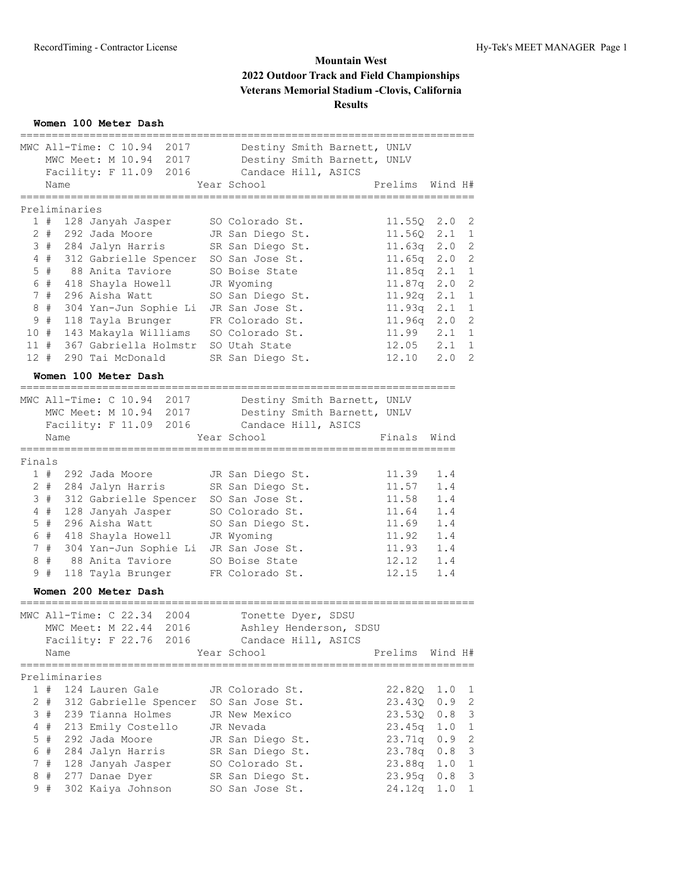# Mountain West
# 2022 Outdoor Track and Field Championships
## Veterans Memorial Stadium -Clovis, California
## Results

### Women 100 Meter Dash

MWC All-Time: C 10.94 2017 Destiny Smith Barnett, UNLV
MWC Meet: M 10.94 2017 Destiny Smith Barnett, UNLV
Facility: F 11.09 2016 Candace Hill, ASICS

**Preliminaries**

| Place | | Bib | Name | Year | School | Prelims | Wind | H# |
|---|---|---|---|---|---|---|---|---|
| 1 | # | 128 | Janyah Jasper | SO | Colorado St. | 11.55Q | 2.0 | 2 |
| 2 | # | 292 | Jada Moore | JR | San Diego St. | 11.56Q | 2.1 | 1 |
| 3 | # | 284 | Jalyn Harris | SR | San Diego St. | 11.63q | 2.0 | 2 |
| 4 | # | 312 | Gabrielle Spencer | SO | San Jose St. | 11.65q | 2.0 | 2 |
| 5 | # | 88 | Anita Taviore | SO | Boise State | 11.85q | 2.1 | 1 |
| 6 | # | 418 | Shayla Howell | JR | Wyoming | 11.87q | 2.0 | 2 |
| 7 | # | 296 | Aisha Watt | SO | San Diego St. | 11.92q | 2.1 | 1 |
| 8 | # | 304 | Yan-Jun Sophie Li | JR | San Jose St. | 11.93q | 2.1 | 1 |
| 9 | # | 118 | Tayla Brunger | FR | Colorado St. | 11.96q | 2.0 | 2 |
| 10 | # | 143 | Makayla Williams | SO | Colorado St. | 11.99 | 2.1 | 1 |
| 11 | # | 367 | Gabriella Holmstr | SO | Utah State | 12.05 | 2.1 | 1 |
| 12 | # | 290 | Tai McDonald | SR | San Diego St. | 12.10 | 2.0 | 2 |

### Women 100 Meter Dash

MWC All-Time: C 10.94 2017 Destiny Smith Barnett, UNLV
MWC Meet: M 10.94 2017 Destiny Smith Barnett, UNLV
Facility: F 11.09 2016 Candace Hill, ASICS

**Finals**

| Place | | Bib | Name | Year | School | Finals | Wind |
|---|---|---|---|---|---|---|---|
| 1 | # | 292 | Jada Moore | JR | San Diego St. | 11.39 | 1.4 |
| 2 | # | 284 | Jalyn Harris | SR | San Diego St. | 11.57 | 1.4 |
| 3 | # | 312 | Gabrielle Spencer | SO | San Jose St. | 11.58 | 1.4 |
| 4 | # | 128 | Janyah Jasper | SO | Colorado St. | 11.64 | 1.4 |
| 5 | # | 296 | Aisha Watt | SO | San Diego St. | 11.69 | 1.4 |
| 6 | # | 418 | Shayla Howell | JR | Wyoming | 11.92 | 1.4 |
| 7 | # | 304 | Yan-Jun Sophie Li | JR | San Jose St. | 11.93 | 1.4 |
| 8 | # | 88 | Anita Taviore | SO | Boise State | 12.12 | 1.4 |
| 9 | # | 118 | Tayla Brunger | FR | Colorado St. | 12.15 | 1.4 |

### Women 200 Meter Dash

MWC All-Time: C 22.34 2004 Tonette Dyer, SDSU
MWC Meet: M 22.44 2016 Ashley Henderson, SDSU
Facility: F 22.76 2016 Candace Hill, ASICS

**Preliminaries**

| Place | | Bib | Name | Year | School | Prelims | Wind | H# |
|---|---|---|---|---|---|---|---|---|
| 1 | # | 124 | Lauren Gale | JR | Colorado St. | 22.82Q | 1.0 | 1 |
| 2 | # | 312 | Gabrielle Spencer | SO | San Jose St. | 23.43Q | 0.9 | 2 |
| 3 | # | 239 | Tianna Holmes | JR | New Mexico | 23.53Q | 0.8 | 3 |
| 4 | # | 213 | Emily Costello | JR | Nevada | 23.45q | 1.0 | 1 |
| 5 | # | 292 | Jada Moore | JR | San Diego St. | 23.71q | 0.9 | 2 |
| 6 | # | 284 | Jalyn Harris | SR | San Diego St. | 23.78q | 0.8 | 3 |
| 7 | # | 128 | Janyah Jasper | SO | Colorado St. | 23.88q | 1.0 | 1 |
| 8 | # | 277 | Danae Dyer | SR | San Diego St. | 23.95q | 0.8 | 3 |
| 9 | # | 302 | Kaiya Johnson | SO | San Jose St. | 24.12q | 1.0 | 1 |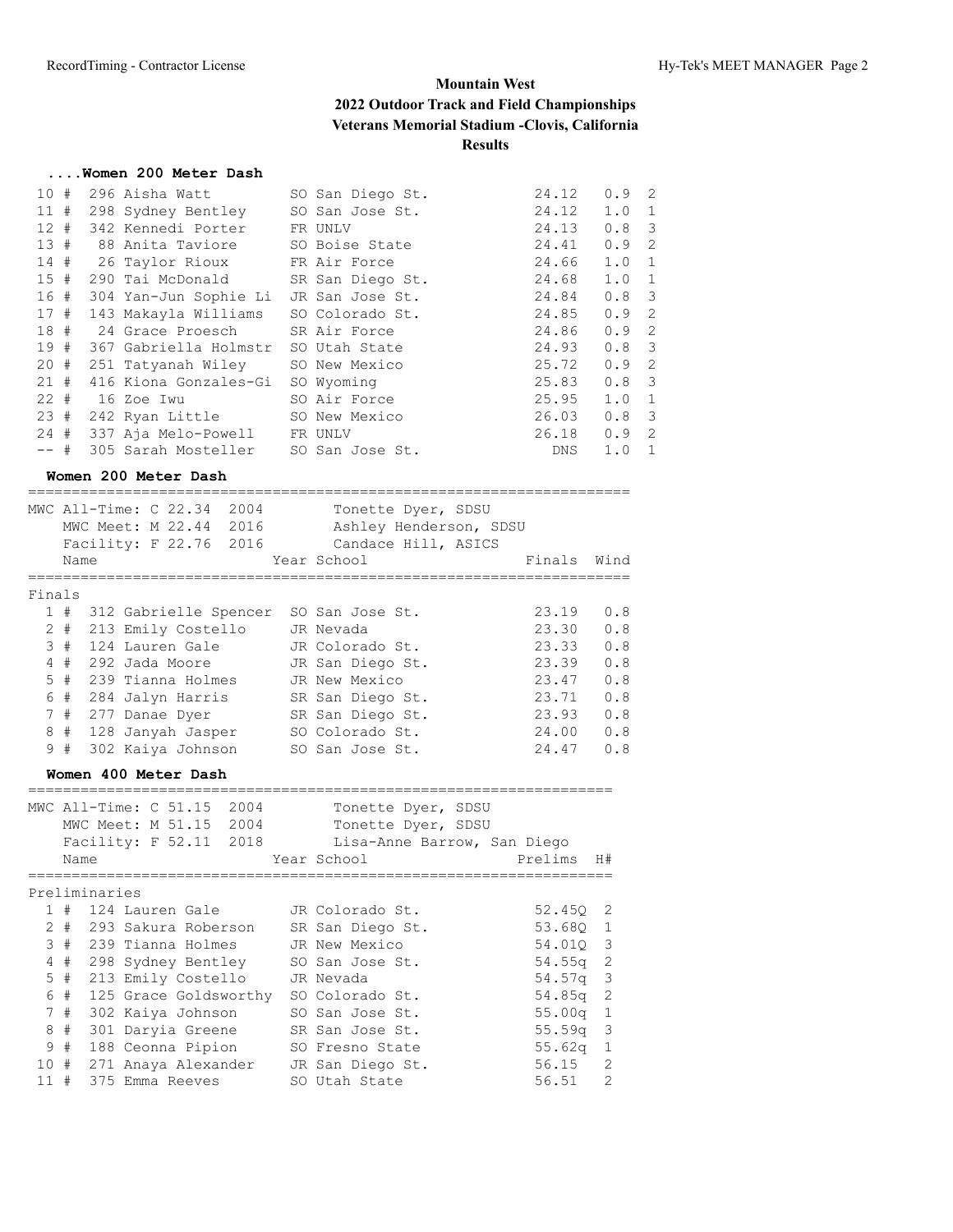# Mountain West
## 2022 Outdoor Track and Field Championships
### Veterans Memorial Stadium -Clovis, California
### Results

### ....Women 200 Meter Dash

| Place | # | Name | Year | School | Prelims | Wind | H# |
|---|---|---|---|---|---|---|---|
| 10 | 296 | Aisha Watt | SO | San Diego St. | 24.12 | 0.9 | 2 |
| 11 | 298 | Sydney Bentley | SO | San Jose St. | 24.12 | 1.0 | 1 |
| 12 | 342 | Kennedi Porter | FR | UNLV | 24.13 | 0.8 | 3 |
| 13 | 88 | Anita Taviore | SO | Boise State | 24.41 | 0.9 | 2 |
| 14 | 26 | Taylor Rioux | FR | Air Force | 24.66 | 1.0 | 1 |
| 15 | 290 | Tai McDonald | SR | San Diego St. | 24.68 | 1.0 | 1 |
| 16 | 304 | Yan-Jun Sophie Li | JR | San Jose St. | 24.84 | 0.8 | 3 |
| 17 | 143 | Makayla Williams | SO | Colorado St. | 24.85 | 0.9 | 2 |
| 18 | 24 | Grace Proesch | SR | Air Force | 24.86 | 0.9 | 2 |
| 19 | 367 | Gabriella Holmstr | SO | Utah State | 24.93 | 0.8 | 3 |
| 20 | 251 | Tatyanah Wiley | SO | New Mexico | 25.72 | 0.9 | 2 |
| 21 | 416 | Kiona Gonzales-Gi | SO | Wyoming | 25.83 | 0.8 | 3 |
| 22 | 16 | Zoe Iwu | SO | Air Force | 25.95 | 1.0 | 1 |
| 23 | 242 | Ryan Little | SO | New Mexico | 26.03 | 0.8 | 3 |
| 24 | 337 | Aja Melo-Powell | FR | UNLV | 26.18 | 0.9 | 2 |
| -- | 305 | Sarah Mosteller | SO | San Jose St. | DNS | 1.0 | 1 |

### Women 200 Meter Dash

MWC All-Time: C 22.34 2004 Tonette Dyer, SDSU
MWC Meet: M 22.44 2016 Ashley Henderson, SDSU
Facility: F 22.76 2016 Candace Hill, ASICS

Finals

| Place | # | Name | Year | School | Finals | Wind |
|---|---|---|---|---|---|---|
| 1 | 312 | Gabrielle Spencer | SO | San Jose St. | 23.19 | 0.8 |
| 2 | 213 | Emily Costello | JR | Nevada | 23.30 | 0.8 |
| 3 | 124 | Lauren Gale | JR | Colorado St. | 23.33 | 0.8 |
| 4 | 292 | Jada Moore | JR | San Diego St. | 23.39 | 0.8 |
| 5 | 239 | Tianna Holmes | JR | New Mexico | 23.47 | 0.8 |
| 6 | 284 | Jalyn Harris | SR | San Diego St. | 23.71 | 0.8 |
| 7 | 277 | Danae Dyer | SR | San Diego St. | 23.93 | 0.8 |
| 8 | 128 | Janyah Jasper | SO | Colorado St. | 24.00 | 0.8 |
| 9 | 302 | Kaiya Johnson | SO | San Jose St. | 24.47 | 0.8 |

### Women 400 Meter Dash

MWC All-Time: C 51.15 2004 Tonette Dyer, SDSU
MWC Meet: M 51.15 2004 Tonette Dyer, SDSU
Facility: F 52.11 2018 Lisa-Anne Barrow, San Diego

Preliminaries

| Place | # | Name | Year | School | Prelims | H# |
|---|---|---|---|---|---|---|
| 1 | 124 | Lauren Gale | JR | Colorado St. | 52.45Q | 2 |
| 2 | 293 | Sakura Roberson | SR | San Diego St. | 53.68Q | 1 |
| 3 | 239 | Tianna Holmes | JR | New Mexico | 54.01Q | 3 |
| 4 | 298 | Sydney Bentley | SO | San Jose St. | 54.55q | 2 |
| 5 | 213 | Emily Costello | JR | Nevada | 54.57q | 3 |
| 6 | 125 | Grace Goldsworthy | SO | Colorado St. | 54.85q | 2 |
| 7 | 302 | Kaiya Johnson | SO | San Jose St. | 55.00q | 1 |
| 8 | 301 | Daryia Greene | SR | San Jose St. | 55.59q | 3 |
| 9 | 188 | Ceonna Pipion | SO | Fresno State | 55.62q | 1 |
| 10 | 271 | Anaya Alexander | JR | San Diego St. | 56.15 | 2 |
| 11 | 375 | Emma Reeves | SO | Utah State | 56.51 | 2 |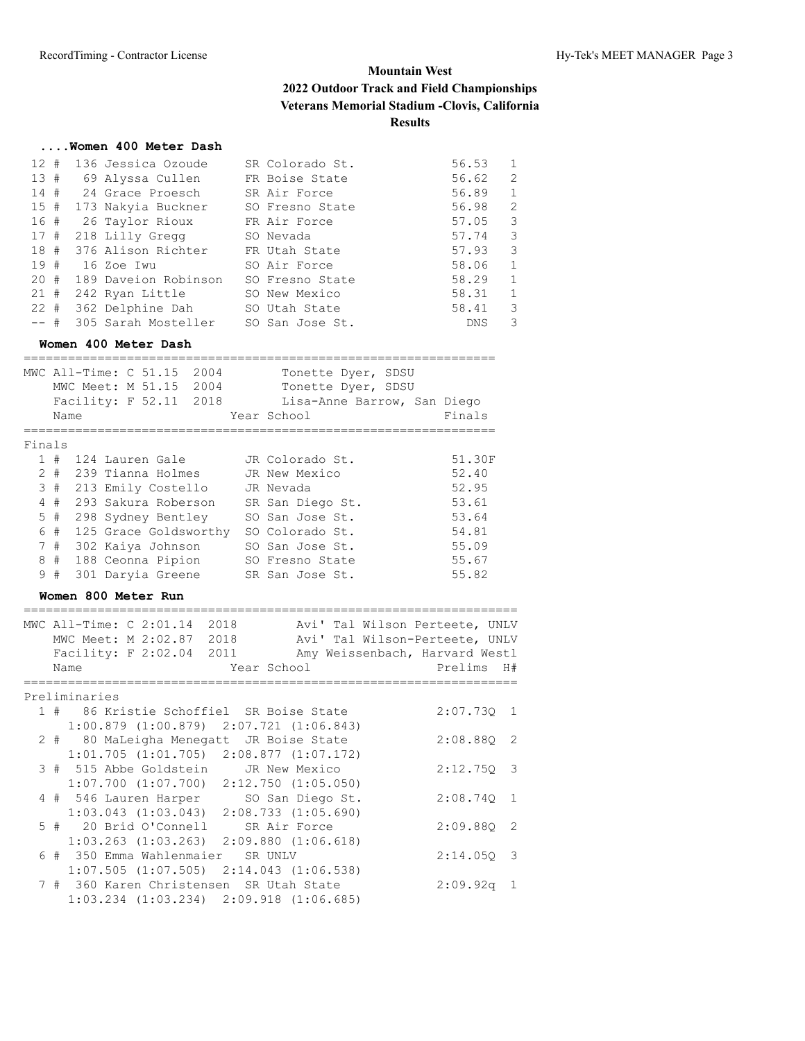# Mountain West
## 2022 Outdoor Track and Field Championships
### Veterans Memorial Stadium -Clovis, California
### Results

#### ....Women 400 Meter Dash

| Place | # | Name | Year | School | Prelims | H# |
|---|---|---|---|---|---|---|
| 12 | 136 | Jessica Ozoude | SR | Colorado St. | 56.53 | 1 |
| 13 | 69 | Alyssa Cullen | FR | Boise State | 56.62 | 2 |
| 14 | 24 | Grace Proesch | SR | Air Force | 56.89 | 1 |
| 15 | 173 | Nakyia Buckner | SO | Fresno State | 56.98 | 2 |
| 16 | 26 | Taylor Rioux | FR | Air Force | 57.05 | 3 |
| 17 | 218 | Lilly Gregg | SO | Nevada | 57.74 | 3 |
| 18 | 376 | Alison Richter | FR | Utah State | 57.93 | 3 |
| 19 | 16 | Zoe Iwu | SO | Air Force | 58.06 | 1 |
| 20 | 189 | Daveion Robinson | SO | Fresno State | 58.29 | 1 |
| 21 | 242 | Ryan Little | SO | New Mexico | 58.31 | 1 |
| 22 | 362 | Delphine Dah | SO | Utah State | 58.41 | 3 |
| -- | 305 | Sarah Mosteller | SO | San Jose St. | DNS | 3 |

#### Women 400 Meter Dash

MWC All-Time: C 51.15 2004 Tonette Dyer, SDSU
MWC Meet: M 51.15 2004 Tonette Dyer, SDSU
Facility: F 52.11 2018 Lisa-Anne Barrow, San Diego

Finals

| Place | # | Name | Year | School | Finals |
|---|---|---|---|---|---|
| 1 | 124 | Lauren Gale | JR | Colorado St. | 51.30F |
| 2 | 239 | Tianna Holmes | JR | New Mexico | 52.40 |
| 3 | 213 | Emily Costello | JR | Nevada | 52.95 |
| 4 | 293 | Sakura Roberson | SR | San Diego St. | 53.61 |
| 5 | 298 | Sydney Bentley | SO | San Jose St. | 53.64 |
| 6 | 125 | Grace Goldsworthy | SO | Colorado St. | 54.81 |
| 7 | 302 | Kaiya Johnson | SO | San Jose St. | 55.09 |
| 8 | 188 | Ceonna Pipion | SO | Fresno State | 55.67 |
| 9 | 301 | Daryia Greene | SR | San Jose St. | 55.82 |

#### Women 800 Meter Run

MWC All-Time: C 2:01.14 2018 Avi' Tal Wilson Perteete, UNLV
MWC Meet: M 2:02.87 2018 Avi' Tal Wilson-Perteete, UNLV
Facility: F 2:02.04 2011 Amy Weissenbach, Harvard Westl

Preliminaries

| Place | # | Name | Year | School | Prelims | H# |
|---|---|---|---|---|---|---|
| 1 | 86 | Kristie Schoffiel | SR | Boise State | 2:07.73Q | 1 |
| | | 1:00.879 (1:00.879) 2:07.721 (1:06.843) | | | | |
| 2 | 80 | MaLeigha Menegatt | JR | Boise State | 2:08.88Q | 2 |
| | | 1:01.705 (1:01.705) 2:08.877 (1:07.172) | | | | |
| 3 | 515 | Abbe Goldstein | JR | New Mexico | 2:12.75Q | 3 |
| | | 1:07.700 (1:07.700) 2:12.750 (1:05.050) | | | | |
| 4 | 546 | Lauren Harper | SO | San Diego St. | 2:08.74Q | 1 |
| | | 1:03.043 (1:03.043) 2:08.733 (1:05.690) | | | | |
| 5 | 20 | Brid O'Connell | SR | Air Force | 2:09.88Q | 2 |
| | | 1:03.263 (1:03.263) 2:09.880 (1:06.618) | | | | |
| 6 | 350 | Emma Wahlenmaier | SR | UNLV | 2:14.05Q | 3 |
| | | 1:07.505 (1:07.505) 2:14.043 (1:06.538) | | | | |
| 7 | 360 | Karen Christensen | SR | Utah State | 2:09.92q | 1 |
| | | 1:03.234 (1:03.234) 2:09.918 (1:06.685) | | | | |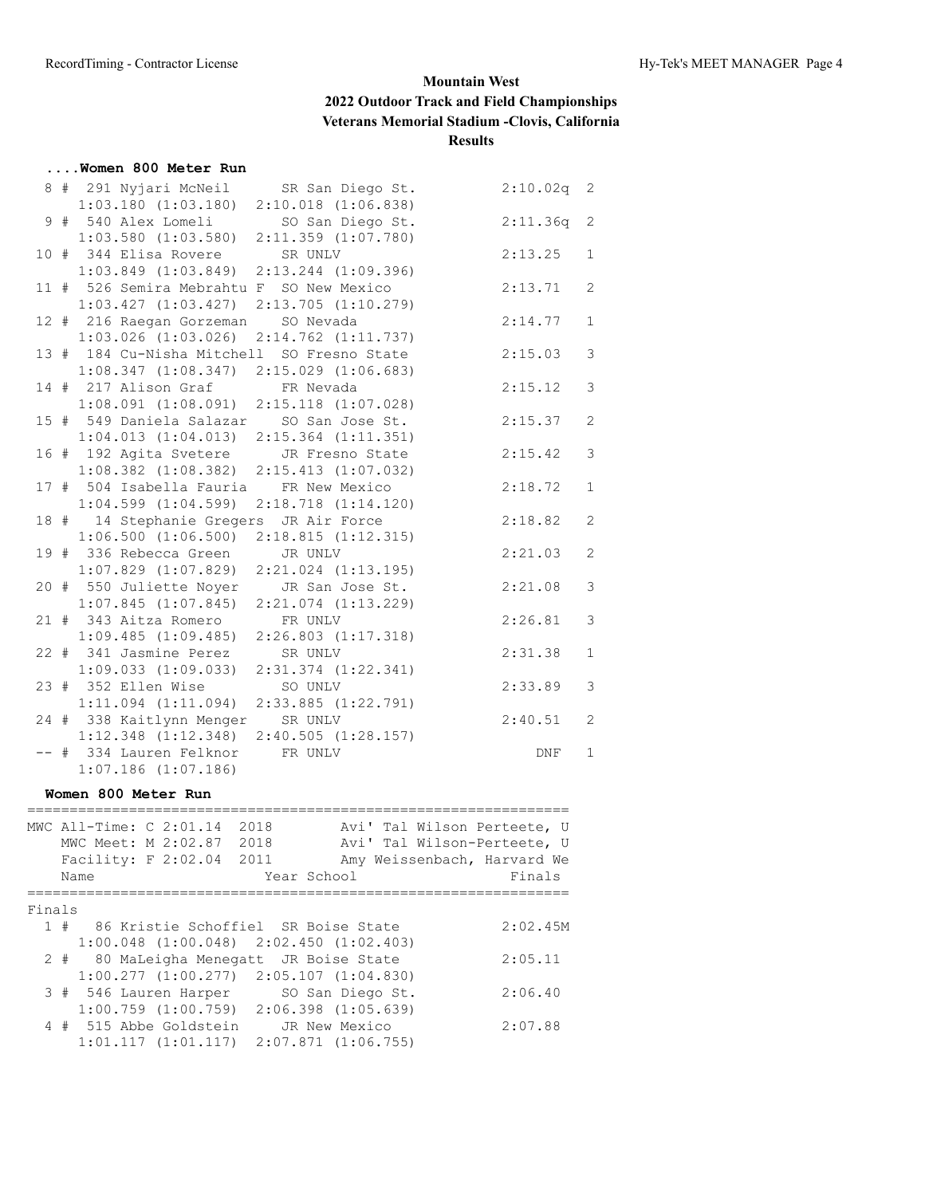# Mountain West
## 2022 Outdoor Track and Field Championships
### Veterans Memorial Stadium -Clovis, California
### Results

#### ....Women 800 Meter Run

```
  8 #  291 Nyjari McNeil      SR San Diego St.          2:10.02q  2
      1:03.180 (1:03.180)  2:10.018 (1:06.838)
  9 #  540 Alex Lomeli        SO San Diego St.          2:11.36q  2
      1:03.580 (1:03.580)  2:11.359 (1:07.780)
 10 #  344 Elisa Rovere       SR UNLV                   2:13.25   1
      1:03.849 (1:03.849)  2:13.244 (1:09.396)
 11 #  526 Semira Mebrahtu F  SO New Mexico             2:13.71   2
      1:03.427 (1:03.427)  2:13.705 (1:10.279)
 12 #  216 Raegan Gorzeman    SO Nevada                 2:14.77   1
      1:03.026 (1:03.026)  2:14.762 (1:11.737)
 13 #  184 Cu-Nisha Mitchell  SO Fresno State           2:15.03   3
      1:08.347 (1:08.347)  2:15.029 (1:06.683)
 14 #  217 Alison Graf        FR Nevada                 2:15.12   3
      1:08.091 (1:08.091)  2:15.118 (1:07.028)
 15 #  549 Daniela Salazar    SO San Jose St.           2:15.37   2
      1:04.013 (1:04.013)  2:15.364 (1:11.351)
 16 #  192 Agita Svetere      JR Fresno State           2:15.42   3
      1:08.382 (1:08.382)  2:15.413 (1:07.032)
 17 #  504 Isabella Fauria    FR New Mexico             2:18.72   1
      1:04.599 (1:04.599)  2:18.718 (1:14.120)
 18 #   14 Stephanie Gregers  JR Air Force              2:18.82   2
      1:06.500 (1:06.500)  2:18.815 (1:12.315)
 19 #  336 Rebecca Green      JR UNLV                   2:21.03   2
      1:07.829 (1:07.829)  2:21.024 (1:13.195)
 20 #  550 Juliette Noyer     JR San Jose St.           2:21.08   3
      1:07.845 (1:07.845)  2:21.074 (1:13.229)
 21 #  343 Aitza Romero       FR UNLV                   2:26.81   3
      1:09.485 (1:09.485)  2:26.803 (1:17.318)
 22 #  341 Jasmine Perez      SR UNLV                   2:31.38   1
      1:09.033 (1:09.033)  2:31.374 (1:22.341)
 23 #  352 Ellen Wise         SO UNLV                   2:33.89   3
      1:11.094 (1:11.094)  2:33.885 (1:22.791)
 24 #  338 Kaitlynn Menger    SR UNLV                   2:40.51   2
      1:12.348 (1:12.348)  2:40.505 (1:28.157)
 -- #  334 Lauren Felknor     FR UNLV                      DNF   1
      1:07.186 (1:07.186)
```

#### Women 800 Meter Run

```
=================================================================
MWC All-Time: C 2:01.14  2018        Avi' Tal Wilson Perteete, U
   MWC Meet: M 2:02.87  2018        Avi' Tal Wilson-Perteete, U
   Facility: F 2:02.04  2011        Amy Weissenbach, Harvard We
    Name                    Year School                  Finals
=================================================================
Finals
  1 #   86 Kristie Schoffiel  SR Boise State            2:02.45M
      1:00.048 (1:00.048)  2:02.450 (1:02.403)
  2 #   80 MaLeigha Menegatt  JR Boise State            2:05.11
      1:00.277 (1:00.277)  2:05.107 (1:04.830)
  3 #  546 Lauren Harper      SO San Diego St.          2:06.40
      1:00.759 (1:00.759)  2:06.398 (1:05.639)
  4 #  515 Abbe Goldstein     JR New Mexico             2:07.88
      1:01.117 (1:01.117)  2:07.871 (1:06.755)
```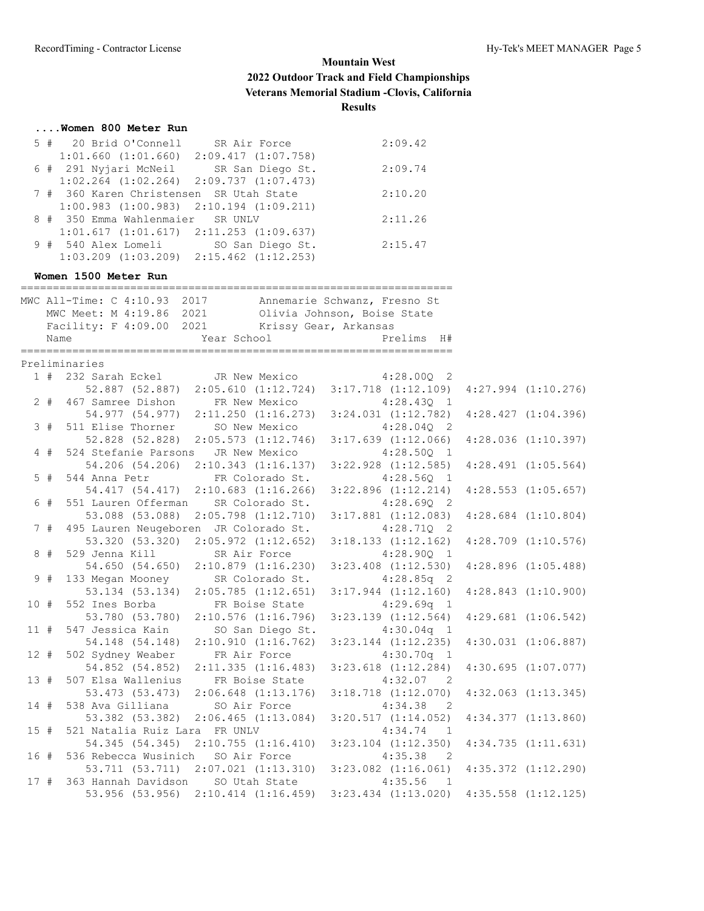**Mountain West**
**2022 Outdoor Track and Field Championships**
**Veterans Memorial Stadium -Clovis, California**
**Results**

### ....Women 800 Meter Run

```
  5 #  20 Brid O'Connell     SR Air Force              2:09.42
     1:01.660 (1:01.660)  2:09.417 (1:07.758)
  6 # 291 Nyjari McNeil      SR San Diego St.          2:09.74
     1:02.264 (1:02.264)  2:09.737 (1:07.473)
  7 # 360 Karen Christensen  SR Utah State             2:10.20
     1:00.983 (1:00.983)  2:10.194 (1:09.211)
  8 # 350 Emma Wahlenmaier   SR UNLV                   2:11.26
     1:01.617 (1:01.617)  2:11.253 (1:09.637)
  9 # 540 Alex Lomeli        SO San Diego St.          2:15.47
     1:03.209 (1:03.209)  2:15.462 (1:12.253)
```

### Women 1500 Meter Run

```
===================================================================
MWC All-Time: C 4:10.93  2017        Annemarie Schwanz, Fresno St
   MWC Meet: M 4:19.86  2021        Olivia Johnson, Boise State
   Facility: F 4:09.00  2021        Krissy Gear, Arkansas
    Name                    Year School              Prelims  H#
===================================================================
Preliminaries
  1 # 232 Sarah Eckel       JR New Mexico            4:28.00Q  2
        52.887 (52.887)  2:05.610 (1:12.724)  3:17.718 (1:12.109)  4:27.994 (1:10.276)
  2 # 467 Samree Dishon     FR New Mexico            4:28.43Q  1
        54.977 (54.977)  2:11.250 (1:16.273)  3:24.031 (1:12.782)  4:28.427 (1:04.396)
  3 # 511 Elise Thorner     SO New Mexico            4:28.04Q  2
        52.828 (52.828)  2:05.573 (1:12.746)  3:17.639 (1:12.066)  4:28.036 (1:10.397)
  4 # 524 Stefanie Parsons  JR New Mexico            4:28.50Q  1
        54.206 (54.206)  2:10.343 (1:16.137)  3:22.928 (1:12.585)  4:28.491 (1:05.564)
  5 # 544 Anna Petr         FR Colorado St.          4:28.56Q  1
        54.417 (54.417)  2:10.683 (1:16.266)  3:22.896 (1:12.214)  4:28.553 (1:05.657)
  6 # 551 Lauren Offerman   SR Colorado St.          4:28.69Q  2
        53.088 (53.088)  2:05.798 (1:12.710)  3:17.881 (1:12.083)  4:28.684 (1:10.804)
  7 # 495 Lauren Neugeboren JR Colorado St.          4:28.71Q  2
        53.320 (53.320)  2:05.972 (1:12.652)  3:18.133 (1:12.162)  4:28.709 (1:10.576)
  8 # 529 Jenna Kill        SR Air Force             4:28.90Q  1
        54.650 (54.650)  2:10.879 (1:16.230)  3:23.408 (1:12.530)  4:28.896 (1:05.488)
  9 # 133 Megan Mooney      SR Colorado St.          4:28.85q  2
        53.134 (53.134)  2:05.785 (1:12.651)  3:17.944 (1:12.160)  4:28.843 (1:10.900)
 10 # 552 Ines Borba        FR Boise State           4:29.69q  1
        53.780 (53.780)  2:10.576 (1:16.796)  3:23.139 (1:12.564)  4:29.681 (1:06.542)
 11 # 547 Jessica Kain      SO San Diego St.         4:30.04q  1
        54.148 (54.148)  2:10.910 (1:16.762)  3:23.144 (1:12.235)  4:30.031 (1:06.887)
 12 # 502 Sydney Weaber     FR Air Force             4:30.70q  1
        54.852 (54.852)  2:11.335 (1:16.483)  3:23.618 (1:12.284)  4:30.695 (1:07.077)
 13 # 507 Elsa Wallenius    FR Boise State           4:32.07   2
        53.473 (53.473)  2:06.648 (1:13.176)  3:18.718 (1:12.070)  4:32.063 (1:13.345)
 14 # 538 Ava Gilliana      SO Air Force             4:34.38   2
        53.382 (53.382)  2:06.465 (1:13.084)  3:20.517 (1:14.052)  4:34.377 (1:13.860)
 15 # 521 Natalia Ruiz Lara FR UNLV                  4:34.74   1
        54.345 (54.345)  2:10.755 (1:16.410)  3:23.104 (1:12.350)  4:34.735 (1:11.631)
 16 # 536 Rebecca Wusinich  SO Air Force             4:35.38   2
        53.711 (53.711)  2:07.021 (1:13.310)  3:23.082 (1:16.061)  4:35.372 (1:12.290)
 17 # 363 Hannah Davidson   SO Utah State            4:35.56   1
        53.956 (53.956)  2:10.414 (1:16.459)  3:23.434 (1:13.020)  4:35.558 (1:12.125)
```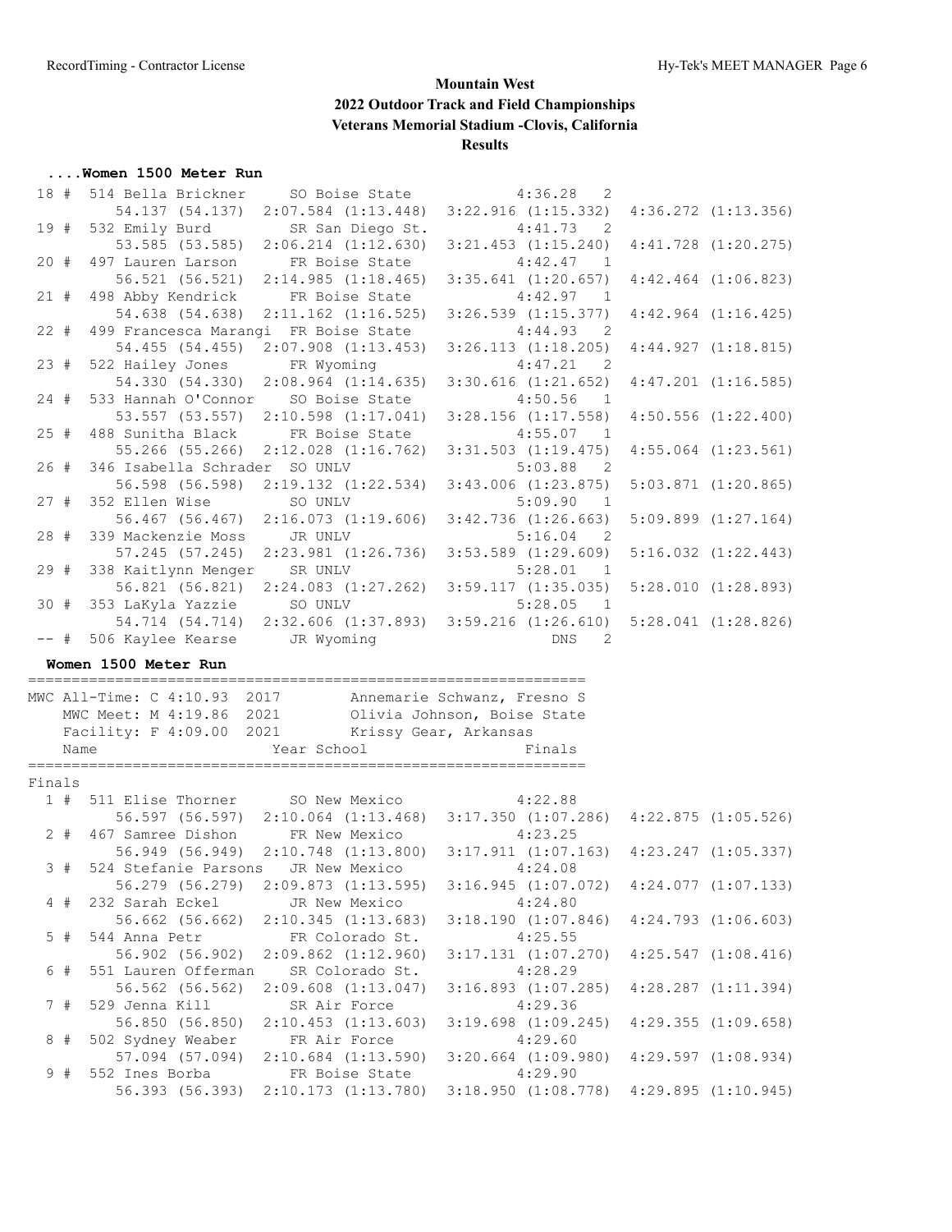# Mountain West
# 2022 Outdoor Track and Field Championships
# Veterans Memorial Stadium -Clovis, California
## Results

### ....Women 1500 Meter Run

| Place | Comp# | Name | Year | School | Finals | H |
|---|---|---|---|---|---|---|
| 18 # | 514 | Bella Brickner | SO | Boise State | 4:36.28 | 2 |
| | | 54.137 (54.137) | 2:07.584 (1:13.448) | 3:22.916 (1:15.332) | 4:36.272 (1:13.356) | |
| 19 # | 532 | Emily Burd | SR | San Diego St. | 4:41.73 | 2 |
| | | 53.585 (53.585) | 2:06.214 (1:12.630) | 3:21.453 (1:15.240) | 4:41.728 (1:20.275) | |
| 20 # | 497 | Lauren Larson | FR | Boise State | 4:42.47 | 1 |
| | | 56.521 (56.521) | 2:14.985 (1:18.465) | 3:35.641 (1:20.657) | 4:42.464 (1:06.823) | |
| 21 # | 498 | Abby Kendrick | FR | Boise State | 4:42.97 | 1 |
| | | 54.638 (54.638) | 2:11.162 (1:16.525) | 3:26.539 (1:15.377) | 4:42.964 (1:16.425) | |
| 22 # | 499 | Francesca Marangi | FR | Boise State | 4:44.93 | 2 |
| | | 54.455 (54.455) | 2:07.908 (1:13.453) | 3:26.113 (1:18.205) | 4:44.927 (1:18.815) | |
| 23 # | 522 | Hailey Jones | FR | Wyoming | 4:47.21 | 2 |
| | | 54.330 (54.330) | 2:08.964 (1:14.635) | 3:30.616 (1:21.652) | 4:47.201 (1:16.585) | |
| 24 # | 533 | Hannah O'Connor | SO | Boise State | 4:50.56 | 1 |
| | | 53.557 (53.557) | 2:10.598 (1:17.041) | 3:28.156 (1:17.558) | 4:50.556 (1:22.400) | |
| 25 # | 488 | Sunitha Black | FR | Boise State | 4:55.07 | 1 |
| | | 55.266 (55.266) | 2:12.028 (1:16.762) | 3:31.503 (1:19.475) | 4:55.064 (1:23.561) | |
| 26 # | 346 | Isabella Schrader | SO | UNLV | 5:03.88 | 2 |
| | | 56.598 (56.598) | 2:19.132 (1:22.534) | 3:43.006 (1:23.875) | 5:03.871 (1:20.865) | |
| 27 # | 352 | Ellen Wise | SO | UNLV | 5:09.90 | 1 |
| | | 56.467 (56.467) | 2:16.073 (1:19.606) | 3:42.736 (1:26.663) | 5:09.899 (1:27.164) | |
| 28 # | 339 | Mackenzie Moss | JR | UNLV | 5:16.04 | 2 |
| | | 57.245 (57.245) | 2:23.981 (1:26.736) | 3:53.589 (1:29.609) | 5:16.032 (1:22.443) | |
| 29 # | 338 | Kaitlynn Menger | SR | UNLV | 5:28.01 | 1 |
| | | 56.821 (56.821) | 2:24.083 (1:27.262) | 3:59.117 (1:35.035) | 5:28.010 (1:28.893) | |
| 30 # | 353 | LaKyla Yazzie | SO | UNLV | 5:28.05 | 1 |
| | | 54.714 (54.714) | 2:32.606 (1:37.893) | 3:59.216 (1:26.610) | 5:28.041 (1:28.826) | |
| -- # | 506 | Kaylee Kearse | JR | Wyoming | DNS | 2 |

### Women 1500 Meter Run

MWC All-Time: C 4:10.93 2017 Annemarie Schwanz, Fresno S
MWC Meet: M 4:19.86 2021 Olivia Johnson, Boise State
Facility: F 4:09.00 2021 Krissy Gear, Arkansas

Finals

| Place | Comp# | Name | Year | School | Finals |
|---|---|---|---|---|---|
| 1 # | 511 | Elise Thorner | SO | New Mexico | 4:22.88 |
| | | 56.597 (56.597) | 2:10.064 (1:13.468) | 3:17.350 (1:07.286) | 4:22.875 (1:05.526) |
| 2 # | 467 | Samree Dishon | FR | New Mexico | 4:23.25 |
| | | 56.949 (56.949) | 2:10.748 (1:13.800) | 3:17.911 (1:07.163) | 4:23.247 (1:05.337) |
| 3 # | 524 | Stefanie Parsons | JR | New Mexico | 4:24.08 |
| | | 56.279 (56.279) | 2:09.873 (1:13.595) | 3:16.945 (1:07.072) | 4:24.077 (1:07.133) |
| 4 # | 232 | Sarah Eckel | JR | New Mexico | 4:24.80 |
| | | 56.662 (56.662) | 2:10.345 (1:13.683) | 3:18.190 (1:07.846) | 4:24.793 (1:06.603) |
| 5 # | 544 | Anna Petr | FR | Colorado St. | 4:25.55 |
| | | 56.902 (56.902) | 2:09.862 (1:12.960) | 3:17.131 (1:07.270) | 4:25.547 (1:08.416) |
| 6 # | 551 | Lauren Offerman | SR | Colorado St. | 4:28.29 |
| | | 56.562 (56.562) | 2:09.608 (1:13.047) | 3:16.893 (1:07.285) | 4:28.287 (1:11.394) |
| 7 # | 529 | Jenna Kill | SR | Air Force | 4:29.36 |
| | | 56.850 (56.850) | 2:10.453 (1:13.603) | 3:19.698 (1:09.245) | 4:29.355 (1:09.658) |
| 8 # | 502 | Sydney Weaber | FR | Air Force | 4:29.60 |
| | | 57.094 (57.094) | 2:10.684 (1:13.590) | 3:20.664 (1:09.980) | 4:29.597 (1:08.934) |
| 9 # | 552 | Ines Borba | FR | Boise State | 4:29.90 |
| | | 56.393 (56.393) | 2:10.173 (1:13.780) | 3:18.950 (1:08.778) | 4:29.895 (1:10.945) |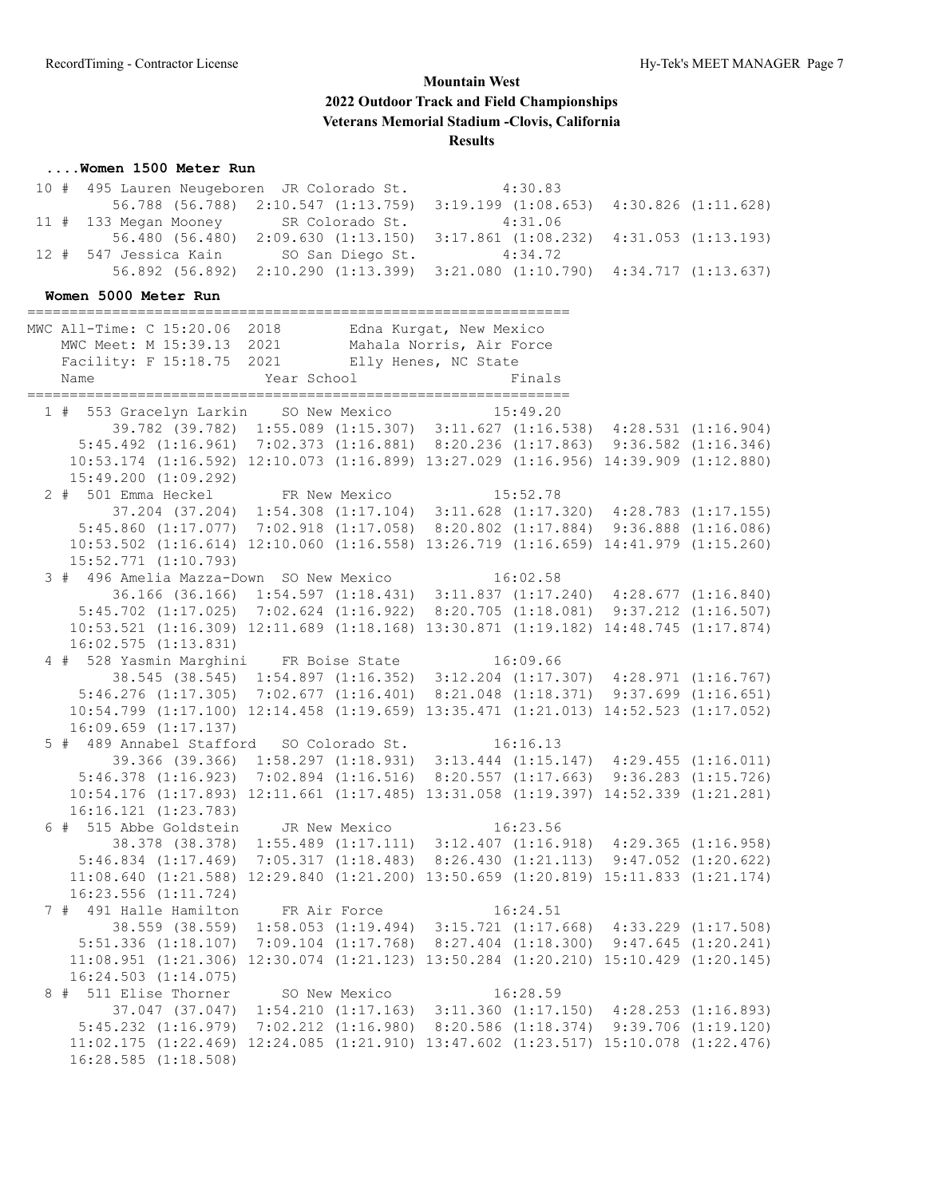# Mountain West
## 2022 Outdoor Track and Field Championships
### Veterans Memorial Stadium -Clovis, California
### Results

**....Women 1500 Meter Run**

```
 10 #  495 Lauren Neugeboren  JR Colorado St.           4:30.83
         56.788 (56.788)  2:10.547 (1:13.759)  3:19.199 (1:08.653)  4:30.826 (1:11.628)
 11 #  133 Megan Mooney       SR Colorado St.           4:31.06
         56.480 (56.480)  2:09.630 (1:13.150)  3:17.861 (1:08.232)  4:31.053 (1:13.193)
 12 #  547 Jessica Kain       SO San Diego St.          4:34.72
         56.892 (56.892)  2:10.290 (1:13.399)  3:21.080 (1:10.790)  4:34.717 (1:13.637)
```

**Women 5000 Meter Run**

```
================================================================
MWC All-Time: C 15:20.06  2018        Edna Kurgat, New Mexico
   MWC Meet: M 15:39.13  2021        Mahala Norris, Air Force
   Facility: F 15:18.75  2021        Elly Henes, NC State
    Name                    Year School                  Finals
================================================================
  1 #  553 Gracelyn Larkin    SO New Mexico            15:49.20
         39.782 (39.782)  1:55.089 (1:15.307)  3:11.627 (1:16.538)  4:28.531 (1:16.904)
      5:45.492 (1:16.961)  7:02.373 (1:16.881)  8:20.236 (1:17.863)  9:36.582 (1:16.346)
     10:53.174 (1:16.592) 12:10.073 (1:16.899) 13:27.029 (1:16.956) 14:39.909 (1:12.880)
     15:49.200 (1:09.292)
  2 #  501 Emma Heckel        FR New Mexico            15:52.78
         37.204 (37.204)  1:54.308 (1:17.104)  3:11.628 (1:17.320)  4:28.783 (1:17.155)
      5:45.860 (1:17.077)  7:02.918 (1:17.058)  8:20.802 (1:17.884)  9:36.888 (1:16.086)
     10:53.502 (1:16.614) 12:10.060 (1:16.558) 13:26.719 (1:16.659) 14:41.979 (1:15.260)
     15:52.771 (1:10.793)
  3 #  496 Amelia Mazza-Down  SO New Mexico            16:02.58
         36.166 (36.166)  1:54.597 (1:18.431)  3:11.837 (1:17.240)  4:28.677 (1:16.840)
      5:45.702 (1:17.025)  7:02.624 (1:16.922)  8:20.705 (1:18.081)  9:37.212 (1:16.507)
     10:53.521 (1:16.309) 12:11.689 (1:18.168) 13:30.871 (1:19.182) 14:48.745 (1:17.874)
     16:02.575 (1:13.831)
  4 #  528 Yasmin Marghini    FR Boise State           16:09.66
         38.545 (38.545)  1:54.897 (1:16.352)  3:12.204 (1:17.307)  4:28.971 (1:16.767)
      5:46.276 (1:17.305)  7:02.677 (1:16.401)  8:21.048 (1:18.371)  9:37.699 (1:16.651)
     10:54.799 (1:17.100) 12:14.458 (1:19.659) 13:35.471 (1:21.013) 14:52.523 (1:17.052)
     16:09.659 (1:17.137)
  5 #  489 Annabel Stafford   SO Colorado St.          16:16.13
         39.366 (39.366)  1:58.297 (1:18.931)  3:13.444 (1:15.147)  4:29.455 (1:16.011)
      5:46.378 (1:16.923)  7:02.894 (1:16.516)  8:20.557 (1:17.663)  9:36.283 (1:15.726)
     10:54.176 (1:17.893) 12:11.661 (1:17.485) 13:31.058 (1:19.397) 14:52.339 (1:21.281)
     16:16.121 (1:23.783)
  6 #  515 Abbe Goldstein     JR New Mexico            16:23.56
         38.378 (38.378)  1:55.489 (1:17.111)  3:12.407 (1:16.918)  4:29.365 (1:16.958)
      5:46.834 (1:17.469)  7:05.317 (1:18.483)  8:26.430 (1:21.113)  9:47.052 (1:20.622)
     11:08.640 (1:21.588) 12:29.840 (1:21.200) 13:50.659 (1:20.819) 15:11.833 (1:21.174)
     16:23.556 (1:11.724)
  7 #  491 Halle Hamilton     FR Air Force             16:24.51
         38.559 (38.559)  1:58.053 (1:19.494)  3:15.721 (1:17.668)  4:33.229 (1:17.508)
      5:51.336 (1:18.107)  7:09.104 (1:17.768)  8:27.404 (1:18.300)  9:47.645 (1:20.241)
     11:08.951 (1:21.306) 12:30.074 (1:21.123) 13:50.284 (1:20.210) 15:10.429 (1:20.145)
     16:24.503 (1:14.075)
  8 #  511 Elise Thorner      SO New Mexico            16:28.59
         37.047 (37.047)  1:54.210 (1:17.163)  3:11.360 (1:17.150)  4:28.253 (1:16.893)
      5:45.232 (1:16.979)  7:02.212 (1:16.980)  8:20.586 (1:18.374)  9:39.706 (1:19.120)
     11:02.175 (1:22.469) 12:24.085 (1:21.910) 13:47.602 (1:23.517) 15:10.078 (1:22.476)
     16:28.585 (1:18.508)
```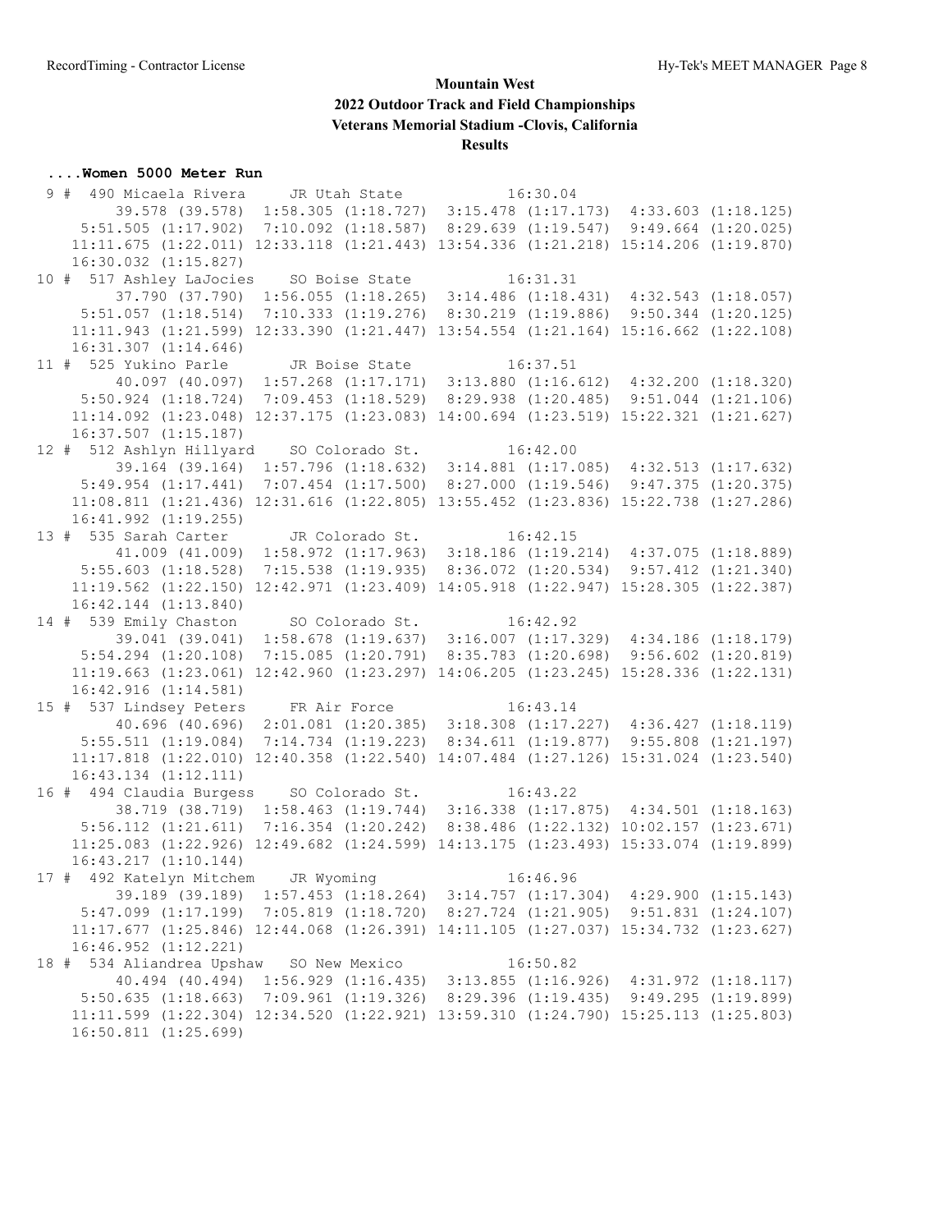## Mountain West
## 2022 Outdoor Track and Field Championships
## Veterans Memorial Stadium -Clovis, California
## Results

### ....Women 5000 Meter Run

```
  9 #  490 Micaela Rivera     JR Utah State           16:30.04
         39.578 (39.578)  1:58.305 (1:18.727)  3:15.478 (1:17.173)  4:33.603 (1:18.125)
      5:51.505 (1:17.902)  7:10.092 (1:18.587)  8:29.639 (1:19.547)  9:49.664 (1:20.025)
     11:11.675 (1:22.011) 12:33.118 (1:21.443) 13:54.336 (1:21.218) 15:14.206 (1:19.870)
     16:30.032 (1:15.827)
 10 #  517 Ashley LaJocies    SO Boise State          16:31.31
         37.790 (37.790)  1:56.055 (1:18.265)  3:14.486 (1:18.431)  4:32.543 (1:18.057)
      5:51.057 (1:18.514)  7:10.333 (1:19.276)  8:30.219 (1:19.886)  9:50.344 (1:20.125)
     11:11.943 (1:21.599) 12:33.390 (1:21.447) 13:54.554 (1:21.164) 15:16.662 (1:22.108)
     16:31.307 (1:14.646)
 11 #  525 Yukino Parle       JR Boise State          16:37.51
         40.097 (40.097)  1:57.268 (1:17.171)  3:13.880 (1:16.612)  4:32.200 (1:18.320)
      5:50.924 (1:18.724)  7:09.453 (1:18.529)  8:29.938 (1:20.485)  9:51.044 (1:21.106)
     11:14.092 (1:23.048) 12:37.175 (1:23.083) 14:00.694 (1:23.519) 15:22.321 (1:21.627)
     16:37.507 (1:15.187)
 12 #  512 Ashlyn Hillyard    SO Colorado St.         16:42.00
         39.164 (39.164)  1:57.796 (1:18.632)  3:14.881 (1:17.085)  4:32.513 (1:17.632)
      5:49.954 (1:17.441)  7:07.454 (1:17.500)  8:27.000 (1:19.546)  9:47.375 (1:20.375)
     11:08.811 (1:21.436) 12:31.616 (1:22.805) 13:55.452 (1:23.836) 15:22.738 (1:27.286)
     16:41.992 (1:19.255)
 13 #  535 Sarah Carter       JR Colorado St.         16:42.15
         41.009 (41.009)  1:58.972 (1:17.963)  3:18.186 (1:19.214)  4:37.075 (1:18.889)
      5:55.603 (1:18.528)  7:15.538 (1:19.935)  8:36.072 (1:20.534)  9:57.412 (1:21.340)
     11:19.562 (1:22.150) 12:42.971 (1:23.409) 14:05.918 (1:22.947) 15:28.305 (1:22.387)
     16:42.144 (1:13.840)
 14 #  539 Emily Chaston      SO Colorado St.         16:42.92
         39.041 (39.041)  1:58.678 (1:19.637)  3:16.007 (1:17.329)  4:34.186 (1:18.179)
      5:54.294 (1:20.108)  7:15.085 (1:20.791)  8:35.783 (1:20.698)  9:56.602 (1:20.819)
     11:19.663 (1:23.061) 12:42.960 (1:23.297) 14:06.205 (1:23.245) 15:28.336 (1:22.131)
     16:42.916 (1:14.581)
 15 #  537 Lindsey Peters     FR Air Force            16:43.14
         40.696 (40.696)  2:01.081 (1:20.385)  3:18.308 (1:17.227)  4:36.427 (1:18.119)
      5:55.511 (1:19.084)  7:14.734 (1:19.223)  8:34.611 (1:19.877)  9:55.808 (1:21.197)
     11:17.818 (1:22.010) 12:40.358 (1:22.540) 14:07.484 (1:27.126) 15:31.024 (1:23.540)
     16:43.134 (1:12.111)
 16 #  494 Claudia Burgess    SO Colorado St.         16:43.22
         38.719 (38.719)  1:58.463 (1:19.744)  3:16.338 (1:17.875)  4:34.501 (1:18.163)
      5:56.112 (1:21.611)  7:16.354 (1:20.242)  8:38.486 (1:22.132) 10:02.157 (1:23.671)
     11:25.083 (1:22.926) 12:49.682 (1:24.599) 14:13.175 (1:23.493) 15:33.074 (1:19.899)
     16:43.217 (1:10.144)
 17 #  492 Katelyn Mitchem    JR Wyoming              16:46.96
         39.189 (39.189)  1:57.453 (1:18.264)  3:14.757 (1:17.304)  4:29.900 (1:15.143)
      5:47.099 (1:17.199)  7:05.819 (1:18.720)  8:27.724 (1:21.905)  9:51.831 (1:24.107)
     11:17.677 (1:25.846) 12:44.068 (1:26.391) 14:11.105 (1:27.037) 15:34.732 (1:23.627)
     16:46.952 (1:12.221)
 18 #  534 Aliandrea Upshaw   SO New Mexico           16:50.82
         40.494 (40.494)  1:56.929 (1:16.435)  3:13.855 (1:16.926)  4:31.972 (1:18.117)
      5:50.635 (1:18.663)  7:09.961 (1:19.326)  8:29.396 (1:19.435)  9:49.295 (1:19.899)
     11:11.599 (1:22.304) 12:34.520 (1:22.921) 13:59.310 (1:24.790) 15:25.113 (1:25.803)
     16:50.811 (1:25.699)
```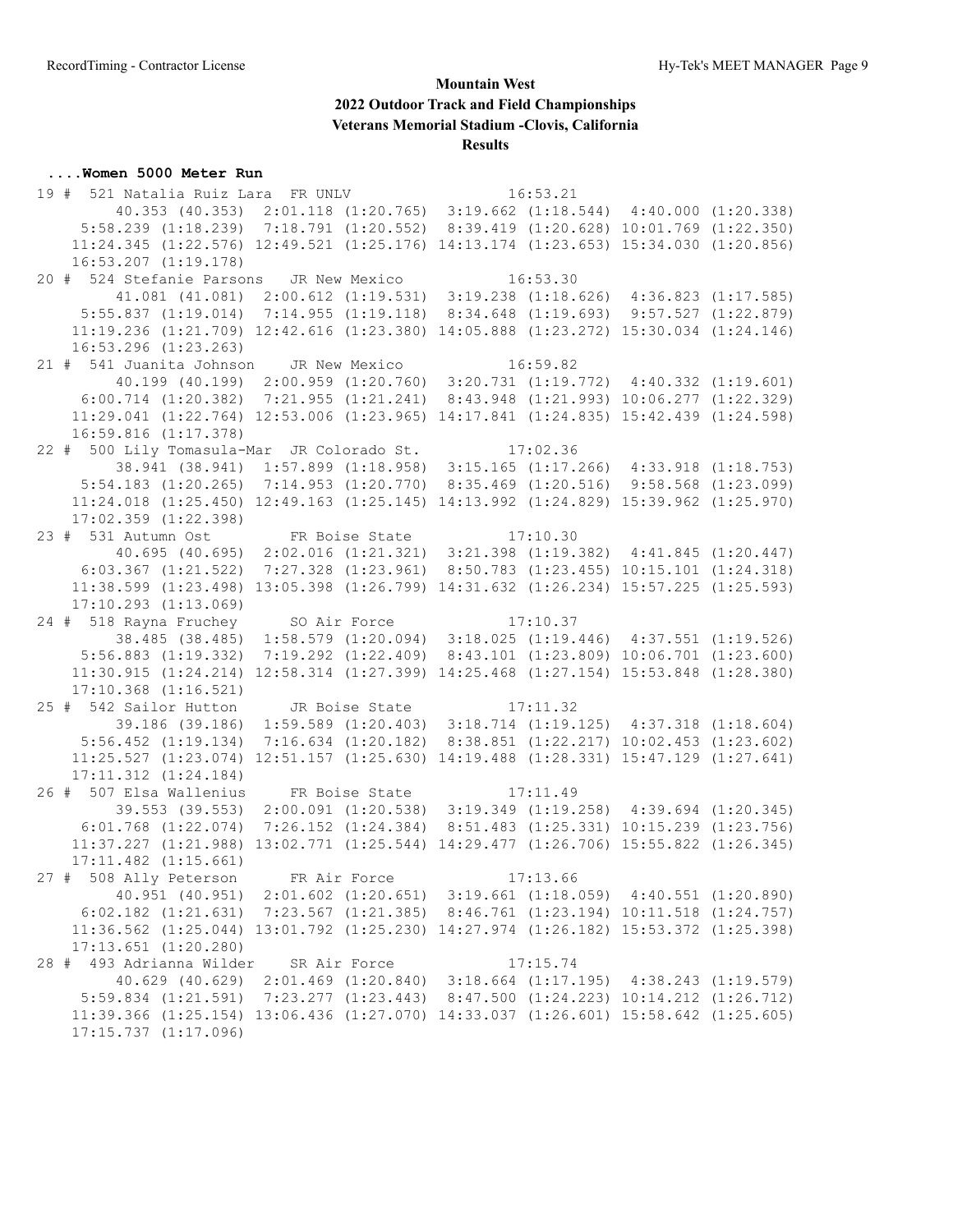# Mountain West

## 2022 Outdoor Track and Field Championships

### Veterans Memorial Stadium -Clovis, California

### Results

**....Women 5000 Meter Run**

```
 19 #  521 Natalia Ruiz Lara  FR UNLV                  16:53.21  
         40.353 (40.353)  2:01.118 (1:20.765)  3:19.662 (1:18.544)  4:40.000 (1:20.338)
      5:58.239 (1:18.239)  7:18.791 (1:20.552)  8:39.419 (1:20.628) 10:01.769 (1:22.350)
     11:24.345 (1:22.576) 12:49.521 (1:25.176) 14:13.174 (1:23.653) 15:34.030 (1:20.856)
     16:53.207 (1:19.178)
 20 #  524 Stefanie Parsons   JR New Mexico            16:53.30  
         41.081 (41.081)  2:00.612 (1:19.531)  3:19.238 (1:18.626)  4:36.823 (1:17.585)
      5:55.837 (1:19.014)  7:14.955 (1:19.118)  8:34.648 (1:19.693)  9:57.527 (1:22.879)
     11:19.236 (1:21.709) 12:42.616 (1:23.380) 14:05.888 (1:23.272) 15:30.034 (1:24.146)
     16:53.296 (1:23.263)
 21 #  541 Juanita Johnson    JR New Mexico            16:59.82  
         40.199 (40.199)  2:00.959 (1:20.760)  3:20.731 (1:19.772)  4:40.332 (1:19.601)
      6:00.714 (1:20.382)  7:21.955 (1:21.241)  8:43.948 (1:21.993) 10:06.277 (1:22.329)
     11:29.041 (1:22.764) 12:53.006 (1:23.965) 14:17.841 (1:24.835) 15:42.439 (1:24.598)
     16:59.816 (1:17.378)
 22 #  500 Lily Tomasula-Mar  JR Colorado St.          17:02.36  
         38.941 (38.941)  1:57.899 (1:18.958)  3:15.165 (1:17.266)  4:33.918 (1:18.753)
      5:54.183 (1:20.265)  7:14.953 (1:20.770)  8:35.469 (1:20.516)  9:58.568 (1:23.099)
     11:24.018 (1:25.450) 12:49.163 (1:25.145) 14:13.992 (1:24.829) 15:39.962 (1:25.970)
     17:02.359 (1:22.398)
 23 #  531 Autumn Ost         FR Boise State           17:10.30  
         40.695 (40.695)  2:02.016 (1:21.321)  3:21.398 (1:19.382)  4:41.845 (1:20.447)
      6:03.367 (1:21.522)  7:27.328 (1:23.961)  8:50.783 (1:23.455) 10:15.101 (1:24.318)
     11:38.599 (1:23.498) 13:05.398 (1:26.799) 14:31.632 (1:26.234) 15:57.225 (1:25.593)
     17:10.293 (1:13.069)
 24 #  518 Rayna Fruchey      SO Air Force             17:10.37  
         38.485 (38.485)  1:58.579 (1:20.094)  3:18.025 (1:19.446)  4:37.551 (1:19.526)
      5:56.883 (1:19.332)  7:19.292 (1:22.409)  8:43.101 (1:23.809) 10:06.701 (1:23.600)
     11:30.915 (1:24.214) 12:58.314 (1:27.399) 14:25.468 (1:27.154) 15:53.848 (1:28.380)
     17:10.368 (1:16.521)
 25 #  542 Sailor Hutton      JR Boise State           17:11.32  
         39.186 (39.186)  1:59.589 (1:20.403)  3:18.714 (1:19.125)  4:37.318 (1:18.604)
      5:56.452 (1:19.134)  7:16.634 (1:20.182)  8:38.851 (1:22.217) 10:02.453 (1:23.602)
     11:25.527 (1:23.074) 12:51.157 (1:25.630) 14:19.488 (1:28.331) 15:47.129 (1:27.641)
     17:11.312 (1:24.184)
 26 #  507 Elsa Wallenius     FR Boise State           17:11.49  
         39.553 (39.553)  2:00.091 (1:20.538)  3:19.349 (1:19.258)  4:39.694 (1:20.345)
      6:01.768 (1:22.074)  7:26.152 (1:24.384)  8:51.483 (1:25.331) 10:15.239 (1:23.756)
     11:37.227 (1:21.988) 13:02.771 (1:25.544) 14:29.477 (1:26.706) 15:55.822 (1:26.345)
     17:11.482 (1:15.661)
 27 #  508 Ally Peterson      FR Air Force             17:13.66  
         40.951 (40.951)  2:01.602 (1:20.651)  3:19.661 (1:18.059)  4:40.551 (1:20.890)
      6:02.182 (1:21.631)  7:23.567 (1:21.385)  8:46.761 (1:23.194) 10:11.518 (1:24.757)
     11:36.562 (1:25.044) 13:01.792 (1:25.230) 14:27.974 (1:26.182) 15:53.372 (1:25.398)
     17:13.651 (1:20.280)
 28 #  493 Adrianna Wilder    SR Air Force             17:15.74  
         40.629 (40.629)  2:01.469 (1:20.840)  3:18.664 (1:17.195)  4:38.243 (1:19.579)
      5:59.834 (1:21.591)  7:23.277 (1:23.443)  8:47.500 (1:24.223) 10:14.212 (1:26.712)
     11:39.366 (1:25.154) 13:06.436 (1:27.070) 14:33.037 (1:26.601) 15:58.642 (1:25.605)
     17:15.737 (1:17.096)
```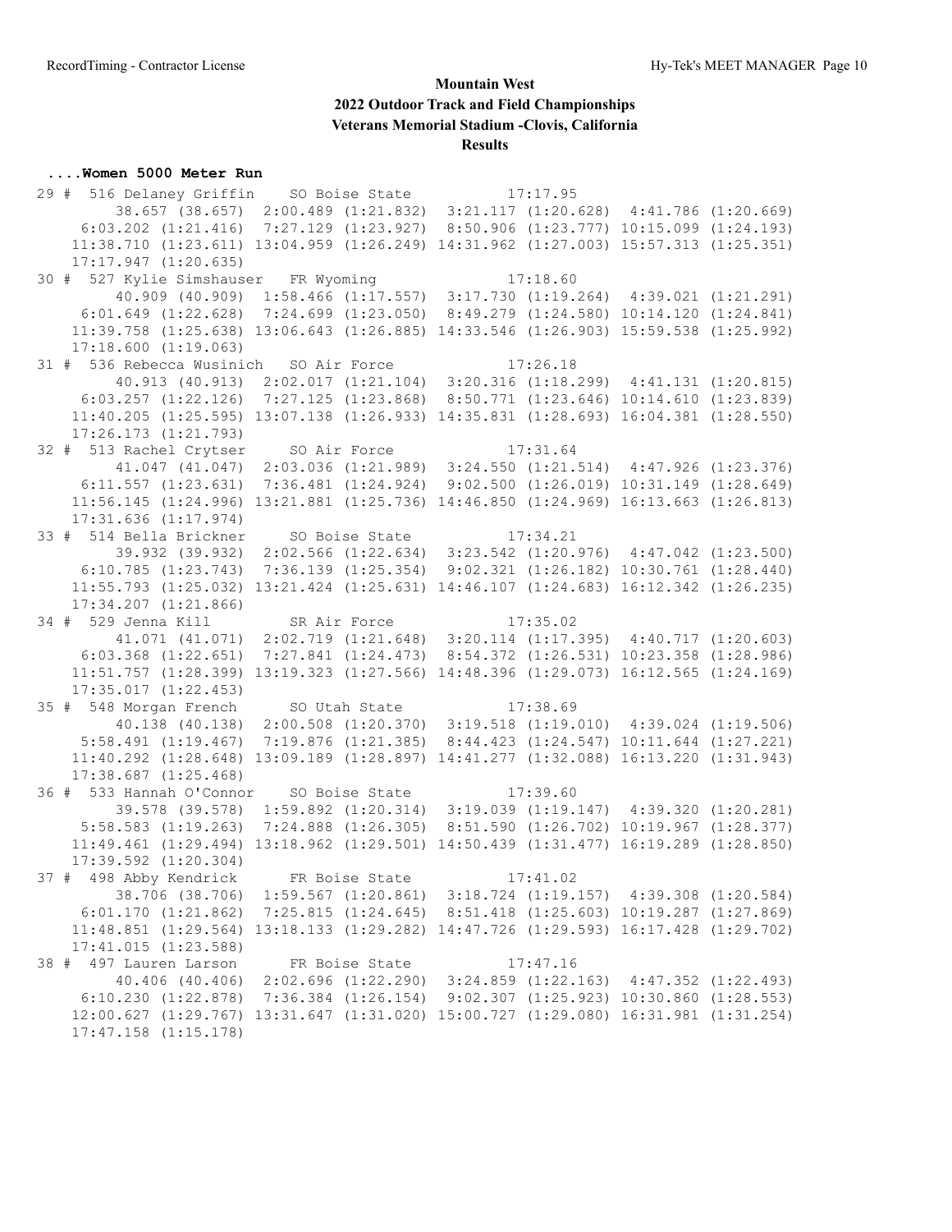# Mountain West
## 2022 Outdoor Track and Field Championships
### Veterans Memorial Stadium -Clovis, California
### Results

**....Women 5000 Meter Run**

```
 29 #  516 Delaney Griffin    SO Boise State          17:17.95
         38.657 (38.657)  2:00.489 (1:21.832)  3:21.117 (1:20.628)  4:41.786 (1:20.669)
      6:03.202 (1:21.416)  7:27.129 (1:23.927)  8:50.906 (1:23.777) 10:15.099 (1:24.193)
     11:38.710 (1:23.611) 13:04.959 (1:26.249) 14:31.962 (1:27.003) 15:57.313 (1:25.351)
     17:17.947 (1:20.635)
 30 #  527 Kylie Simshauser   FR Wyoming              17:18.60
         40.909 (40.909)  1:58.466 (1:17.557)  3:17.730 (1:19.264)  4:39.021 (1:21.291)
      6:01.649 (1:22.628)  7:24.699 (1:23.050)  8:49.279 (1:24.580) 10:14.120 (1:24.841)
     11:39.758 (1:25.638) 13:06.643 (1:26.885) 14:33.546 (1:26.903) 15:59.538 (1:25.992)
     17:18.600 (1:19.063)
 31 #  536 Rebecca Wusinich   SO Air Force            17:26.18
         40.913 (40.913)  2:02.017 (1:21.104)  3:20.316 (1:18.299)  4:41.131 (1:20.815)
      6:03.257 (1:22.126)  7:27.125 (1:23.868)  8:50.771 (1:23.646) 10:14.610 (1:23.839)
     11:40.205 (1:25.595) 13:07.138 (1:26.933) 14:35.831 (1:28.693) 16:04.381 (1:28.550)
     17:26.173 (1:21.793)
 32 #  513 Rachel Crytser     SO Air Force            17:31.64
         41.047 (41.047)  2:03.036 (1:21.989)  3:24.550 (1:21.514)  4:47.926 (1:23.376)
      6:11.557 (1:23.631)  7:36.481 (1:24.924)  9:02.500 (1:26.019) 10:31.149 (1:28.649)
     11:56.145 (1:24.996) 13:21.881 (1:25.736) 14:46.850 (1:24.969) 16:13.663 (1:26.813)
     17:31.636 (1:17.974)
 33 #  514 Bella Brickner     SO Boise State          17:34.21
         39.932 (39.932)  2:02.566 (1:22.634)  3:23.542 (1:20.976)  4:47.042 (1:23.500)
      6:10.785 (1:23.743)  7:36.139 (1:25.354)  9:02.321 (1:26.182) 10:30.761 (1:28.440)
     11:55.793 (1:25.032) 13:21.424 (1:25.631) 14:46.107 (1:24.683) 16:12.342 (1:26.235)
     17:34.207 (1:21.866)
 34 #  529 Jenna Kill         SR Air Force            17:35.02
         41.071 (41.071)  2:02.719 (1:21.648)  3:20.114 (1:17.395)  4:40.717 (1:20.603)
      6:03.368 (1:22.651)  7:27.841 (1:24.473)  8:54.372 (1:26.531) 10:23.358 (1:28.986)
     11:51.757 (1:28.399) 13:19.323 (1:27.566) 14:48.396 (1:29.073) 16:12.565 (1:24.169)
     17:35.017 (1:22.453)
 35 #  548 Morgan French      SO Utah State           17:38.69
         40.138 (40.138)  2:00.508 (1:20.370)  3:19.518 (1:19.010)  4:39.024 (1:19.506)
      5:58.491 (1:19.467)  7:19.876 (1:21.385)  8:44.423 (1:24.547) 10:11.644 (1:27.221)
     11:40.292 (1:28.648) 13:09.189 (1:28.897) 14:41.277 (1:32.088) 16:13.220 (1:31.943)
     17:38.687 (1:25.468)
 36 #  533 Hannah O'Connor    SO Boise State          17:39.60
         39.578 (39.578)  1:59.892 (1:20.314)  3:19.039 (1:19.147)  4:39.320 (1:20.281)
      5:58.583 (1:19.263)  7:24.888 (1:26.305)  8:51.590 (1:26.702) 10:19.967 (1:28.377)
     11:49.461 (1:29.494) 13:18.962 (1:29.501) 14:50.439 (1:31.477) 16:19.289 (1:28.850)
     17:39.592 (1:20.304)
 37 #  498 Abby Kendrick      FR Boise State          17:41.02
         38.706 (38.706)  1:59.567 (1:20.861)  3:18.724 (1:19.157)  4:39.308 (1:20.584)
      6:01.170 (1:21.862)  7:25.815 (1:24.645)  8:51.418 (1:25.603) 10:19.287 (1:27.869)
     11:48.851 (1:29.564) 13:18.133 (1:29.282) 14:47.726 (1:29.593) 16:17.428 (1:29.702)
     17:41.015 (1:23.588)
 38 #  497 Lauren Larson      FR Boise State          17:47.16
         40.406 (40.406)  2:02.696 (1:22.290)  3:24.859 (1:22.163)  4:47.352 (1:22.493)
      6:10.230 (1:22.878)  7:36.384 (1:26.154)  9:02.307 (1:25.923) 10:30.860 (1:28.553)
     12:00.627 (1:29.767) 13:31.647 (1:31.020) 15:00.727 (1:29.080) 16:31.981 (1:31.254)
     17:47.158 (1:15.178)
```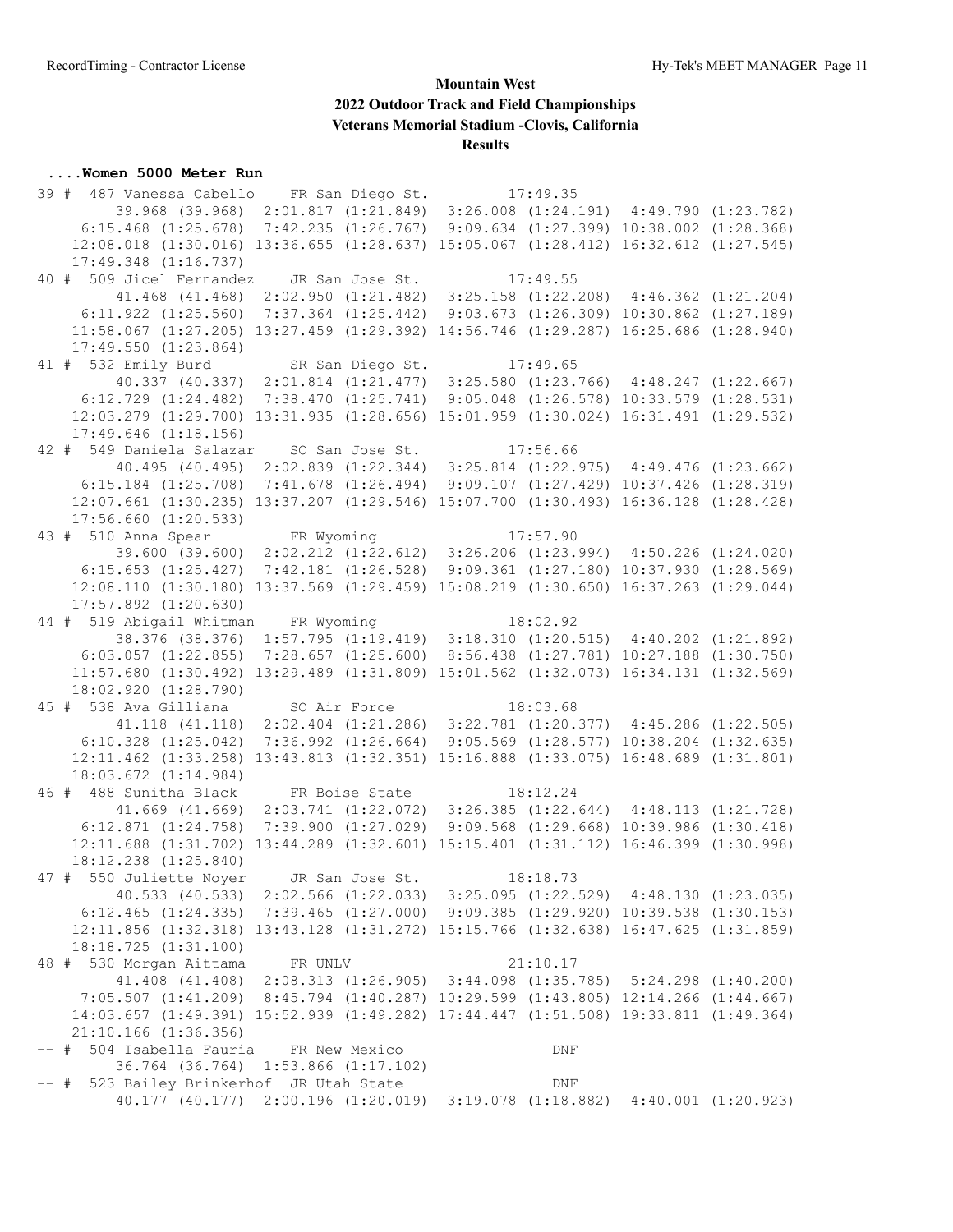# Mountain West
## 2022 Outdoor Track and Field Championships
## Veterans Memorial Stadium -Clovis, California
## Results

### ....Women 5000 Meter Run

```
39 #  487 Vanessa Cabello    FR San Diego St.         17:49.35
        39.968 (39.968)  2:01.817 (1:21.849)  3:26.008 (1:24.191)  4:49.790 (1:23.782)
     6:15.468 (1:25.678)  7:42.235 (1:26.767)  9:09.634 (1:27.399) 10:38.002 (1:28.368)
    12:08.018 (1:30.016) 13:36.655 (1:28.637) 15:05.067 (1:28.412) 16:32.612 (1:27.545)
    17:49.348 (1:16.737)
40 #  509 Jicel Fernandez    JR San Jose St.          17:49.55
        41.468 (41.468)  2:02.950 (1:21.482)  3:25.158 (1:22.208)  4:46.362 (1:21.204)
     6:11.922 (1:25.560)  7:37.364 (1:25.442)  9:03.673 (1:26.309) 10:30.862 (1:27.189)
    11:58.067 (1:27.205) 13:27.459 (1:29.392) 14:56.746 (1:29.287) 16:25.686 (1:28.940)
    17:49.550 (1:23.864)
41 #  532 Emily Burd         SR San Diego St.         17:49.65
        40.337 (40.337)  2:01.814 (1:21.477)  3:25.580 (1:23.766)  4:48.247 (1:22.667)
     6:12.729 (1:24.482)  7:38.470 (1:25.741)  9:05.048 (1:26.578) 10:33.579 (1:28.531)
    12:03.279 (1:29.700) 13:31.935 (1:28.656) 15:01.959 (1:30.024) 16:31.491 (1:29.532)
    17:49.646 (1:18.156)
42 #  549 Daniela Salazar    SO San Jose St.          17:56.66
        40.495 (40.495)  2:02.839 (1:22.344)  3:25.814 (1:22.975)  4:49.476 (1:23.662)
     6:15.184 (1:25.708)  7:41.678 (1:26.494)  9:09.107 (1:27.429) 10:37.426 (1:28.319)
    12:07.661 (1:30.235) 13:37.207 (1:29.546) 15:07.700 (1:30.493) 16:36.128 (1:28.428)
    17:56.660 (1:20.533)
43 #  510 Anna Spear         FR Wyoming               17:57.90
        39.600 (39.600)  2:02.212 (1:22.612)  3:26.206 (1:23.994)  4:50.226 (1:24.020)
     6:15.653 (1:25.427)  7:42.181 (1:26.528)  9:09.361 (1:27.180) 10:37.930 (1:28.569)
    12:08.110 (1:30.180) 13:37.569 (1:29.459) 15:08.219 (1:30.650) 16:37.263 (1:29.044)
    17:57.892 (1:20.630)
44 #  519 Abigail Whitman    FR Wyoming               18:02.92
        38.376 (38.376)  1:57.795 (1:19.419)  3:18.310 (1:20.515)  4:40.202 (1:21.892)
     6:03.057 (1:22.855)  7:28.657 (1:25.600)  8:56.438 (1:27.781) 10:27.188 (1:30.750)
    11:57.680 (1:30.492) 13:29.489 (1:31.809) 15:01.562 (1:32.073) 16:34.131 (1:32.569)
    18:02.920 (1:28.790)
45 #  538 Ava Gilliana       SO Air Force             18:03.68
        41.118 (41.118)  2:02.404 (1:21.286)  3:22.781 (1:20.377)  4:45.286 (1:22.505)
     6:10.328 (1:25.042)  7:36.992 (1:26.664)  9:05.569 (1:28.577) 10:38.204 (1:32.635)
    12:11.462 (1:33.258) 13:43.813 (1:32.351) 15:16.888 (1:33.075) 16:48.689 (1:31.801)
    18:03.672 (1:14.984)
46 #  488 Sunitha Black      FR Boise State           18:12.24
        41.669 (41.669)  2:03.741 (1:22.072)  3:26.385 (1:22.644)  4:48.113 (1:21.728)
     6:12.871 (1:24.758)  7:39.900 (1:27.029)  9:09.568 (1:29.668) 10:39.986 (1:30.418)
    12:11.688 (1:31.702) 13:44.289 (1:32.601) 15:15.401 (1:31.112) 16:46.399 (1:30.998)
    18:12.238 (1:25.840)
47 #  550 Juliette Noyer     JR San Jose St.          18:18.73
        40.533 (40.533)  2:02.566 (1:22.033)  3:25.095 (1:22.529)  4:48.130 (1:23.035)
     6:12.465 (1:24.335)  7:39.465 (1:27.000)  9:09.385 (1:29.920) 10:39.538 (1:30.153)
    12:11.856 (1:32.318) 13:43.128 (1:31.272) 15:15.766 (1:32.638) 16:47.625 (1:31.859)
    18:18.725 (1:31.100)
48 #  530 Morgan Aittama     FR UNLV                  21:10.17
        41.408 (41.408)  2:08.313 (1:26.905)  3:44.098 (1:35.785)  5:24.298 (1:40.200)
     7:05.507 (1:41.209)  8:45.794 (1:40.287) 10:29.599 (1:43.805) 12:14.266 (1:44.667)
    14:03.657 (1:49.391) 15:52.939 (1:49.282) 17:44.447 (1:51.508) 19:33.811 (1:49.364)
    21:10.166 (1:36.356)
-- #  504 Isabella Fauria    FR New Mexico                  DNF
        36.764 (36.764)  1:53.866 (1:17.102)
-- #  523 Bailey Brinkerhof  JR Utah State                  DNF
        40.177 (40.177)  2:00.196 (1:20.019)  3:19.078 (1:18.882)  4:40.001 (1:20.923)
```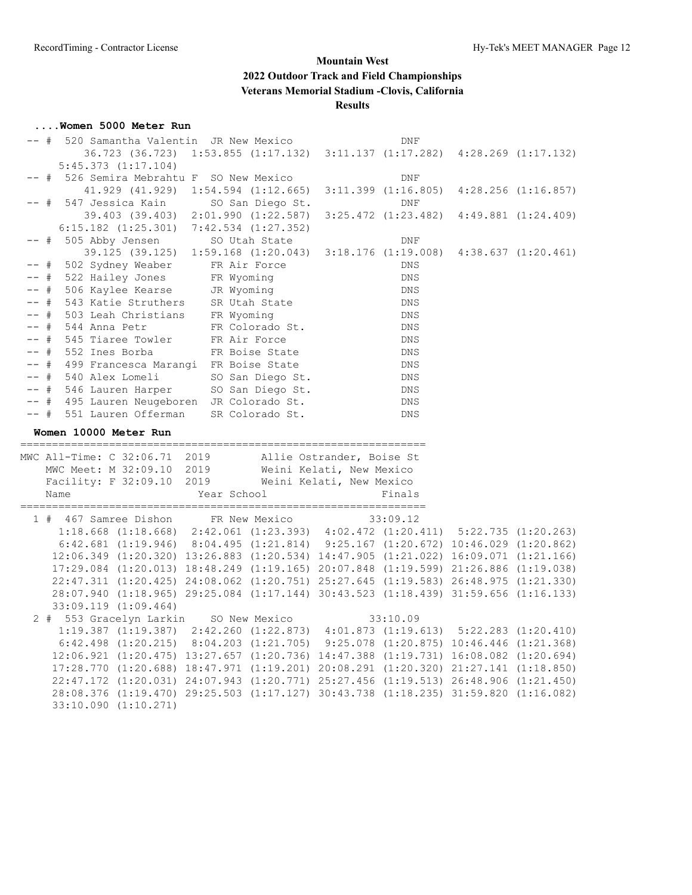# Mountain West
## 2022 Outdoor Track and Field Championships
### Veterans Memorial Stadium -Clovis, California
### Results

**....Women 5000 Meter Run**

```
 -- #  520 Samantha Valentin  JR New Mexico                  DNF
        36.723 (36.723)  1:53.855 (1:17.132)  3:11.137 (1:17.282)  4:28.269 (1:17.132)
     5:45.373 (1:17.104)
 -- #  526 Semira Mebrahtu F  SO New Mexico                  DNF
        41.929 (41.929)  1:54.594 (1:12.665)  3:11.399 (1:16.805)  4:28.256 (1:16.857)
 -- #  547 Jessica Kain       SO San Diego St.               DNF
        39.403 (39.403)  2:01.990 (1:22.587)  3:25.472 (1:23.482)  4:49.881 (1:24.409)
     6:15.182 (1:25.301)  7:42.534 (1:27.352)
 -- #  505 Abby Jensen        SO Utah State                  DNF
        39.125 (39.125)  1:59.168 (1:20.043)  3:18.176 (1:19.008)  4:38.637 (1:20.461)
 -- #  502 Sydney Weaber      FR Air Force                   DNS
 -- #  522 Hailey Jones       FR Wyoming                     DNS
 -- #  506 Kaylee Kearse      JR Wyoming                     DNS
 -- #  543 Katie Struthers    SR Utah State                  DNS
 -- #  503 Leah Christians    FR Wyoming                     DNS
 -- #  544 Anna Petr          FR Colorado St.                DNS
 -- #  545 Tiaree Towler      FR Air Force                   DNS
 -- #  552 Ines Borba         FR Boise State                 DNS
 -- #  499 Francesca Marangi  FR Boise State                 DNS
 -- #  540 Alex Lomeli        SO San Diego St.               DNS
 -- #  546 Lauren Harper      SO San Diego St.               DNS
 -- #  495 Lauren Neugeboren  JR Colorado St.                DNS
 -- #  551 Lauren Offerman    SR Colorado St.                DNS
```

**Women 10000 Meter Run**

```
================================================================
MWC All-Time: C 32:06.71  2019        Allie Ostrander, Boise St
    MWC Meet: M 32:09.10  2019        Weini Kelati, New Mexico
    Facility: F 32:09.10  2019        Weini Kelati, New Mexico
    Name                    Year School                  Finals
================================================================
  1 #  467 Samree Dishon      FR New Mexico            33:09.12
      1:18.668 (1:18.668)  2:42.061 (1:23.393)  4:02.472 (1:20.411)  5:22.735 (1:20.263)
      6:42.681 (1:19.946)  8:04.495 (1:21.814)  9:25.167 (1:20.672) 10:46.029 (1:20.862)
     12:06.349 (1:20.320) 13:26.883 (1:20.534) 14:47.905 (1:21.022) 16:09.071 (1:21.166)
     17:29.084 (1:20.013) 18:48.249 (1:19.165) 20:07.848 (1:19.599) 21:26.886 (1:19.038)
     22:47.311 (1:20.425) 24:08.062 (1:20.751) 25:27.645 (1:19.583) 26:48.975 (1:21.330)
     28:07.940 (1:18.965) 29:25.084 (1:17.144) 30:43.523 (1:18.439) 31:59.656 (1:16.133)
     33:09.119 (1:09.464)
  2 #  553 Gracelyn Larkin    SO New Mexico            33:10.09
      1:19.387 (1:19.387)  2:42.260 (1:22.873)  4:01.873 (1:19.613)  5:22.283 (1:20.410)
      6:42.498 (1:20.215)  8:04.203 (1:21.705)  9:25.078 (1:20.875) 10:46.446 (1:21.368)
     12:06.921 (1:20.475) 13:27.657 (1:20.736) 14:47.388 (1:19.731) 16:08.082 (1:20.694)
     17:28.770 (1:20.688) 18:47.971 (1:19.201) 20:08.291 (1:20.320) 21:27.141 (1:18.850)
     22:47.172 (1:20.031) 24:07.943 (1:20.771) 25:27.456 (1:19.513) 26:48.906 (1:21.450)
     28:08.376 (1:19.470) 29:25.503 (1:17.127) 30:43.738 (1:18.235) 31:59.820 (1:16.082)
     33:10.090 (1:10.271)
```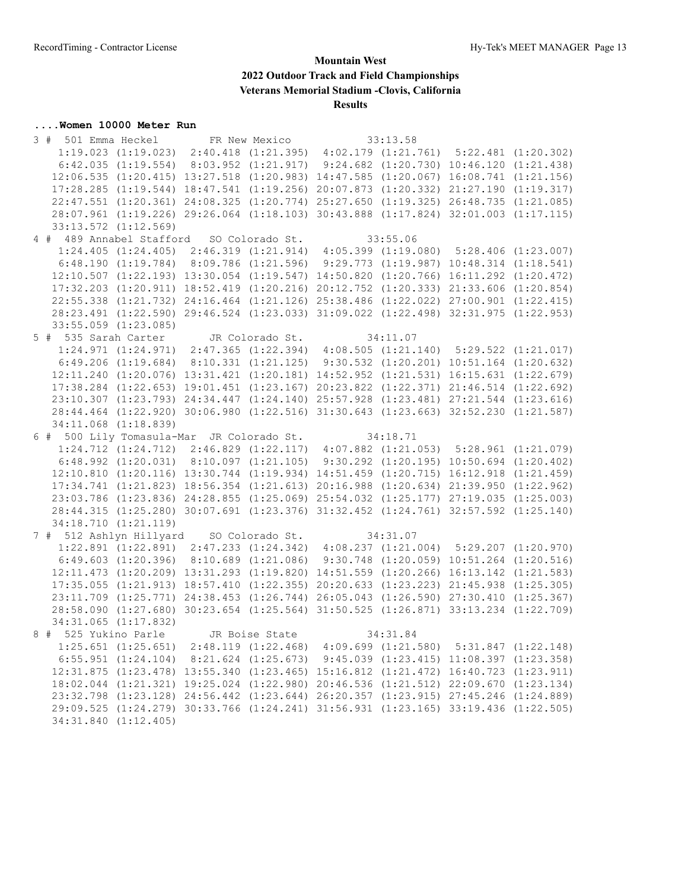# Mountain West
## 2022 Outdoor Track and Field Championships
### Veterans Memorial Stadium -Clovis, California
### Results

**....Women 10000 Meter Run**

```
 3 #  501 Emma Heckel        FR New Mexico           33:13.58  
     1:19.023 (1:19.023)  2:40.418 (1:21.395)  4:02.179 (1:21.761)  5:22.481 (1:20.302)
     6:42.035 (1:19.554)  8:03.952 (1:21.917)  9:24.682 (1:20.730) 10:46.120 (1:21.438)
    12:06.535 (1:20.415) 13:27.518 (1:20.983) 14:47.585 (1:20.067) 16:08.741 (1:21.156)
    17:28.285 (1:19.544) 18:47.541 (1:19.256) 20:07.873 (1:20.332) 21:27.190 (1:19.317)
    22:47.551 (1:20.361) 24:08.325 (1:20.774) 25:27.650 (1:19.325) 26:48.735 (1:21.085)
    28:07.961 (1:19.226) 29:26.064 (1:18.103) 30:43.888 (1:17.824) 32:01.003 (1:17.115)
    33:13.572 (1:12.569)
 4 #  489 Annabel Stafford   SO Colorado St.         33:55.06  
     1:24.405 (1:24.405)  2:46.319 (1:21.914)  4:05.399 (1:19.080)  5:28.406 (1:23.007)
     6:48.190 (1:19.784)  8:09.786 (1:21.596)  9:29.773 (1:19.987) 10:48.314 (1:18.541)
    12:10.507 (1:22.193) 13:30.054 (1:19.547) 14:50.820 (1:20.766) 16:11.292 (1:20.472)
    17:32.203 (1:20.911) 18:52.419 (1:20.216) 20:12.752 (1:20.333) 21:33.606 (1:20.854)
    22:55.338 (1:21.732) 24:16.464 (1:21.126) 25:38.486 (1:22.022) 27:00.901 (1:22.415)
    28:23.491 (1:22.590) 29:46.524 (1:23.033) 31:09.022 (1:22.498) 32:31.975 (1:22.953)
    33:55.059 (1:23.085)
 5 #  535 Sarah Carter       JR Colorado St.         34:11.07  
     1:24.971 (1:24.971)  2:47.365 (1:22.394)  4:08.505 (1:21.140)  5:29.522 (1:21.017)
     6:49.206 (1:19.684)  8:10.331 (1:21.125)  9:30.532 (1:20.201) 10:51.164 (1:20.632)
    12:11.240 (1:20.076) 13:31.421 (1:20.181) 14:52.952 (1:21.531) 16:15.631 (1:22.679)
    17:38.284 (1:22.653) 19:01.451 (1:23.167) 20:23.822 (1:22.371) 21:46.514 (1:22.692)
    23:10.307 (1:23.793) 24:34.447 (1:24.140) 25:57.928 (1:23.481) 27:21.544 (1:23.616)
    28:44.464 (1:22.920) 30:06.980 (1:22.516) 31:30.643 (1:23.663) 32:52.230 (1:21.587)
    34:11.068 (1:18.839)
 6 #  500 Lily Tomasula-Mar  JR Colorado St.         34:18.71  
     1:24.712 (1:24.712)  2:46.829 (1:22.117)  4:07.882 (1:21.053)  5:28.961 (1:21.079)
     6:48.992 (1:20.031)  8:10.097 (1:21.105)  9:30.292 (1:20.195) 10:50.694 (1:20.402)
    12:10.810 (1:20.116) 13:30.744 (1:19.934) 14:51.459 (1:20.715) 16:12.918 (1:21.459)
    17:34.741 (1:21.823) 18:56.354 (1:21.613) 20:16.988 (1:20.634) 21:39.950 (1:22.962)
    23:03.786 (1:23.836) 24:28.855 (1:25.069) 25:54.032 (1:25.177) 27:19.035 (1:25.003)
    28:44.315 (1:25.280) 30:07.691 (1:23.376) 31:32.452 (1:24.761) 32:57.592 (1:25.140)
    34:18.710 (1:21.119)
 7 #  512 Ashlyn Hillyard    SO Colorado St.         34:31.07  
     1:22.891 (1:22.891)  2:47.233 (1:24.342)  4:08.237 (1:21.004)  5:29.207 (1:20.970)
     6:49.603 (1:20.396)  8:10.689 (1:21.086)  9:30.748 (1:20.059) 10:51.264 (1:20.516)
    12:11.473 (1:20.209) 13:31.293 (1:19.820) 14:51.559 (1:20.266) 16:13.142 (1:21.583)
    17:35.055 (1:21.913) 18:57.410 (1:22.355) 20:20.633 (1:23.223) 21:45.938 (1:25.305)
    23:11.709 (1:25.771) 24:38.453 (1:26.744) 26:05.043 (1:26.590) 27:30.410 (1:25.367)
    28:58.090 (1:27.680) 30:23.654 (1:25.564) 31:50.525 (1:26.871) 33:13.234 (1:22.709)
    34:31.065 (1:17.832)
 8 #  525 Yukino Parle       JR Boise State          34:31.84  
     1:25.651 (1:25.651)  2:48.119 (1:22.468)  4:09.699 (1:21.580)  5:31.847 (1:22.148)
     6:55.951 (1:24.104)  8:21.624 (1:25.673)  9:45.039 (1:23.415) 11:08.397 (1:23.358)
    12:31.875 (1:23.478) 13:55.340 (1:23.465) 15:16.812 (1:21.472) 16:40.723 (1:23.911)
    18:02.044 (1:21.321) 19:25.024 (1:22.980) 20:46.536 (1:21.512) 22:09.670 (1:23.134)
    23:32.798 (1:23.128) 24:56.442 (1:23.644) 26:20.357 (1:23.915) 27:45.246 (1:24.889)
    29:09.525 (1:24.279) 30:33.766 (1:24.241) 31:56.931 (1:23.165) 33:19.436 (1:22.505)
    34:31.840 (1:12.405)
```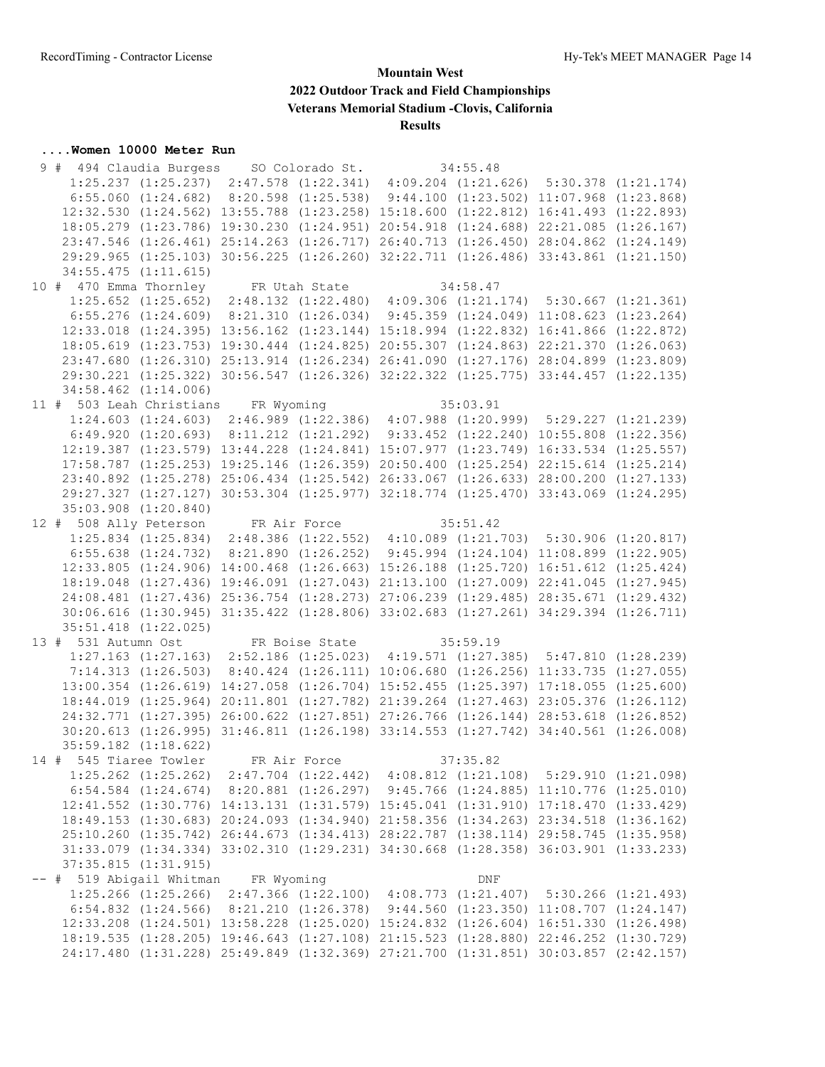# Mountain West
## 2022 Outdoor Track and Field Championships
### Veterans Memorial Stadium -Clovis, California
### Results

**....Women 10000 Meter Run**

```
  9 #  494 Claudia Burgess    SO Colorado St.           34:55.48  
      1:25.237 (1:25.237)  2:47.578 (1:22.341)  4:09.204 (1:21.626)  5:30.378 (1:21.174)
      6:55.060 (1:24.682)  8:20.598 (1:25.538)  9:44.100 (1:23.502) 11:07.968 (1:23.868)
     12:32.530 (1:24.562) 13:55.788 (1:23.258) 15:18.600 (1:22.812) 16:41.493 (1:22.893)
     18:05.279 (1:23.786) 19:30.230 (1:24.951) 20:54.918 (1:24.688) 22:21.085 (1:26.167)
     23:47.546 (1:26.461) 25:14.263 (1:26.717) 26:40.713 (1:26.450) 28:04.862 (1:24.149)
     29:29.965 (1:25.103) 30:56.225 (1:26.260) 32:22.711 (1:26.486) 33:43.861 (1:21.150)
     34:55.475 (1:11.615)
 10 #  470 Emma Thornley      FR Utah State             34:58.47  
      1:25.652 (1:25.652)  2:48.132 (1:22.480)  4:09.306 (1:21.174)  5:30.667 (1:21.361)
      6:55.276 (1:24.609)  8:21.310 (1:26.034)  9:45.359 (1:24.049) 11:08.623 (1:23.264)
     12:33.018 (1:24.395) 13:56.162 (1:23.144) 15:18.994 (1:22.832) 16:41.866 (1:22.872)
     18:05.619 (1:23.753) 19:30.444 (1:24.825) 20:55.307 (1:24.863) 22:21.370 (1:26.063)
     23:47.680 (1:26.310) 25:13.914 (1:26.234) 26:41.090 (1:27.176) 28:04.899 (1:23.809)
     29:30.221 (1:25.322) 30:56.547 (1:26.326) 32:22.322 (1:25.775) 33:44.457 (1:22.135)
     34:58.462 (1:14.006)
 11 #  503 Leah Christians    FR Wyoming                35:03.91  
      1:24.603 (1:24.603)  2:46.989 (1:22.386)  4:07.988 (1:20.999)  5:29.227 (1:21.239)
      6:49.920 (1:20.693)  8:11.212 (1:21.292)  9:33.452 (1:22.240) 10:55.808 (1:22.356)
     12:19.387 (1:23.579) 13:44.228 (1:24.841) 15:07.977 (1:23.749) 16:33.534 (1:25.557)
     17:58.787 (1:25.253) 19:25.146 (1:26.359) 20:50.400 (1:25.254) 22:15.614 (1:25.214)
     23:40.892 (1:25.278) 25:06.434 (1:25.542) 26:33.067 (1:26.633) 28:00.200 (1:27.133)
     29:27.327 (1:27.127) 30:53.304 (1:25.977) 32:18.774 (1:25.470) 33:43.069 (1:24.295)
     35:03.908 (1:20.840)
 12 #  508 Ally Peterson      FR Air Force              35:51.42  
      1:25.834 (1:25.834)  2:48.386 (1:22.552)  4:10.089 (1:21.703)  5:30.906 (1:20.817)
      6:55.638 (1:24.732)  8:21.890 (1:26.252)  9:45.994 (1:24.104) 11:08.899 (1:22.905)
     12:33.805 (1:24.906) 14:00.468 (1:26.663) 15:26.188 (1:25.720) 16:51.612 (1:25.424)
     18:19.048 (1:27.436) 19:46.091 (1:27.043) 21:13.100 (1:27.009) 22:41.045 (1:27.945)
     24:08.481 (1:27.436) 25:36.754 (1:28.273) 27:06.239 (1:29.485) 28:35.671 (1:29.432)
     30:06.616 (1:30.945) 31:35.422 (1:28.806) 33:02.683 (1:27.261) 34:29.394 (1:26.711)
     35:51.418 (1:22.025)
 13 #  531 Autumn Ost         FR Boise State            35:59.19  
      1:27.163 (1:27.163)  2:52.186 (1:25.023)  4:19.571 (1:27.385)  5:47.810 (1:28.239)
      7:14.313 (1:26.503)  8:40.424 (1:26.111) 10:06.680 (1:26.256) 11:33.735 (1:27.055)
     13:00.354 (1:26.619) 14:27.058 (1:26.704) 15:52.455 (1:25.397) 17:18.055 (1:25.600)
     18:44.019 (1:25.964) 20:11.801 (1:27.782) 21:39.264 (1:27.463) 23:05.376 (1:26.112)
     24:32.771 (1:27.395) 26:00.622 (1:27.851) 27:26.766 (1:26.144) 28:53.618 (1:26.852)
     30:20.613 (1:26.995) 31:46.811 (1:26.198) 33:14.553 (1:27.742) 34:40.561 (1:26.008)
     35:59.182 (1:18.622)
 14 #  545 Tiaree Towler      FR Air Force              37:35.82  
      1:25.262 (1:25.262)  2:47.704 (1:22.442)  4:08.812 (1:21.108)  5:29.910 (1:21.098)
      6:54.584 (1:24.674)  8:20.881 (1:26.297)  9:45.766 (1:24.885) 11:10.776 (1:25.010)
     12:41.552 (1:30.776) 14:13.131 (1:31.579) 15:45.041 (1:31.910) 17:18.470 (1:33.429)
     18:49.153 (1:30.683) 20:24.093 (1:34.940) 21:58.356 (1:34.263) 23:34.518 (1:36.162)
     25:10.260 (1:35.742) 26:44.673 (1:34.413) 28:22.787 (1:38.114) 29:58.745 (1:35.958)
     31:33.079 (1:34.334) 33:02.310 (1:29.231) 34:30.668 (1:28.358) 36:03.901 (1:33.233)
     37:35.815 (1:31.915)
 -- #  519 Abigail Whitman    FR Wyoming                     DNF  
      1:25.266 (1:25.266)  2:47.366 (1:22.100)  4:08.773 (1:21.407)  5:30.266 (1:21.493)
      6:54.832 (1:24.566)  8:21.210 (1:26.378)  9:44.560 (1:23.350) 11:08.707 (1:24.147)
     12:33.208 (1:24.501) 13:58.228 (1:25.020) 15:24.832 (1:26.604) 16:51.330 (1:26.498)
     18:19.535 (1:28.205) 19:46.643 (1:27.108) 21:15.523 (1:28.880) 22:46.252 (1:30.729)
     24:17.480 (1:31.228) 25:49.849 (1:32.369) 27:21.700 (1:31.851) 30:03.857 (2:42.157)
```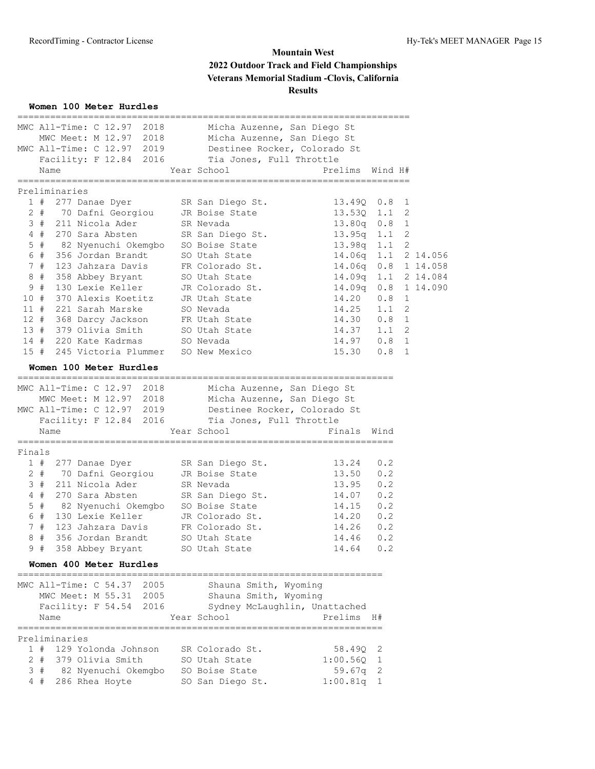# Mountain West
## 2022 Outdoor Track and Field Championships
### Veterans Memorial Stadium -Clovis, California
### Results

**Women 100 Meter Hurdles**

MWC All-Time: C 12.97 2018 Micha Auzenne, San Diego St
MWC Meet: M 12.97 2018 Micha Auzenne, San Diego St
MWC All-Time: C 12.97 2019 Destinee Rocker, Colorado St
Facility: F 12.84 2016 Tia Jones, Full Throttle

Preliminaries

| Place | Name | Year | School | Prelims | Wind | H# | |
|---|---|---|---|---|---|---|---|
| 1 # | 277 Danae Dyer | SR | San Diego St. | 13.49Q | 0.8 | 1 | |
| 2 # | 70 Dafni Georgiou | JR | Boise State | 13.53Q | 1.1 | 2 | |
| 3 # | 211 Nicola Ader | SR | Nevada | 13.80q | 0.8 | 1 | |
| 4 # | 270 Sara Absten | SR | San Diego St. | 13.95q | 1.1 | 2 | |
| 5 # | 82 Nyenuchi Okemgbo | SO | Boise State | 13.98q | 1.1 | 2 | |
| 6 # | 356 Jordan Brandt | SO | Utah State | 14.06q | 1.1 | 2 | 14.056 |
| 7 # | 123 Jahzara Davis | FR | Colorado St. | 14.06q | 0.8 | 1 | 14.058 |
| 8 # | 358 Abbey Bryant | SO | Utah State | 14.09q | 1.1 | 2 | 14.084 |
| 9 # | 130 Lexie Keller | JR | Colorado St. | 14.09q | 0.8 | 1 | 14.090 |
| 10 # | 370 Alexis Koetitz | JR | Utah State | 14.20 | 0.8 | 1 | |
| 11 # | 221 Sarah Marske | SO | Nevada | 14.25 | 1.1 | 2 | |
| 12 # | 368 Darcy Jackson | FR | Utah State | 14.30 | 0.8 | 1 | |
| 13 # | 379 Olivia Smith | SO | Utah State | 14.37 | 1.1 | 2 | |
| 14 # | 220 Kate Kadrmas | SO | Nevada | 14.97 | 0.8 | 1 | |
| 15 # | 245 Victoria Plummer | SO | New Mexico | 15.30 | 0.8 | 1 | |

**Women 100 Meter Hurdles**

MWC All-Time: C 12.97 2018 Micha Auzenne, San Diego St
MWC Meet: M 12.97 2018 Micha Auzenne, San Diego St
MWC All-Time: C 12.97 2019 Destinee Rocker, Colorado St
Facility: F 12.84 2016 Tia Jones, Full Throttle

Finals

| Place | Name | Year | School | Finals | Wind |
|---|---|---|---|---|---|
| 1 # | 277 Danae Dyer | SR | San Diego St. | 13.24 | 0.2 |
| 2 # | 70 Dafni Georgiou | JR | Boise State | 13.50 | 0.2 |
| 3 # | 211 Nicola Ader | SR | Nevada | 13.95 | 0.2 |
| 4 # | 270 Sara Absten | SR | San Diego St. | 14.07 | 0.2 |
| 5 # | 82 Nyenuchi Okemgbo | SO | Boise State | 14.15 | 0.2 |
| 6 # | 130 Lexie Keller | JR | Colorado St. | 14.20 | 0.2 |
| 7 # | 123 Jahzara Davis | FR | Colorado St. | 14.26 | 0.2 |
| 8 # | 356 Jordan Brandt | SO | Utah State | 14.46 | 0.2 |
| 9 # | 358 Abbey Bryant | SO | Utah State | 14.64 | 0.2 |

**Women 400 Meter Hurdles**

MWC All-Time: C 54.37 2005 Shauna Smith, Wyoming
MWC Meet: M 55.31 2005 Shauna Smith, Wyoming
Facility: F 54.54 2016 Sydney McLaughlin, Unattached

Preliminaries

| Place | Name | Year | School | Prelims | H# |
|---|---|---|---|---|---|
| 1 # | 129 Yolonda Johnson | SR | Colorado St. | 58.49Q | 2 |
| 2 # | 379 Olivia Smith | SO | Utah State | 1:00.56Q | 1 |
| 3 # | 82 Nyenuchi Okemgbo | SO | Boise State | 59.67q | 2 |
| 4 # | 286 Rhea Hoyte | SO | San Diego St. | 1:00.81q | 1 |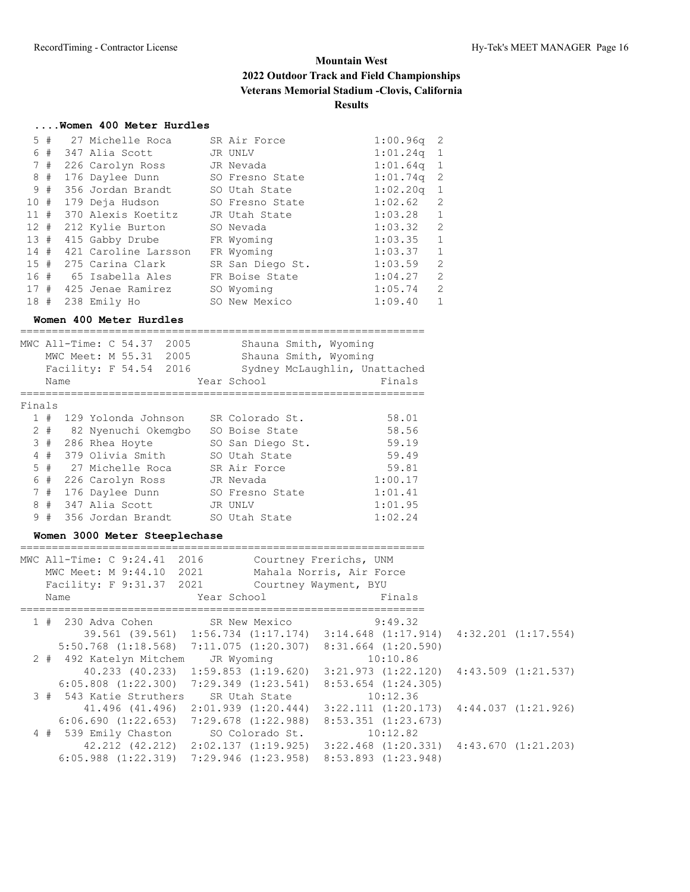# Mountain West
## 2022 Outdoor Track and Field Championships
### Veterans Memorial Stadium -Clovis, California
### Results

#### ....Women 400 Meter Hurdles

| Place | # | Comp | Name | Year School | Prelims | Heat |
|---|---|---|---|---|---|---|
| 5 | # | 27 | Michelle Roca | SR Air Force | 1:00.96q | 2 |
| 6 | # | 347 | Alia Scott | JR UNLV | 1:01.24q | 1 |
| 7 | # | 226 | Carolyn Ross | JR Nevada | 1:01.64q | 1 |
| 8 | # | 176 | Daylee Dunn | SO Fresno State | 1:01.74q | 2 |
| 9 | # | 356 | Jordan Brandt | SO Utah State | 1:02.20q | 1 |
| 10 | # | 179 | Deja Hudson | SO Fresno State | 1:02.62 | 2 |
| 11 | # | 370 | Alexis Koetitz | JR Utah State | 1:03.28 | 1 |
| 12 | # | 212 | Kylie Burton | SO Nevada | 1:03.32 | 2 |
| 13 | # | 415 | Gabby Drube | FR Wyoming | 1:03.35 | 1 |
| 14 | # | 421 | Caroline Larsson | FR Wyoming | 1:03.37 | 1 |
| 15 | # | 275 | Carina Clark | SR San Diego St. | 1:03.59 | 2 |
| 16 | # | 65 | Isabella Ales | FR Boise State | 1:04.27 | 2 |
| 17 | # | 425 | Jenae Ramirez | SO Wyoming | 1:05.74 | 2 |
| 18 | # | 238 | Emily Ho | SO New Mexico | 1:09.40 | 1 |

#### Women 400 Meter Hurdles

```
MWC All-Time: C 54.37  2005        Shauna Smith, Wyoming
   MWC Meet: M 55.31  2005        Shauna Smith, Wyoming
   Facility: F 54.54  2016        Sydney McLaughlin, Unattached
```

Finals

| Place | # | Comp | Name | Year School | Finals |
|---|---|---|---|---|---|
| 1 | # | 129 | Yolonda Johnson | SR Colorado St. | 58.01 |
| 2 | # | 82 | Nyenuchi Okemgbo | SO Boise State | 58.56 |
| 3 | # | 286 | Rhea Hoyte | SO San Diego St. | 59.19 |
| 4 | # | 379 | Olivia Smith | SO Utah State | 59.49 |
| 5 | # | 27 | Michelle Roca | SR Air Force | 59.81 |
| 6 | # | 226 | Carolyn Ross | JR Nevada | 1:00.17 |
| 7 | # | 176 | Daylee Dunn | SO Fresno State | 1:01.41 |
| 8 | # | 347 | Alia Scott | JR UNLV | 1:01.95 |
| 9 | # | 356 | Jordan Brandt | SO Utah State | 1:02.24 |

#### Women 3000 Meter Steeplechase

```
MWC All-Time: C 9:24.41  2016        Courtney Frerichs, UNM
   MWC Meet: M 9:44.10  2021        Mahala Norris, Air Force
   Facility: F 9:31.37  2021        Courtney Wayment, BYU
```

```
    Name                    Year School                  Finals
===============================================================
  1 # 230 Adva Cohen          SR New Mexico              9:49.32
        39.561 (39.561)  1:56.734 (1:17.174)  3:14.648 (1:17.914)  4:32.201 (1:17.554)
     5:50.768 (1:18.568)  7:11.075 (1:20.307)  8:31.664 (1:20.590)
  2 # 492 Katelyn Mitchem    JR Wyoming                10:10.86
        40.233 (40.233)  1:59.853 (1:19.620)  3:21.973 (1:22.120)  4:43.509 (1:21.537)
     6:05.808 (1:22.300)  7:29.349 (1:23.541)  8:53.654 (1:24.305)
  3 # 543 Katie Struthers    SR Utah State             10:12.36
        41.496 (41.496)  2:01.939 (1:20.444)  3:22.111 (1:20.173)  4:44.037 (1:21.926)
     6:06.690 (1:22.653)  7:29.678 (1:22.988)  8:53.351 (1:23.673)
  4 # 539 Emily Chaston      SO Colorado St.           10:12.82
        42.212 (42.212)  2:02.137 (1:19.925)  3:22.468 (1:20.331)  4:43.670 (1:21.203)
     6:05.988 (1:22.319)  7:29.946 (1:23.958)  8:53.893 (1:23.948)
```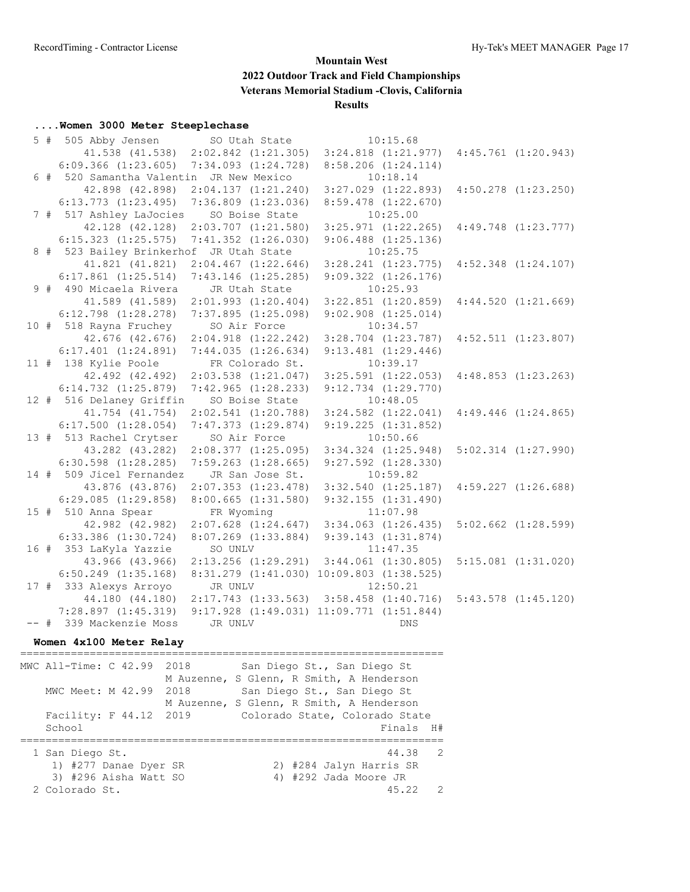# Mountain West
## 2022 Outdoor Track and Field Championships
### Veterans Memorial Stadium -Clovis, California
### Results

#### ....Women 3000 Meter Steeplechase

```
  5 #  505 Abby Jensen        SO Utah State            10:15.68  
        41.538 (41.538)  2:02.842 (1:21.305)  3:24.818 (1:21.977)  4:45.761 (1:20.943)
     6:09.366 (1:23.605)  7:34.093 (1:24.728)  8:58.206 (1:24.114)
  6 #  520 Samantha Valentin  JR New Mexico            10:18.14  
        42.898 (42.898)  2:04.137 (1:21.240)  3:27.029 (1:22.893)  4:50.278 (1:23.250)
     6:13.773 (1:23.495)  7:36.809 (1:23.036)  8:59.478 (1:22.670)
  7 #  517 Ashley LaJocies    SO Boise State           10:25.00  
        42.128 (42.128)  2:03.707 (1:21.580)  3:25.971 (1:22.265)  4:49.748 (1:23.777)
     6:15.323 (1:25.575)  7:41.352 (1:26.030)  9:06.488 (1:25.136)
  8 #  523 Bailey Brinkerhof  JR Utah State            10:25.75  
        41.821 (41.821)  2:04.467 (1:22.646)  3:28.241 (1:23.775)  4:52.348 (1:24.107)
     6:17.861 (1:25.514)  7:43.146 (1:25.285)  9:09.322 (1:26.176)
  9 #  490 Micaela Rivera     JR Utah State            10:25.93  
        41.589 (41.589)  2:01.993 (1:20.404)  3:22.851 (1:20.859)  4:44.520 (1:21.669)
     6:12.798 (1:28.278)  7:37.895 (1:25.098)  9:02.908 (1:25.014)
 10 #  518 Rayna Fruchey      SO Air Force             10:34.57  
        42.676 (42.676)  2:04.918 (1:22.242)  3:28.704 (1:23.787)  4:52.511 (1:23.807)
     6:17.401 (1:24.891)  7:44.035 (1:26.634)  9:13.481 (1:29.446)
 11 #  138 Kylie Poole        FR Colorado St.          10:39.17  
        42.492 (42.492)  2:03.538 (1:21.047)  3:25.591 (1:22.053)  4:48.853 (1:23.263)
     6:14.732 (1:25.879)  7:42.965 (1:28.233)  9:12.734 (1:29.770)
 12 #  516 Delaney Griffin    SO Boise State           10:48.05  
        41.754 (41.754)  2:02.541 (1:20.788)  3:24.582 (1:22.041)  4:49.446 (1:24.865)
     6:17.500 (1:28.054)  7:47.373 (1:29.874)  9:19.225 (1:31.852)
 13 #  513 Rachel Crytser     SO Air Force             10:50.66  
        43.282 (43.282)  2:08.377 (1:25.095)  3:34.324 (1:25.948)  5:02.314 (1:27.990)
     6:30.598 (1:28.285)  7:59.263 (1:28.665)  9:27.592 (1:28.330)
 14 #  509 Jicel Fernandez    JR San Jose St.          10:59.82  
        43.876 (43.876)  2:07.353 (1:23.478)  3:32.540 (1:25.187)  4:59.227 (1:26.688)
     6:29.085 (1:29.858)  8:00.665 (1:31.580)  9:32.155 (1:31.490)
 15 #  510 Anna Spear         FR Wyoming               11:07.98  
        42.982 (42.982)  2:07.628 (1:24.647)  3:34.063 (1:26.435)  5:02.662 (1:28.599)
     6:33.386 (1:30.724)  8:07.269 (1:33.884)  9:39.143 (1:31.874)
 16 #  353 LaKyla Yazzie      SO UNLV                  11:47.35  
        43.966 (43.966)  2:13.256 (1:29.291)  3:44.061 (1:30.805)  5:15.081 (1:31.020)
     6:50.249 (1:35.168)  8:31.279 (1:41.030) 10:09.803 (1:38.525)
 17 #  333 Alexys Arroyo      JR UNLV                  12:50.21  
        44.180 (44.180)  2:17.743 (1:33.563)  3:58.458 (1:40.716)  5:43.578 (1:45.120)
     7:28.897 (1:45.319)  9:17.928 (1:49.031) 11:09.771 (1:51.844)
 -- #  339 Mackenzie Moss     JR UNLV                       DNS  
```

#### Women 4x100 Meter Relay

```
=================================================================
MWC All-Time: C 42.99  2018        San Diego St., San Diego St   
                       M Auzenne, S Glenn, R Smith, A Henderson  
   MWC Meet: M 42.99  2018        San Diego St., San Diego St    
                       M Auzenne, S Glenn, R Smith, A Henderson  
   Facility: F 44.12  2019        Colorado State, Colorado State 
    School                                            Finals  H# 
=================================================================
  1 San Diego St.                                      44.38   2  
     1) #277 Danae Dyer SR            2) #284 Jalyn Harris SR      
     3) #296 Aisha Watt SO            4) #292 Jada Moore JR        
  2 Colorado St.                                       45.22   2  
```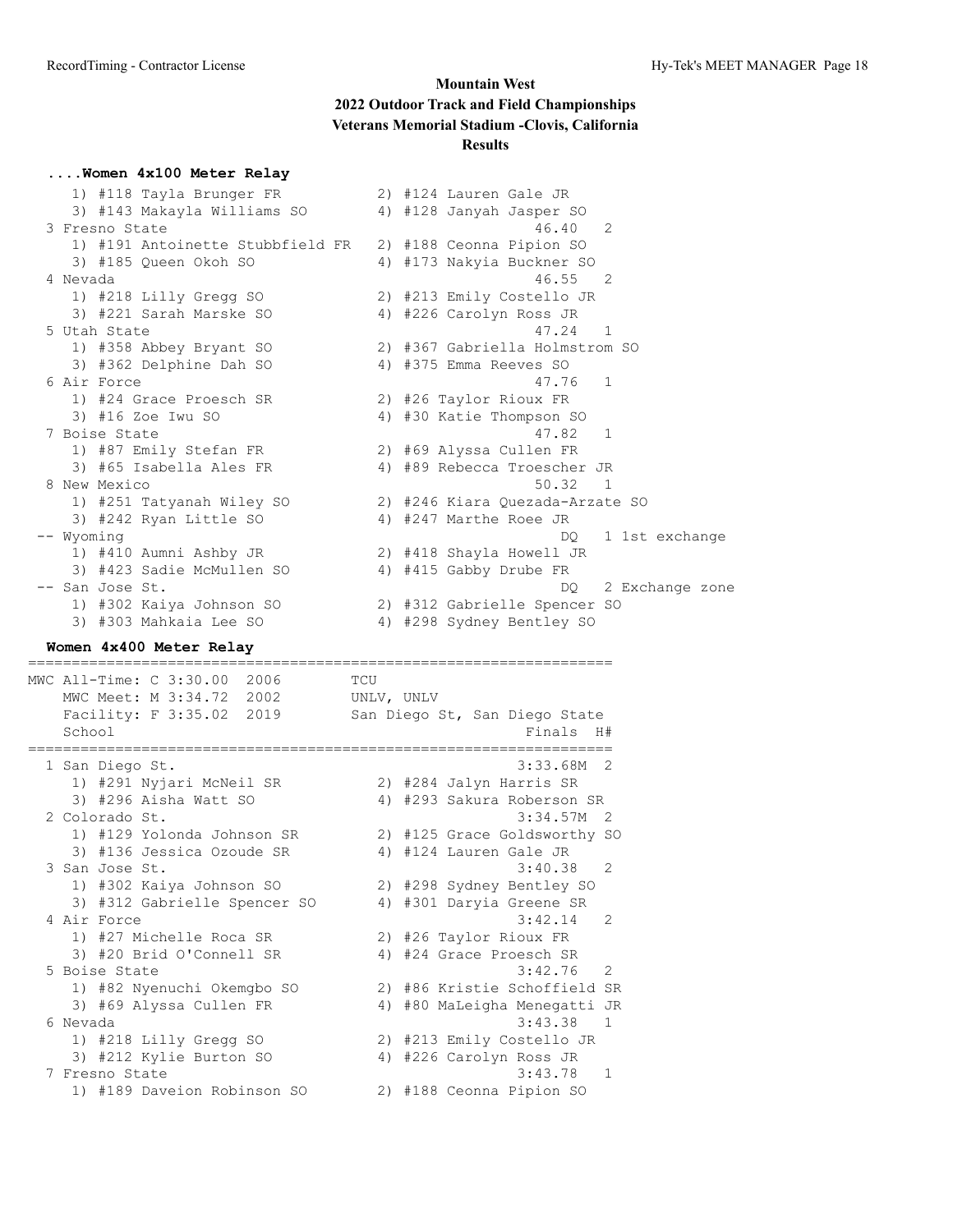# Mountain West
## 2022 Outdoor Track and Field Championships
### Veterans Memorial Stadium -Clovis, California
### Results

**....Women 4x100 Meter Relay**

```
    1) #118 Tayla Brunger FR           2) #124 Lauren Gale JR
    3) #143 Makayla Williams SO        4) #128 Janyah Jasper SO
  3 Fresno State                                   46.40   2
    1) #191 Antoinette Stubbfield FR   2) #188 Ceonna Pipion SO
    3) #185 Queen Okoh SO              4) #173 Nakyia Buckner SO
  4 Nevada                                         46.55   2
    1) #218 Lilly Gregg SO             2) #213 Emily Costello JR
    3) #221 Sarah Marske SO            4) #226 Carolyn Ross JR
  5 Utah State                                     47.24   1
    1) #358 Abbey Bryant SO            2) #367 Gabriella Holmstrom SO
    3) #362 Delphine Dah SO            4) #375 Emma Reeves SO
  6 Air Force                                      47.76   1
    1) #24 Grace Proesch SR            2) #26 Taylor Rioux FR
    3) #16 Zoe Iwu SO                  4) #30 Katie Thompson SO
  7 Boise State                                    47.82   1
    1) #87 Emily Stefan FR             2) #69 Alyssa Cullen FR
    3) #65 Isabella Ales FR            4) #89 Rebecca Troescher JR
  8 New Mexico                                     50.32   1
    1) #251 Tatyanah Wiley SO          2) #246 Kiara Quezada-Arzate SO
    3) #242 Ryan Little SO             4) #247 Marthe Roee JR
 -- Wyoming                                           DQ   1 1st exchange
    1) #410 Aumni Ashby JR             2) #418 Shayla Howell JR
    3) #423 Sadie McMullen SO          4) #415 Gabby Drube FR
 -- San Jose St.                                      DQ   2 Exchange zone
    1) #302 Kaiya Johnson SO           2) #312 Gabrielle Spencer SO
    3) #303 Mahkaia Lee SO             4) #298 Sydney Bentley SO
```

**Women 4x400 Meter Relay**

```
=================================================================
MWC All-Time: C 3:30.00  2006        TCU
   MWC Meet: M 3:34.72  2002        UNLV, UNLV
   Facility: F 3:35.02  2019        San Diego St, San Diego State
   School                                          Finals  H#
=================================================================
  1 San Diego St.                                3:33.68M  2
    1) #291 Nyjari McNeil SR           2) #284 Jalyn Harris SR
    3) #296 Aisha Watt SO              4) #293 Sakura Roberson SR
  2 Colorado St.                                 3:34.57M  2
    1) #129 Yolonda Johnson SR         2) #125 Grace Goldsworthy SO
    3) #136 Jessica Ozoude SR          4) #124 Lauren Gale JR
  3 San Jose St.                                 3:40.38   2
    1) #302 Kaiya Johnson SO           2) #298 Sydney Bentley SO
    3) #312 Gabrielle Spencer SO       4) #301 Daryia Greene SR
  4 Air Force                                    3:42.14   2
    1) #27 Michelle Roca SR            2) #26 Taylor Rioux FR
    3) #20 Brid O'Connell SR           4) #24 Grace Proesch SR
  5 Boise State                                  3:42.76   2
    1) #82 Nyenuchi Okemgbo SO         2) #86 Kristie Schoffield SR
    3) #69 Alyssa Cullen FR            4) #80 MaLeigha Menegatti JR
  6 Nevada                                       3:43.38   1
    1) #218 Lilly Gregg SO             2) #213 Emily Costello JR
    3) #212 Kylie Burton SO            4) #226 Carolyn Ross JR
  7 Fresno State                                 3:43.78   1
    1) #189 Daveion Robinson SO        2) #188 Ceonna Pipion SO
```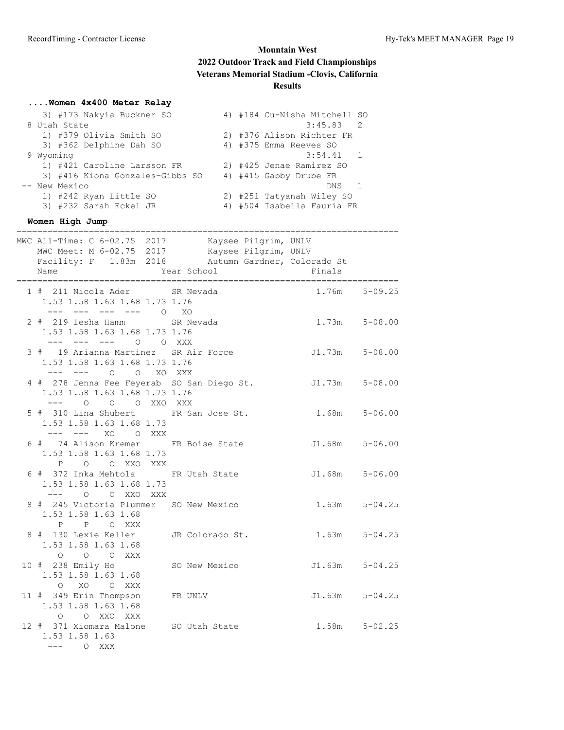## Mountain West
## 2022 Outdoor Track and Field Championships
## Veterans Memorial Stadium -Clovis, California
## Results

**....Women 4x400 Meter Relay**

```
    3) #173 Nakyia Buckner SO          4) #184 Cu-Nisha Mitchell SO
  8 Utah State                                       3:45.83   2
    1) #379 Olivia Smith SO            2) #376 Alison Richter FR
    3) #362 Delphine Dah SO            4) #375 Emma Reeves SO
  9 Wyoming                                          3:54.41   1
    1) #421 Caroline Larsson FR        2) #425 Jenae Ramirez SO
    3) #416 Kiona Gonzales-Gibbs SO    4) #415 Gabby Drube FR
 -- New Mexico                                           DNS   1
    1) #242 Ryan Little SO             2) #251 Tatyanah Wiley SO
    3) #232 Sarah Eckel JR             4) #504 Isabella Fauria FR
```

**Women High Jump**

```
==========================================================================
MWC All-Time: C 6-02.75  2017        Kaysee Pilgrim, UNLV
   MWC Meet: M 6-02.75  2017        Kaysee Pilgrim, UNLV
   Facility: F   1.83m  2018        Autumn Gardner, Colorado St
    Name                    Year School                  Finals
==========================================================================
  1 # 211 Nicola Ader        SR Nevada                   1.76m    5-09.25
     1.53 1.58 1.63 1.68 1.73 1.76
      ---  ---  ---  ---    O   XO
  2 # 219 Iesha Hamm         SR Nevada                   1.73m    5-08.00
     1.53 1.58 1.63 1.68 1.73 1.76
      ---  ---  ---    O    O  XXX
  3 #  19 Arianna Martinez   SR Air Force               J1.73m    5-08.00
     1.53 1.58 1.63 1.68 1.73 1.76
      ---  ---    O    O   XO  XXX
  4 # 278 Jenna Fee Feyerab  SO San Diego St.           J1.73m    5-08.00
     1.53 1.58 1.63 1.68 1.73 1.76
      ---    O    O    O  XXO  XXX
  5 # 310 Lina Shubert       FR San Jose St.             1.68m    5-06.00
     1.53 1.58 1.63 1.68 1.73
      ---  ---   XO    O  XXX
  6 #  74 Alison Kremer      FR Boise State             J1.68m    5-06.00
     1.53 1.58 1.63 1.68 1.73
        P    O    O  XXO  XXX
  6 # 372 Inka Mehtola       FR Utah State              J1.68m    5-06.00
     1.53 1.58 1.63 1.68 1.73
      ---    O    O  XXO  XXX
  8 # 245 Victoria Plummer   SO New Mexico               1.63m    5-04.25
     1.53 1.58 1.63 1.68
        P    P    O  XXX
  8 # 130 Lexie Keller       JR Colorado St.             1.63m    5-04.25
     1.53 1.58 1.63 1.68
        O    O    O  XXX
 10 # 238 Emily Ho           SO New Mexico              J1.63m    5-04.25
     1.53 1.58 1.63 1.68
        O   XO    O  XXX
 11 # 349 Erin Thompson      FR UNLV                    J1.63m    5-04.25
     1.53 1.58 1.63 1.68
        O    O  XXO  XXX
 12 # 371 Xiomara Malone     SO Utah State               1.58m    5-02.25
     1.53 1.58 1.63
      ---    O  XXX
```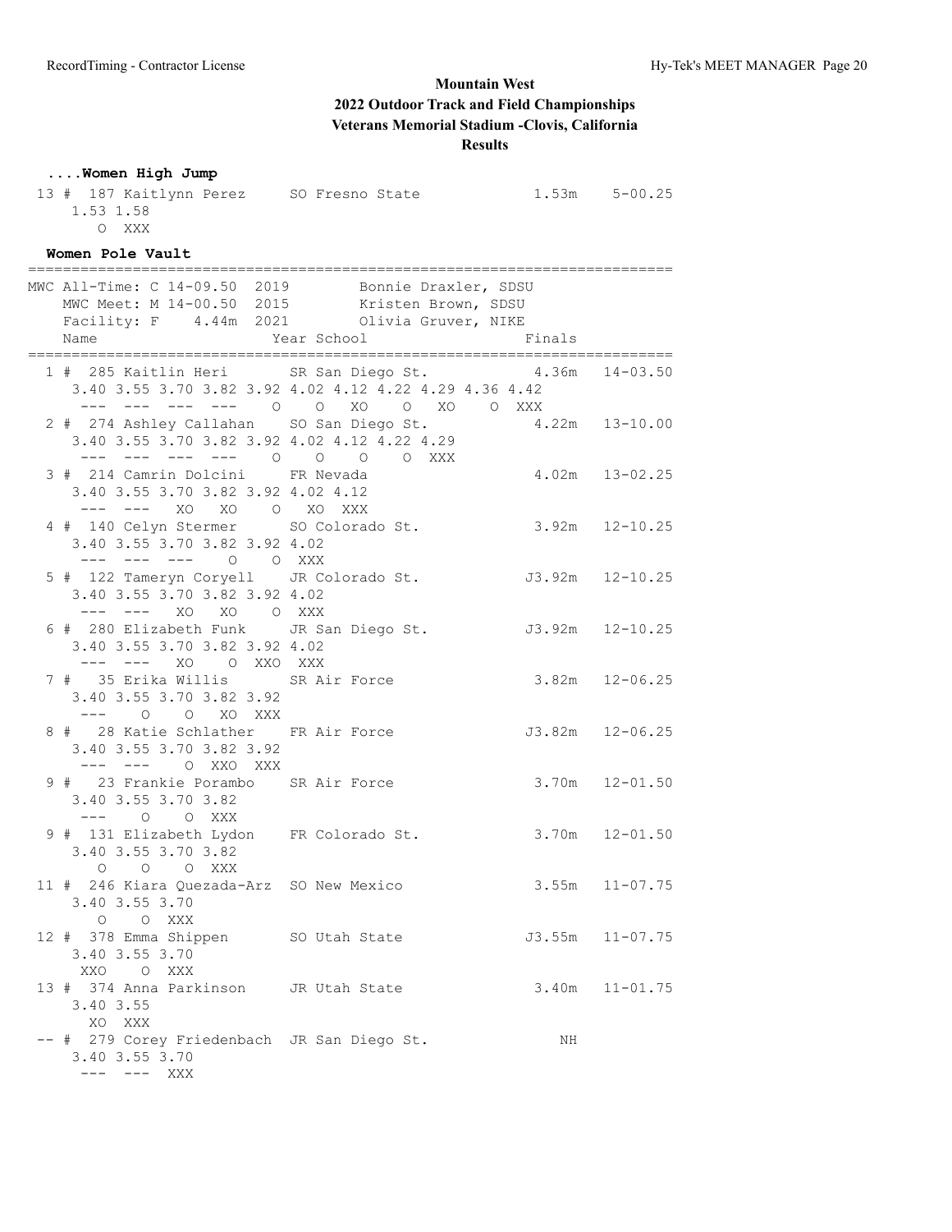# Mountain West

## 2022 Outdoor Track and Field Championships

## Veterans Memorial Stadium -Clovis, California

## Results

**....Women High Jump**

```
 13 # 187 Kaitlynn Perez     SO Fresno State             1.53m    5-00.25
     1.53 1.58
        O  XXX
```

**Women Pole Vault**

```
==========================================================================
MWC All-Time: C 14-09.50  2019        Bonnie Draxler, SDSU
    MWC Meet: M 14-00.50  2015        Kristen Brown, SDSU
    Facility: F    4.44m  2021        Olivia Gruver, NIKE
    Name                    Year School                  Finals
==========================================================================
  1 # 285 Kaitlin Heri       SR San Diego St.             4.36m   14-03.50
     3.40 3.55 3.70 3.82 3.92 4.02 4.12 4.22 4.29 4.36 4.42
      ---  ---  ---  ---    O    O   XO    O   XO    O  XXX
  2 # 274 Ashley Callahan    SO San Diego St.             4.22m   13-10.00
     3.40 3.55 3.70 3.82 3.92 4.02 4.12 4.22 4.29
      ---  ---  ---  ---    O    O    O    O  XXX
  3 # 214 Camrin Dolcini     FR Nevada                    4.02m   13-02.25
     3.40 3.55 3.70 3.82 3.92 4.02 4.12
      ---  ---   XO   XO    O   XO  XXX
  4 # 140 Celyn Stermer      SO Colorado St.              3.92m   12-10.25
     3.40 3.55 3.70 3.82 3.92 4.02
      ---  ---  ---    O    O  XXX
  5 # 122 Tameryn Coryell    JR Colorado St.             J3.92m   12-10.25
     3.40 3.55 3.70 3.82 3.92 4.02
      ---  ---   XO   XO    O  XXX
  6 # 280 Elizabeth Funk     JR San Diego St.            J3.92m   12-10.25
     3.40 3.55 3.70 3.82 3.92 4.02
      ---  ---   XO    O  XXO  XXX
  7 #  35 Erika Willis       SR Air Force                 3.82m   12-06.25
     3.40 3.55 3.70 3.82 3.92
      ---    O    O   XO  XXX
  8 #  28 Katie Schlather    FR Air Force                J3.82m   12-06.25
     3.40 3.55 3.70 3.82 3.92
      ---  ---    O  XXO  XXX
  9 #  23 Frankie Porambo    SR Air Force                 3.70m   12-01.50
     3.40 3.55 3.70 3.82
      ---    O    O  XXX
  9 # 131 Elizabeth Lydon    FR Colorado St.              3.70m   12-01.50
     3.40 3.55 3.70 3.82
        O    O    O  XXX
 11 # 246 Kiara Quezada-Arz  SO New Mexico                3.55m   11-07.75
     3.40 3.55 3.70
        O    O  XXX
 12 # 378 Emma Shippen       SO Utah State               J3.55m   11-07.75
     3.40 3.55 3.70
      XXO    O  XXX
 13 # 374 Anna Parkinson     JR Utah State                3.40m   11-01.75
     3.40 3.55
       XO  XXX
 -- # 279 Corey Friedenbach  JR San Diego St.                NH
     3.40 3.55 3.70
      ---  ---  XXX
```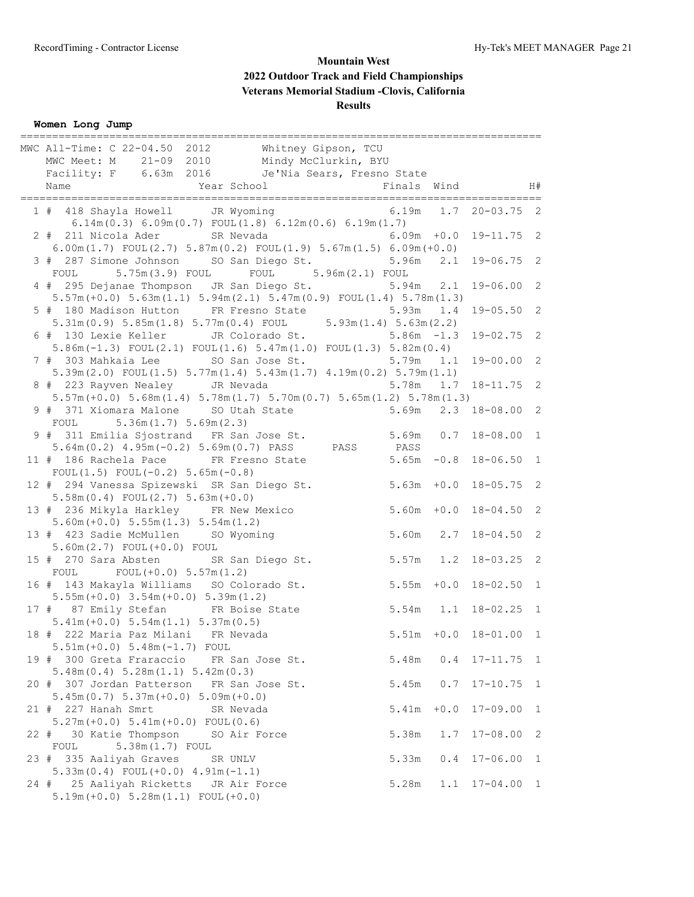# Mountain West
## 2022 Outdoor Track and Field Championships
## Veterans Memorial Stadium -Clovis, California
## Results

**Women Long Jump**

MWC All-Time: C 22-04.50 2012 Whitney Gipson, TCU
MWC Meet: M 21-09 2010 Mindy McClurkin, BYU
Facility: F 6.63m 2016 Je'Nia Sears, Fresno State

| Place | Name | Year | School | Finals | Wind | | H# |
|---|---|---|---|---|---|---|---|
| 1 | # 418 Shayla Howell | JR | Wyoming | 6.19m | 1.7 | 20-03.75 | 2 |
| | 6.14m(0.3) 6.09m(0.7) FOUL(1.8) 6.12m(0.6) 6.19m(1.7) | | | | | | |
| 2 | # 211 Nicola Ader | SR | Nevada | 6.09m | +0.0 | 19-11.75 | 2 |
| | 6.00m(1.7) FOUL(2.7) 5.87m(0.2) FOUL(1.9) 5.67m(1.5) 6.09m(+0.0) | | | | | | |
| 3 | # 287 Simone Johnson | SO | San Diego St. | 5.96m | 2.1 | 19-06.75 | 2 |
| | FOUL 5.75m(3.9) FOUL FOUL 5.96m(2.1) FOUL | | | | | | |
| 4 | # 295 Dejanae Thompson | JR | San Diego St. | 5.94m | 2.1 | 19-06.00 | 2 |
| | 5.57m(+0.0) 5.63m(1.1) 5.94m(2.1) 5.47m(0.9) FOUL(1.4) 5.78m(1.3) | | | | | | |
| 5 | # 180 Madison Hutton | FR | Fresno State | 5.93m | 1.4 | 19-05.50 | 2 |
| | 5.31m(0.9) 5.85m(1.8) 5.77m(0.4) FOUL 5.93m(1.4) 5.63m(2.2) | | | | | | |
| 6 | # 130 Lexie Keller | JR | Colorado St. | 5.86m | -1.3 | 19-02.75 | 2 |
| | 5.86m(-1.3) FOUL(2.1) FOUL(1.6) 5.47m(1.0) FOUL(1.3) 5.82m(0.4) | | | | | | |
| 7 | # 303 Mahkaia Lee | SO | San Jose St. | 5.79m | 1.1 | 19-00.00 | 2 |
| | 5.39m(2.0) FOUL(1.5) 5.77m(1.4) 5.43m(1.7) 4.19m(0.2) 5.79m(1.1) | | | | | | |
| 8 | # 223 Rayven Nealey | JR | Nevada | 5.78m | 1.7 | 18-11.75 | 2 |
| | 5.57m(+0.0) 5.68m(1.4) 5.78m(1.7) 5.70m(0.7) 5.65m(1.2) 5.78m(1.3) | | | | | | |
| 9 | # 371 Xiomara Malone | SO | Utah State | 5.69m | 2.3 | 18-08.00 | 2 |
| | FOUL 5.36m(1.7) 5.69m(2.3) | | | | | | |
| 9 | # 311 Emilia Sjostrand | FR | San Jose St. | 5.69m | 0.7 | 18-08.00 | 1 |
| | 5.64m(0.2) 4.95m(-0.2) 5.69m(0.7) PASS PASS PASS | | | | | | |
| 11 | # 186 Rachela Pace | FR | Fresno State | 5.65m | -0.8 | 18-06.50 | 1 |
| | FOUL(1.5) FOUL(-0.2) 5.65m(-0.8) | | | | | | |
| 12 | # 294 Vanessa Spizewski | SR | San Diego St. | 5.63m | +0.0 | 18-05.75 | 2 |
| | 5.58m(0.4) FOUL(2.7) 5.63m(+0.0) | | | | | | |
| 13 | # 236 Mikyla Harkley | FR | New Mexico | 5.60m | +0.0 | 18-04.50 | 2 |
| | 5.60m(+0.0) 5.55m(1.3) 5.54m(1.2) | | | | | | |
| 13 | # 423 Sadie McMullen | SO | Wyoming | 5.60m | 2.7 | 18-04.50 | 2 |
| | 5.60m(2.7) FOUL(+0.0) FOUL | | | | | | |
| 15 | # 270 Sara Absten | SR | San Diego St. | 5.57m | 1.2 | 18-03.25 | 2 |
| | FOUL FOUL(+0.0) 5.57m(1.2) | | | | | | |
| 16 | # 143 Makayla Williams | SO | Colorado St. | 5.55m | +0.0 | 18-02.50 | 1 |
| | 5.55m(+0.0) 3.54m(+0.0) 5.39m(1.2) | | | | | | |
| 17 | # 87 Emily Stefan | FR | Boise State | 5.54m | 1.1 | 18-02.25 | 1 |
| | 5.41m(+0.0) 5.54m(1.1) 5.37m(0.5) | | | | | | |
| 18 | # 222 Maria Paz Milani | FR | Nevada | 5.51m | +0.0 | 18-01.00 | 1 |
| | 5.51m(+0.0) 5.48m(-1.7) FOUL | | | | | | |
| 19 | # 300 Greta Fraraccio | FR | San Jose St. | 5.48m | 0.4 | 17-11.75 | 1 |
| | 5.48m(0.4) 5.28m(1.1) 5.42m(0.3) | | | | | | |
| 20 | # 307 Jordan Patterson | FR | San Jose St. | 5.45m | 0.7 | 17-10.75 | 1 |
| | 5.45m(0.7) 5.37m(+0.0) 5.09m(+0.0) | | | | | | |
| 21 | # 227 Hanah Smrt | SR | Nevada | 5.41m | +0.0 | 17-09.00 | 1 |
| | 5.27m(+0.0) 5.41m(+0.0) FOUL(0.6) | | | | | | |
| 22 | # 30 Katie Thompson | SO | Air Force | 5.38m | 1.7 | 17-08.00 | 2 |
| | FOUL 5.38m(1.7) FOUL | | | | | | |
| 23 | # 335 Aaliyah Graves | SR | UNLV | 5.33m | 0.4 | 17-06.00 | 1 |
| | 5.33m(0.4) FOUL(+0.0) 4.91m(-1.1) | | | | | | |
| 24 | # 25 Aaliyah Ricketts | JR | Air Force | 5.28m | 1.1 | 17-04.00 | 1 |
| | 5.19m(+0.0) 5.28m(1.1) FOUL(+0.0) | | | | | | |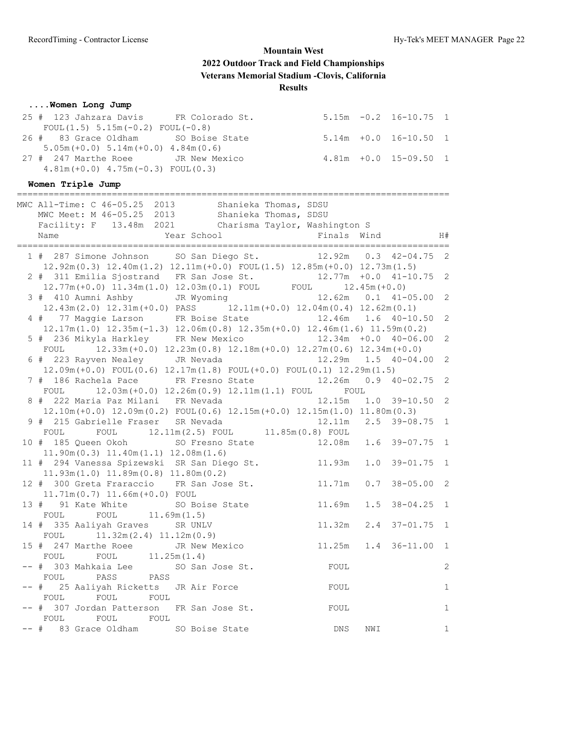# Mountain West
## 2022 Outdoor Track and Field Championships
### Veterans Memorial Stadium -Clovis, California
### Results

**....Women Long Jump**

```
 25 # 123 Jahzara Davis      FR Colorado St.              5.15m  -0.2  16-10.75  1
     FOUL(1.5) 5.15m(-0.2) FOUL(-0.8)
 26 #  83 Grace Oldham       SO Boise State               5.14m  +0.0  16-10.50  1
     5.05m(+0.0) 5.14m(+0.0) 4.84m(0.6)
 27 # 247 Marthe Roee        JR New Mexico                4.81m  +0.0  15-09.50  1
     4.81m(+0.0) 4.75m(-0.3) FOUL(0.3)
```

**Women Triple Jump**

```
=================================================================================
MWC All-Time: C 46-05.25  2013        Shanieka Thomas, SDSU
   MWC Meet: M 46-05.25  2013        Shanieka Thomas, SDSU
   Facility: F   13.48m  2021        Charisma Taylor, Washington S
    Name                    Year School              Finals  Wind             H#
=================================================================================
  1 # 287 Simone Johnson     SO San Diego St.          12.92m   0.3  42-04.75  2
     12.92m(0.3) 12.40m(1.2) 12.11m(+0.0) FOUL(1.5) 12.85m(+0.0) 12.73m(1.5)
  2 # 311 Emilia Sjostrand   FR San Jose St.           12.77m  +0.0  41-10.75  2
     12.77m(+0.0) 11.34m(1.0) 12.03m(0.1) FOUL      FOUL      12.45m(+0.0)
  3 # 410 Aumni Ashby        JR Wyoming                12.62m   0.1  41-05.00  2
     12.43m(2.0) 12.31m(+0.0) PASS      12.11m(+0.0) 12.04m(0.4) 12.62m(0.1)
  4 #  77 Maggie Larson      FR Boise State            12.46m   1.6  40-10.50  2
     12.17m(1.0) 12.35m(-1.3) 12.06m(0.8) 12.35m(+0.0) 12.46m(1.6) 11.59m(0.2)
  5 # 236 Mikyla Harkley     FR New Mexico             12.34m  +0.0  40-06.00  2
     FOUL      12.33m(+0.0) 12.23m(0.8) 12.18m(+0.0) 12.27m(0.6) 12.34m(+0.0)
  6 # 223 Rayven Nealey      JR Nevada                 12.29m   1.5  40-04.00  2
     12.09m(+0.0) FOUL(0.6) 12.17m(1.8) FOUL(+0.0) FOUL(0.1) 12.29m(1.5)
  7 # 186 Rachela Pace       FR Fresno State           12.26m   0.9  40-02.75  2
     FOUL      12.03m(+0.0) 12.26m(0.9) 12.11m(1.1) FOUL      FOUL
  8 # 222 Maria Paz Milani   FR Nevada                 12.15m   1.0  39-10.50  2
     12.10m(+0.0) 12.09m(0.2) FOUL(0.6) 12.15m(+0.0) 12.15m(1.0) 11.80m(0.3)
  9 # 215 Gabrielle Fraser   SR Nevada                 12.11m   2.5  39-08.75  1
     FOUL      FOUL      12.11m(2.5) FOUL      11.85m(0.8) FOUL
 10 # 185 Queen Okoh         SO Fresno State           12.08m   1.6  39-07.75  1
     11.90m(0.3) 11.40m(1.1) 12.08m(1.6)
 11 # 294 Vanessa Spizewski  SR San Diego St.          11.93m   1.0  39-01.75  1
     11.93m(1.0) 11.89m(0.8) 11.80m(0.2)
 12 # 300 Greta Fraraccio    FR San Jose St.           11.71m   0.7  38-05.00  2
     11.71m(0.7) 11.66m(+0.0) FOUL
 13 #  91 Kate White        SO Boise State            11.69m   1.5  38-04.25  1
     FOUL      FOUL      11.69m(1.5)
 14 # 335 Aaliyah Graves     SR UNLV                   11.32m   2.4  37-01.75  1
     FOUL      11.32m(2.4) 11.12m(0.9)
 15 # 247 Marthe Roee        JR New Mexico             11.25m   1.4  36-11.00  1
     FOUL      FOUL      11.25m(1.4)
 -- # 303 Mahkaia Lee        SO San Jose St.             FOUL                  2
     FOUL      PASS      PASS
 -- #  25 Aaliyah Ricketts   JR Air Force                FOUL                  1
     FOUL      FOUL      FOUL
 -- # 307 Jordan Patterson   FR San Jose St.             FOUL                  1
     FOUL      FOUL      FOUL
 -- #  83 Grace Oldham       SO Boise State               DNS   NWI             1
```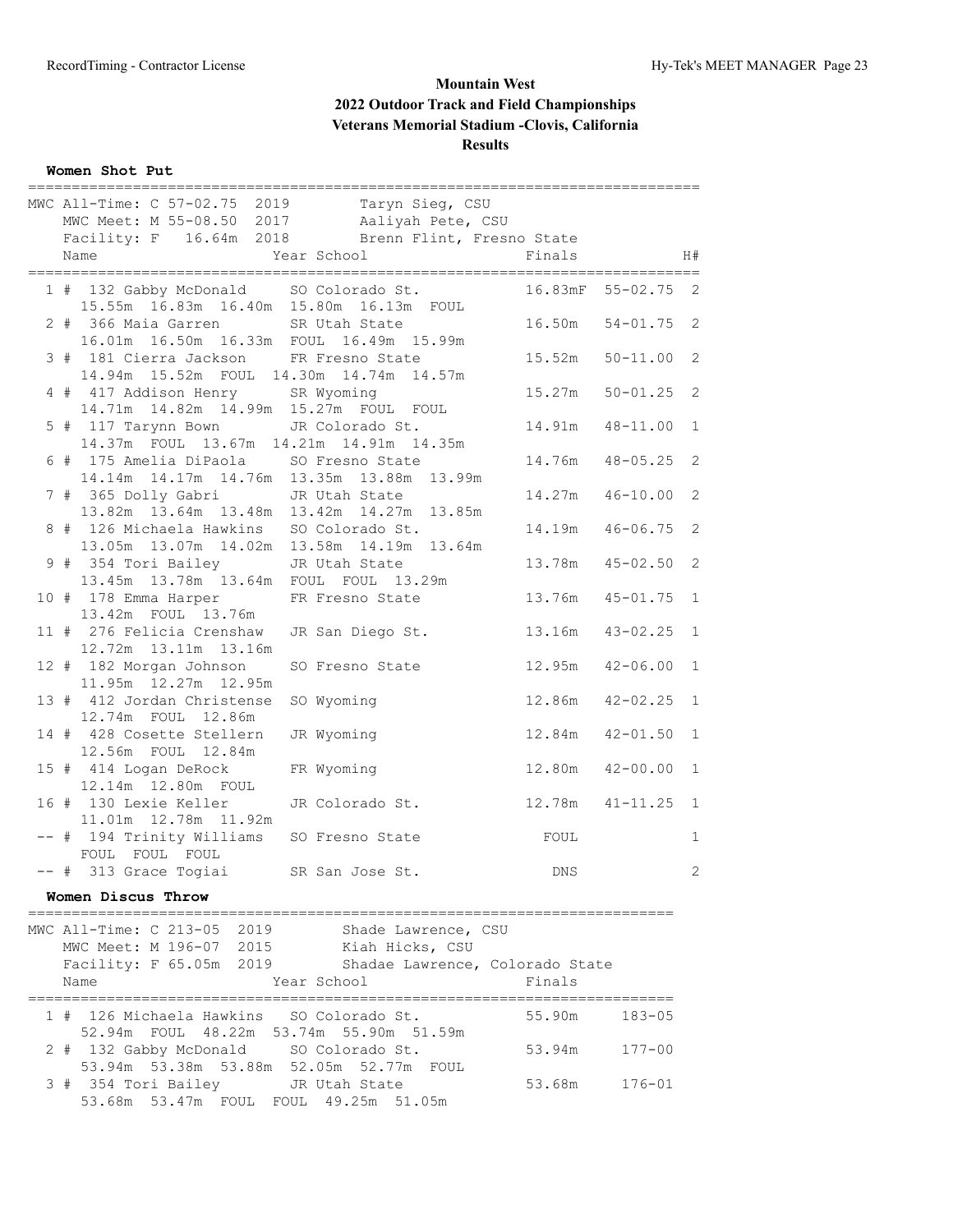# Mountain West
## 2022 Outdoor Track and Field Championships
## Veterans Memorial Stadium -Clovis, California
## Results

### Women Shot Put

MWC All-Time: C 57-02.75 2019 Taryn Sieg, CSU
MWC Meet: M 55-08.50 2017 Aaliyah Pete, CSU
Facility: F 16.64m 2018 Brenn Flint, Fresno State

| Place | Name | Year | School | Finals | | H# |
|---|---|---|---|---|---|---|
| 1 # | 132 Gabby McDonald | SO | Colorado St. | 16.83mF | 55-02.75 | 2 |
| | 15.55m 16.83m 16.40m 15.80m 16.13m FOUL | | | | | |
| 2 # | 366 Maia Garren | SR | Utah State | 16.50m | 54-01.75 | 2 |
| | 16.01m 16.50m 16.33m FOUL 16.49m 15.99m | | | | | |
| 3 # | 181 Cierra Jackson | FR | Fresno State | 15.52m | 50-11.00 | 2 |
| | 14.94m 15.52m FOUL 14.30m 14.74m 14.57m | | | | | |
| 4 # | 417 Addison Henry | SR | Wyoming | 15.27m | 50-01.25 | 2 |
| | 14.71m 14.82m 14.99m 15.27m FOUL FOUL | | | | | |
| 5 # | 117 Tarynn Bown | JR | Colorado St. | 14.91m | 48-11.00 | 1 |
| | 14.37m FOUL 13.67m 14.21m 14.91m 14.35m | | | | | |
| 6 # | 175 Amelia DiPaola | SO | Fresno State | 14.76m | 48-05.25 | 2 |
| | 14.14m 14.17m 14.76m 13.35m 13.88m 13.99m | | | | | |
| 7 # | 365 Dolly Gabri | JR | Utah State | 14.27m | 46-10.00 | 2 |
| | 13.82m 13.64m 13.48m 13.42m 14.27m 13.85m | | | | | |
| 8 # | 126 Michaela Hawkins | SO | Colorado St. | 14.19m | 46-06.75 | 2 |
| | 13.05m 13.07m 14.02m 13.58m 14.19m 13.64m | | | | | |
| 9 # | 354 Tori Bailey | JR | Utah State | 13.78m | 45-02.50 | 2 |
| | 13.45m 13.78m 13.64m FOUL FOUL 13.29m | | | | | |
| 10 # | 178 Emma Harper | FR | Fresno State | 13.76m | 45-01.75 | 1 |
| | 13.42m FOUL 13.76m | | | | | |
| 11 # | 276 Felicia Crenshaw | JR | San Diego St. | 13.16m | 43-02.25 | 1 |
| | 12.72m 13.11m 13.16m | | | | | |
| 12 # | 182 Morgan Johnson | SO | Fresno State | 12.95m | 42-06.00 | 1 |
| | 11.95m 12.27m 12.95m | | | | | |
| 13 # | 412 Jordan Christense | SO | Wyoming | 12.86m | 42-02.25 | 1 |
| | 12.74m FOUL 12.86m | | | | | |
| 14 # | 428 Cosette Stellern | JR | Wyoming | 12.84m | 42-01.50 | 1 |
| | 12.56m FOUL 12.84m | | | | | |
| 15 # | 414 Logan DeRock | FR | Wyoming | 12.80m | 42-00.00 | 1 |
| | 12.14m 12.80m FOUL | | | | | |
| 16 # | 130 Lexie Keller | JR | Colorado St. | 12.78m | 41-11.25 | 1 |
| | 11.01m 12.78m 11.92m | | | | | |
| -- # | 194 Trinity Williams | SO | Fresno State | FOUL | | 1 |
| | FOUL FOUL FOUL | | | | | |
| -- # | 313 Grace Togiai | SR | San Jose St. | DNS | | 2 |

### Women Discus Throw

MWC All-Time: C 213-05 2019 Shade Lawrence, CSU
MWC Meet: M 196-07 2015 Kiah Hicks, CSU
Facility: F 65.05m 2019 Shadae Lawrence, Colorado State

| Place | Name | Year | School | Finals | |
|---|---|---|---|---|---|
| 1 # | 126 Michaela Hawkins | SO | Colorado St. | 55.90m | 183-05 |
| | 52.94m FOUL 48.22m 53.74m 55.90m 51.59m | | | | |
| 2 # | 132 Gabby McDonald | SO | Colorado St. | 53.94m | 177-00 |
| | 53.94m 53.38m 53.88m 52.05m 52.77m FOUL | | | | |
| 3 # | 354 Tori Bailey | JR | Utah State | 53.68m | 176-01 |
| | 53.68m 53.47m FOUL FOUL 49.25m 51.05m | | | | |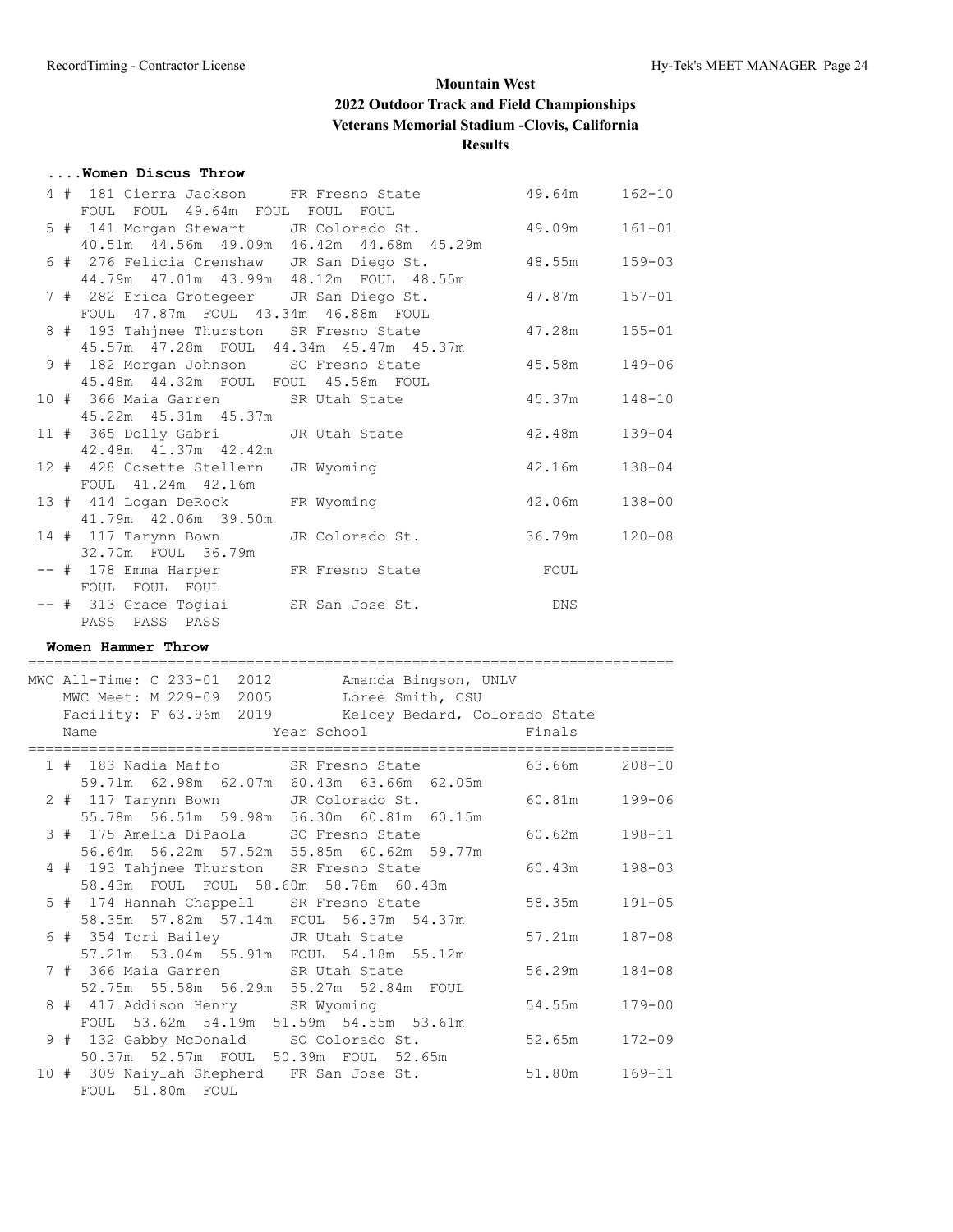# Mountain West
## 2022 Outdoor Track and Field Championships
### Veterans Memorial Stadium -Clovis, California
### Results

#### ....Women Discus Throw

```
  4 #  181 Cierra Jackson     FR Fresno State           49.64m    162-10 
     FOUL  FOUL  49.64m  FOUL  FOUL  FOUL 
  5 #  141 Morgan Stewart     JR Colorado St.           49.09m    161-01 
     40.51m  44.56m  49.09m  46.42m  44.68m  45.29m 
  6 #  276 Felicia Crenshaw   JR San Diego St.          48.55m    159-03 
     44.79m  47.01m  43.99m  48.12m  FOUL  48.55m 
  7 #  282 Erica Grotegeer    JR San Diego St.          47.87m    157-01 
     FOUL  47.87m  FOUL  43.34m  46.88m  FOUL 
  8 #  193 Tahjnee Thurston   SR Fresno State           47.28m    155-01 
     45.57m  47.28m  FOUL  44.34m  45.47m  45.37m 
  9 #  182 Morgan Johnson     SO Fresno State           45.58m    149-06 
     45.48m  44.32m  FOUL  FOUL  45.58m  FOUL 
 10 #  366 Maia Garren        SR Utah State             45.37m    148-10 
     45.22m  45.31m  45.37m 
 11 #  365 Dolly Gabri        JR Utah State             42.48m    139-04 
     42.48m  41.37m  42.42m 
 12 #  428 Cosette Stellern   JR Wyoming                42.16m    138-04 
     FOUL  41.24m  42.16m 
 13 #  414 Logan DeRock       FR Wyoming                42.06m    138-00 
     41.79m  42.06m  39.50m 
 14 #  117 Tarynn Bown        JR Colorado St.           36.79m    120-08 
     32.70m  FOUL  36.79m 
 -- #  178 Emma Harper        FR Fresno State             FOUL 
     FOUL  FOUL  FOUL 
 -- #  313 Grace Togiai       SR San Jose St.              DNS 
     PASS  PASS  PASS 
```

#### Women Hammer Throw

```
=========================================================================
 MWC All-Time: C 233-01  2012        Amanda Bingson, UNLV 
   MWC Meet: M 229-09  2005        Loree Smith, CSU 
   Facility: F 63.96m  2019        Kelcey Bedard, Colorado State 
    Name                    Year School                  Finals 
=========================================================================
  1 #  183 Nadia Maffo        SR Fresno State           63.66m    208-10 
     59.71m  62.98m  62.07m  60.43m  63.66m  62.05m 
  2 #  117 Tarynn Bown        JR Colorado St.           60.81m    199-06 
     55.78m  56.51m  59.98m  56.30m  60.81m  60.15m 
  3 #  175 Amelia DiPaola     SO Fresno State           60.62m    198-11 
     56.64m  56.22m  57.52m  55.85m  60.62m  59.77m 
  4 #  193 Tahjnee Thurston   SR Fresno State           60.43m    198-03 
     58.43m  FOUL  FOUL  58.60m  58.78m  60.43m 
  5 #  174 Hannah Chappell    SR Fresno State           58.35m    191-05 
     58.35m  57.82m  57.14m  FOUL  56.37m  54.37m 
  6 #  354 Tori Bailey        JR Utah State             57.21m    187-08 
     57.21m  53.04m  55.91m  FOUL  54.18m  55.12m 
  7 #  366 Maia Garren        SR Utah State             56.29m    184-08 
     52.75m  55.58m  56.29m  55.27m  52.84m  FOUL 
  8 #  417 Addison Henry      SR Wyoming                54.55m    179-00 
     FOUL  53.62m  54.19m  51.59m  54.55m  53.61m 
  9 #  132 Gabby McDonald     SO Colorado St.           52.65m    172-09 
     50.37m  52.57m  FOUL  50.39m  FOUL  52.65m 
 10 #  309 Naiylah Shepherd   FR San Jose St.           51.80m    169-11 
     FOUL  51.80m  FOUL 
```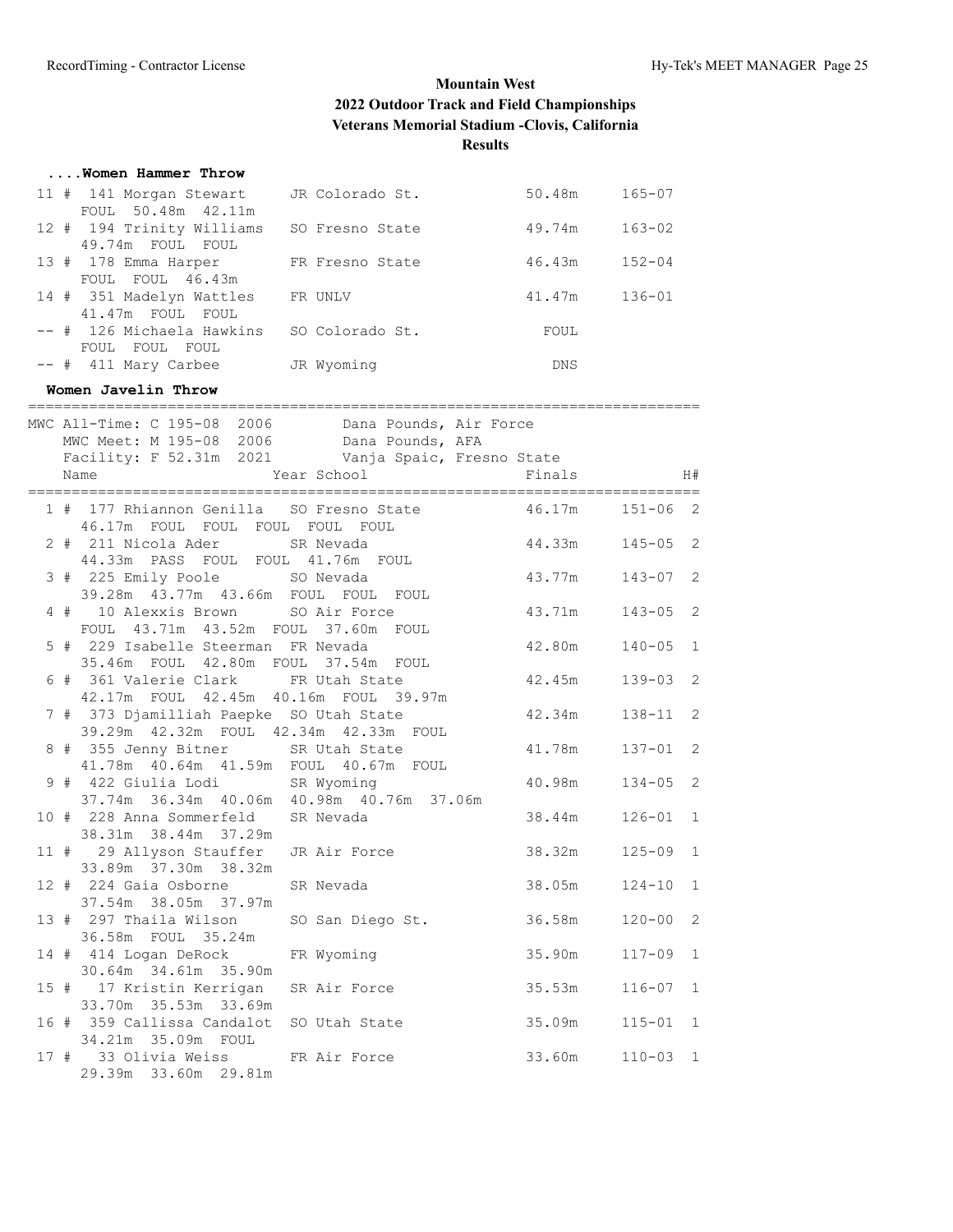# Mountain West
## 2022 Outdoor Track and Field Championships
### Veterans Memorial Stadium -Clovis, California
### Results

**....Women Hammer Throw**

| Place | # | Name | Year | School | Finals | |
|---|---|---|---|---|---|---|
| 11 | 141 | Morgan Stewart | JR | Colorado St. | 50.48m | 165-07 |
| | | FOUL 50.48m 42.11m | | | | |
| 12 | 194 | Trinity Williams | SO | Fresno State | 49.74m | 163-02 |
| | | 49.74m FOUL FOUL | | | | |
| 13 | 178 | Emma Harper | FR | Fresno State | 46.43m | 152-04 |
| | | FOUL FOUL 46.43m | | | | |
| 14 | 351 | Madelyn Wattles | FR | UNLV | 41.47m | 136-01 |
| | | 41.47m FOUL FOUL | | | | |
| -- | 126 | Michaela Hawkins | SO | Colorado St. | FOUL | |
| | | FOUL FOUL FOUL | | | | |
| -- | 411 | Mary Carbee | JR | Wyoming | DNS | |

**Women Javelin Throw**

MWC All-Time: C 195-08 2006 Dana Pounds, Air Force
MWC Meet: M 195-08 2006 Dana Pounds, AFA
Facility: F 52.31m 2021 Vanja Spaic, Fresno State

| Place | # | Name | Year | School | Finals | | H# |
|---|---|---|---|---|---|---|---|
| 1 | 177 | Rhiannon Genilla | SO | Fresno State | 46.17m | 151-06 | 2 |
| | | 46.17m FOUL FOUL FOUL FOUL FOUL | | | | | |
| 2 | 211 | Nicola Ader | SR | Nevada | 44.33m | 145-05 | 2 |
| | | 44.33m PASS FOUL FOUL 41.76m FOUL | | | | | |
| 3 | 225 | Emily Poole | SO | Nevada | 43.77m | 143-07 | 2 |
| | | 39.28m 43.77m 43.66m FOUL FOUL FOUL | | | | | |
| 4 | 10 | Alexxis Brown | SO | Air Force | 43.71m | 143-05 | 2 |
| | | FOUL 43.71m 43.52m FOUL 37.60m FOUL | | | | | |
| 5 | 229 | Isabelle Steerman | FR | Nevada | 42.80m | 140-05 | 1 |
| | | 35.46m FOUL 42.80m FOUL 37.54m FOUL | | | | | |
| 6 | 361 | Valerie Clark | FR | Utah State | 42.45m | 139-03 | 2 |
| | | 42.17m FOUL 42.45m 40.16m FOUL 39.97m | | | | | |
| 7 | 373 | Djamilliah Paepke | SO | Utah State | 42.34m | 138-11 | 2 |
| | | 39.29m 42.32m FOUL 42.34m 42.33m FOUL | | | | | |
| 8 | 355 | Jenny Bitner | SR | Utah State | 41.78m | 137-01 | 2 |
| | | 41.78m 40.64m 41.59m FOUL 40.67m FOUL | | | | | |
| 9 | 422 | Giulia Lodi | SR | Wyoming | 40.98m | 134-05 | 2 |
| | | 37.74m 36.34m 40.06m 40.98m 40.76m 37.06m | | | | | |
| 10 | 228 | Anna Sommerfeld | SR | Nevada | 38.44m | 126-01 | 1 |
| | | 38.31m 38.44m 37.29m | | | | | |
| 11 | 29 | Allyson Stauffer | JR | Air Force | 38.32m | 125-09 | 1 |
| | | 33.89m 37.30m 38.32m | | | | | |
| 12 | 224 | Gaia Osborne | SR | Nevada | 38.05m | 124-10 | 1 |
| | | 37.54m 38.05m 37.97m | | | | | |
| 13 | 297 | Thaila Wilson | SO | San Diego St. | 36.58m | 120-00 | 2 |
| | | 36.58m FOUL 35.24m | | | | | |
| 14 | 414 | Logan DeRock | FR | Wyoming | 35.90m | 117-09 | 1 |
| | | 30.64m 34.61m 35.90m | | | | | |
| 15 | 17 | Kristin Kerrigan | SR | Air Force | 35.53m | 116-07 | 1 |
| | | 33.70m 35.53m 33.69m | | | | | |
| 16 | 359 | Callissa Candalot | SO | Utah State | 35.09m | 115-01 | 1 |
| | | 34.21m 35.09m FOUL | | | | | |
| 17 | 33 | Olivia Weiss | FR | Air Force | 33.60m | 110-03 | 1 |
| | | 29.39m 33.60m 29.81m | | | | | |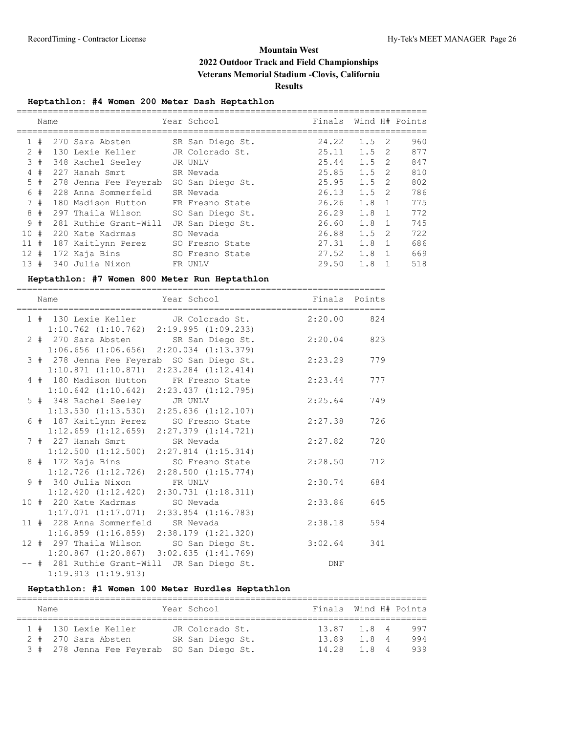# Mountain West
## 2022 Outdoor Track and Field Championships
## Veterans Memorial Stadium -Clovis, California
## Results

### Heptathlon: #4 Women 200 Meter Dash Heptathlon

| | Name | Year | School | Finals | Wind | H# | Points |
|---|---|---|---|---|---|---|---|
| 1 # | 270 Sara Absten | SR | San Diego St. | 24.22 | 1.5 | 2 | 960 |
| 2 # | 130 Lexie Keller | JR | Colorado St. | 25.11 | 1.5 | 2 | 877 |
| 3 # | 348 Rachel Seeley | JR | UNLV | 25.44 | 1.5 | 2 | 847 |
| 4 # | 227 Hanah Smrt | SR | Nevada | 25.85 | 1.5 | 2 | 810 |
| 5 # | 278 Jenna Fee Feyerab | SO | San Diego St. | 25.95 | 1.5 | 2 | 802 |
| 6 # | 228 Anna Sommerfeld | SR | Nevada | 26.13 | 1.5 | 2 | 786 |
| 7 # | 180 Madison Hutton | FR | Fresno State | 26.26 | 1.8 | 1 | 775 |
| 8 # | 297 Thaila Wilson | SO | San Diego St. | 26.29 | 1.8 | 1 | 772 |
| 9 # | 281 Ruthie Grant-Will | JR | San Diego St. | 26.60 | 1.8 | 1 | 745 |
| 10 # | 220 Kate Kadrmas | SO | Nevada | 26.88 | 1.5 | 2 | 722 |
| 11 # | 187 Kaitlynn Perez | SO | Fresno State | 27.31 | 1.8 | 1 | 686 |
| 12 # | 172 Kaja Bins | SO | Fresno State | 27.52 | 1.8 | 1 | 669 |
| 13 # | 340 Julia Nixon | FR | UNLV | 29.50 | 1.8 | 1 | 518 |

### Heptathlon: #7 Women 800 Meter Run Heptathlon

| | Name | Year | School | Finals | Points |
|---|---|---|---|---|---|
| 1 # | 130 Lexie Keller | JR | Colorado St. | 2:20.00 | 824 |
| | 1:10.762 (1:10.762) 2:19.995 (1:09.233) | | | | |
| 2 # | 270 Sara Absten | SR | San Diego St. | 2:20.04 | 823 |
| | 1:06.656 (1:06.656) 2:20.034 (1:13.379) | | | | |
| 3 # | 278 Jenna Fee Feyerab | SO | San Diego St. | 2:23.29 | 779 |
| | 1:10.871 (1:10.871) 2:23.284 (1:12.414) | | | | |
| 4 # | 180 Madison Hutton | FR | Fresno State | 2:23.44 | 777 |
| | 1:10.642 (1:10.642) 2:23.437 (1:12.795) | | | | |
| 5 # | 348 Rachel Seeley | JR | UNLV | 2:25.64 | 749 |
| | 1:13.530 (1:13.530) 2:25.636 (1:12.107) | | | | |
| 6 # | 187 Kaitlynn Perez | SO | Fresno State | 2:27.38 | 726 |
| | 1:12.659 (1:12.659) 2:27.379 (1:14.721) | | | | |
| 7 # | 227 Hanah Smrt | SR | Nevada | 2:27.82 | 720 |
| | 1:12.500 (1:12.500) 2:27.814 (1:15.314) | | | | |
| 8 # | 172 Kaja Bins | SO | Fresno State | 2:28.50 | 712 |
| | 1:12.726 (1:12.726) 2:28.500 (1:15.774) | | | | |
| 9 # | 340 Julia Nixon | FR | UNLV | 2:30.74 | 684 |
| | 1:12.420 (1:12.420) 2:30.731 (1:18.311) | | | | |
| 10 # | 220 Kate Kadrmas | SO | Nevada | 2:33.86 | 645 |
| | 1:17.071 (1:17.071) 2:33.854 (1:16.783) | | | | |
| 11 # | 228 Anna Sommerfeld | SR | Nevada | 2:38.18 | 594 |
| | 1:16.859 (1:16.859) 2:38.179 (1:21.320) | | | | |
| 12 # | 297 Thaila Wilson | SO | San Diego St. | 3:02.64 | 341 |
| | 1:20.867 (1:20.867) 3:02.635 (1:41.769) | | | | |
| -- # | 281 Ruthie Grant-Will | JR | San Diego St. | DNF | |
| | 1:19.913 (1:19.913) | | | | |

### Heptathlon: #1 Women 100 Meter Hurdles Heptathlon

| | Name | Year | School | Finals | Wind | H# | Points |
|---|---|---|---|---|---|---|---|
| 1 # | 130 Lexie Keller | JR | Colorado St. | 13.87 | 1.8 | 4 | 997 |
| 2 # | 270 Sara Absten | SR | San Diego St. | 13.89 | 1.8 | 4 | 994 |
| 3 # | 278 Jenna Fee Feyerab | SO | San Diego St. | 14.28 | 1.8 | 4 | 939 |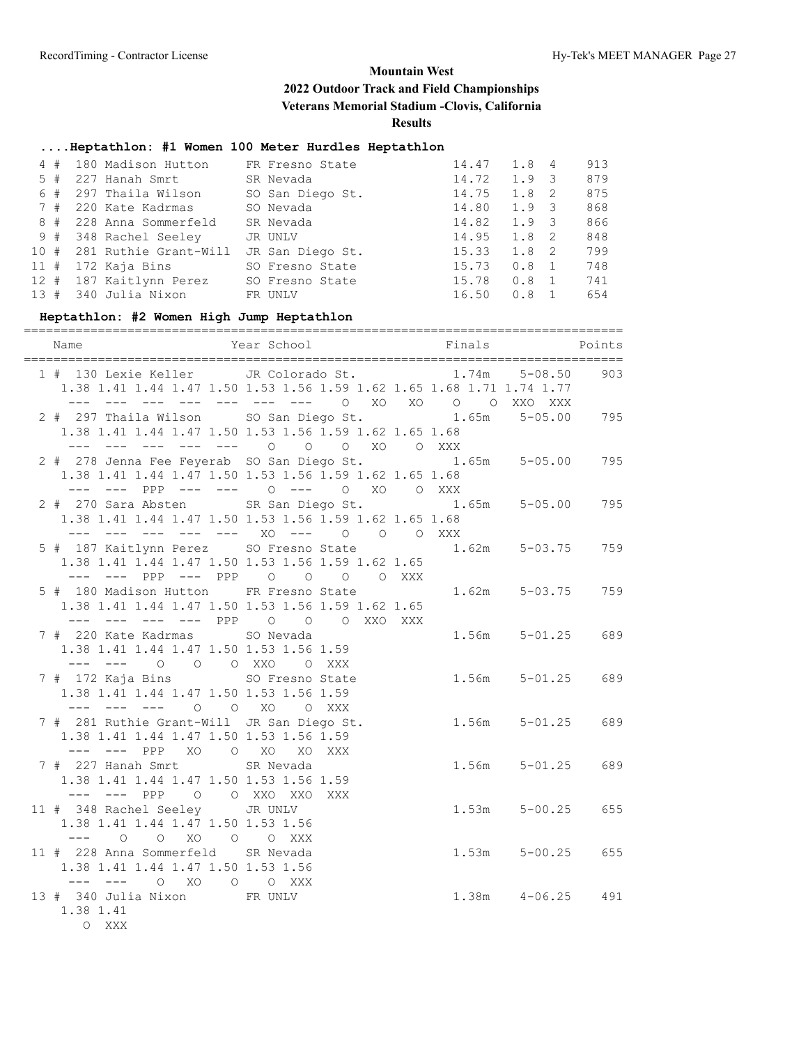**Mountain West**
**2022 Outdoor Track and Field Championships**
**Veterans Memorial Stadium -Clovis, California**
**Results**

### ....Heptathlon: #1 Women 100 Meter Hurdles Heptathlon

| Place | Name | Year School | Finals | Wind | H# | Points |
|---|---|---|---|---|---|---|
| 4 # | 180 Madison Hutton | FR Fresno State | 14.47 | 1.8 | 4 | 913 |
| 5 # | 227 Hanah Smrt | SR Nevada | 14.72 | 1.9 | 3 | 879 |
| 6 # | 297 Thaila Wilson | SO San Diego St. | 14.75 | 1.8 | 2 | 875 |
| 7 # | 220 Kate Kadrmas | SO Nevada | 14.80 | 1.9 | 3 | 868 |
| 8 # | 228 Anna Sommerfeld | SR Nevada | 14.82 | 1.9 | 3 | 866 |
| 9 # | 348 Rachel Seeley | JR UNLV | 14.95 | 1.8 | 2 | 848 |
| 10 # | 281 Ruthie Grant-Will | JR San Diego St. | 15.33 | 1.8 | 2 | 799 |
| 11 # | 172 Kaja Bins | SO Fresno State | 15.73 | 0.8 | 1 | 748 |
| 12 # | 187 Kaitlynn Perez | SO Fresno State | 15.78 | 0.8 | 1 | 741 |
| 13 # | 340 Julia Nixon | FR UNLV | 16.50 | 0.8 | 1 | 654 |

### Heptathlon: #2 Women High Jump Heptathlon

```
================================================================================
    Name                    Year School                  Finals            Points
================================================================================
  1 # 130 Lexie Keller      JR Colorado St.             1.74m    5-08.50    903
     1.38 1.41 1.44 1.47 1.50 1.53 1.56 1.59 1.62 1.65 1.68 1.71 1.74 1.77
      ---  ---  ---  ---  ---  ---  ---    O   XO   XO    O    O  XXO  XXX
  2 # 297 Thaila Wilson     SO San Diego St.            1.65m    5-05.00    795
     1.38 1.41 1.44 1.47 1.50 1.53 1.56 1.59 1.62 1.65 1.68
      ---  ---  ---  ---  ---    O    O    O   XO    O  XXX
  2 # 278 Jenna Fee Feyerab SO San Diego St.            1.65m    5-05.00    795
     1.38 1.41 1.44 1.47 1.50 1.53 1.56 1.59 1.62 1.65 1.68
      ---  ---  PPP  ---  ---    O  ---    O   XO    O  XXX
  2 # 270 Sara Absten       SR San Diego St.            1.65m    5-05.00    795
     1.38 1.41 1.44 1.47 1.50 1.53 1.56 1.59 1.62 1.65 1.68
      ---  ---  ---  ---  ---   XO  ---    O    O    O  XXX
  5 # 187 Kaitlynn Perez    SO Fresno State             1.62m    5-03.75    759
     1.38 1.41 1.44 1.47 1.50 1.53 1.56 1.59 1.62 1.65
      ---  ---  PPP  ---  PPP    O    O    O    O  XXX
  5 # 180 Madison Hutton    FR Fresno State             1.62m    5-03.75    759
     1.38 1.41 1.44 1.47 1.50 1.53 1.56 1.59 1.62 1.65
      ---  ---  ---  ---  PPP    O    O    O  XXO  XXX
  7 # 220 Kate Kadrmas      SO Nevada                   1.56m    5-01.25    689
     1.38 1.41 1.44 1.47 1.50 1.53 1.56 1.59
      ---  ---    O    O    O  XXO    O  XXX
  7 # 172 Kaja Bins         SO Fresno State             1.56m    5-01.25    689
     1.38 1.41 1.44 1.47 1.50 1.53 1.56 1.59
      ---  ---  ---    O    O   XO    O  XXX
  7 # 281 Ruthie Grant-Will JR San Diego St.            1.56m    5-01.25    689
     1.38 1.41 1.44 1.47 1.50 1.53 1.56 1.59
      ---  ---  PPP   XO    O   XO   XO  XXX
  7 # 227 Hanah Smrt        SR Nevada                   1.56m    5-01.25    689
     1.38 1.41 1.44 1.47 1.50 1.53 1.56 1.59
      ---  ---  PPP    O    O  XXO  XXO  XXX
 11 # 348 Rachel Seeley     JR UNLV                     1.53m    5-00.25    655
     1.38 1.41 1.44 1.47 1.50 1.53 1.56
      ---    O    O   XO    O    O  XXX
 11 # 228 Anna Sommerfeld   SR Nevada                   1.53m    5-00.25    655
     1.38 1.41 1.44 1.47 1.50 1.53 1.56
      ---  ---    O   XO    O    O  XXX
 13 # 340 Julia Nixon       FR UNLV                     1.38m    4-06.25    491
     1.38 1.41
        O  XXX
```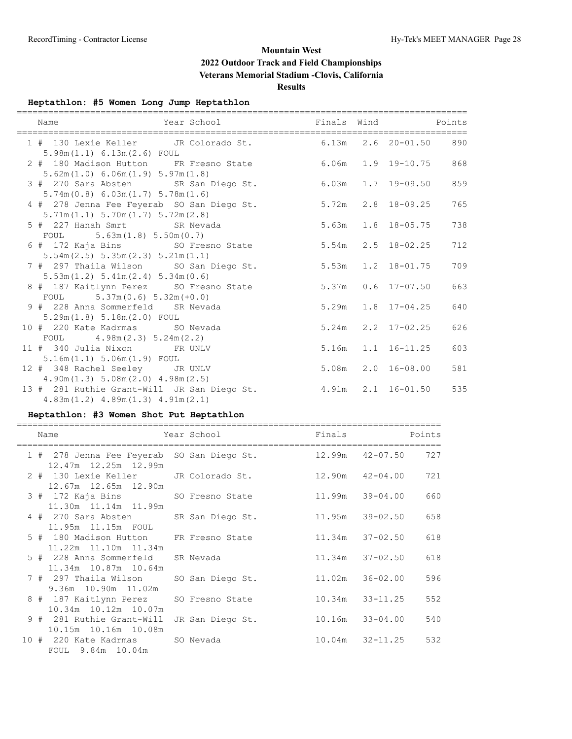# Mountain West
## 2022 Outdoor Track and Field Championships
## Veterans Memorial Stadium -Clovis, California
## Results

### Heptathlon: #5 Women Long Jump Heptathlon

| Place | Name | Year | School | Finals | Wind | | Points |
|---|---|---|---|---|---|---|---|
| 1 | # 130 Lexie Keller | JR | Colorado St. | 6.13m | 2.6 | 20-01.50 | 890 |
| | 5.98m(1.1) 6.13m(2.6) FOUL | | | | | | |
| 2 | # 180 Madison Hutton | FR | Fresno State | 6.06m | 1.9 | 19-10.75 | 868 |
| | 5.62m(1.0) 6.06m(1.9) 5.97m(1.8) | | | | | | |
| 3 | # 270 Sara Absten | SR | San Diego St. | 6.03m | 1.7 | 19-09.50 | 859 |
| | 5.74m(0.8) 6.03m(1.7) 5.78m(1.6) | | | | | | |
| 4 | # 278 Jenna Fee Feyerab | SO | San Diego St. | 5.72m | 2.8 | 18-09.25 | 765 |
| | 5.71m(1.1) 5.70m(1.7) 5.72m(2.8) | | | | | | |
| 5 | # 227 Hanah Smrt | SR | Nevada | 5.63m | 1.8 | 18-05.75 | 738 |
| | FOUL 5.63m(1.8) 5.50m(0.7) | | | | | | |
| 6 | # 172 Kaja Bins | SO | Fresno State | 5.54m | 2.5 | 18-02.25 | 712 |
| | 5.54m(2.5) 5.35m(2.3) 5.21m(1.1) | | | | | | |
| 7 | # 297 Thaila Wilson | SO | San Diego St. | 5.53m | 1.2 | 18-01.75 | 709 |
| | 5.53m(1.2) 5.41m(2.4) 5.34m(0.6) | | | | | | |
| 8 | # 187 Kaitlynn Perez | SO | Fresno State | 5.37m | 0.6 | 17-07.50 | 663 |
| | FOUL 5.37m(0.6) 5.32m(+0.0) | | | | | | |
| 9 | # 228 Anna Sommerfeld | SR | Nevada | 5.29m | 1.8 | 17-04.25 | 640 |
| | 5.29m(1.8) 5.18m(2.0) FOUL | | | | | | |
| 10 | # 220 Kate Kadrmas | SO | Nevada | 5.24m | 2.2 | 17-02.25 | 626 |
| | FOUL 4.98m(2.3) 5.24m(2.2) | | | | | | |
| 11 | # 340 Julia Nixon | FR | UNLV | 5.16m | 1.1 | 16-11.25 | 603 |
| | 5.16m(1.1) 5.06m(1.9) FOUL | | | | | | |
| 12 | # 348 Rachel Seeley | JR | UNLV | 5.08m | 2.0 | 16-08.00 | 581 |
| | 4.90m(1.3) 5.08m(2.0) 4.98m(2.5) | | | | | | |
| 13 | # 281 Ruthie Grant-Will | JR | San Diego St. | 4.91m | 2.1 | 16-01.50 | 535 |
| | 4.83m(1.2) 4.89m(1.3) 4.91m(2.1) | | | | | | |

### Heptathlon: #3 Women Shot Put Heptathlon

| Place | Name | Year | School | Finals | | Points |
|---|---|---|---|---|---|---|
| 1 | # 278 Jenna Fee Feyerab | SO | San Diego St. | 12.99m | 42-07.50 | 727 |
| | 12.47m 12.25m 12.99m | | | | | |
| 2 | # 130 Lexie Keller | JR | Colorado St. | 12.90m | 42-04.00 | 721 |
| | 12.67m 12.65m 12.90m | | | | | |
| 3 | # 172 Kaja Bins | SO | Fresno State | 11.99m | 39-04.00 | 660 |
| | 11.30m 11.14m 11.99m | | | | | |
| 4 | # 270 Sara Absten | SR | San Diego St. | 11.95m | 39-02.50 | 658 |
| | 11.95m 11.15m FOUL | | | | | |
| 5 | # 180 Madison Hutton | FR | Fresno State | 11.34m | 37-02.50 | 618 |
| | 11.22m 11.10m 11.34m | | | | | |
| 5 | # 228 Anna Sommerfeld | SR | Nevada | 11.34m | 37-02.50 | 618 |
| | 11.34m 10.87m 10.64m | | | | | |
| 7 | # 297 Thaila Wilson | SO | San Diego St. | 11.02m | 36-02.00 | 596 |
| | 9.36m 10.90m 11.02m | | | | | |
| 8 | # 187 Kaitlynn Perez | SO | Fresno State | 10.34m | 33-11.25 | 552 |
| | 10.34m 10.12m 10.07m | | | | | |
| 9 | # 281 Ruthie Grant-Will | JR | San Diego St. | 10.16m | 33-04.00 | 540 |
| | 10.15m 10.16m 10.08m | | | | | |
| 10 | # 220 Kate Kadrmas | SO | Nevada | 10.04m | 32-11.25 | 532 |
| | FOUL 9.84m 10.04m | | | | | |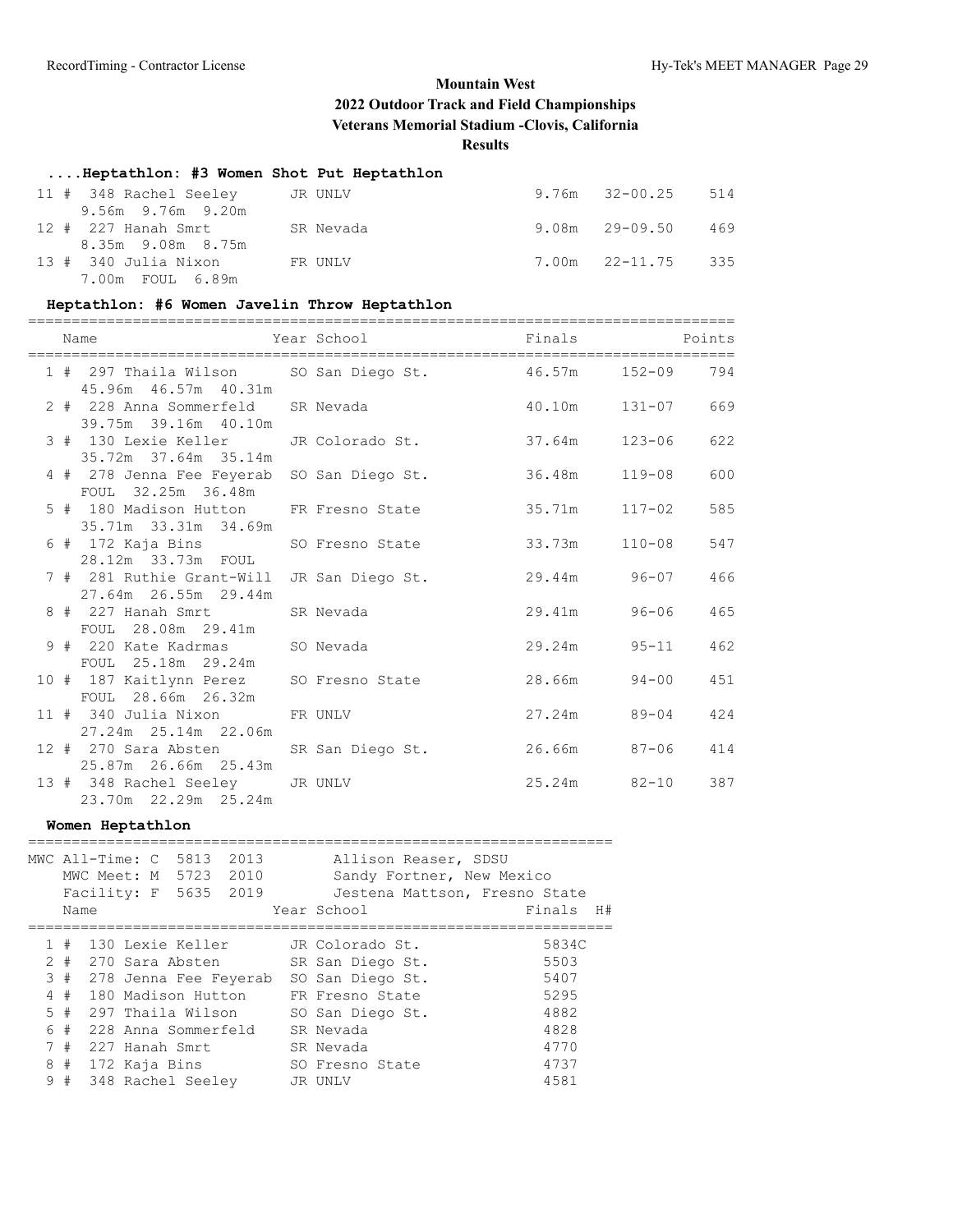# Mountain West
## 2022 Outdoor Track and Field Championships
## Veterans Memorial Stadium -Clovis, California
## Results

### ....Heptathlon: #3 Women Shot Put Heptathlon

| Place | Name | Year | School | Finals | | Points |
|---|---|---|---|---|---|---|
| 11 # | 348 Rachel Seeley | JR | UNLV | 9.76m | 32-00.25 | 514 |
| | 9.56m 9.76m 9.20m | | | | | |
| 12 # | 227 Hanah Smrt | SR | Nevada | 9.08m | 29-09.50 | 469 |
| | 8.35m 9.08m 8.75m | | | | | |
| 13 # | 340 Julia Nixon | FR | UNLV | 7.00m | 22-11.75 | 335 |
| | 7.00m FOUL 6.89m | | | | | |

### Heptathlon: #6 Women Javelin Throw Heptathlon

| Place | Name | Year | School | Finals | | Points |
|---|---|---|---|---|---|---|
| 1 # | 297 Thaila Wilson | SO | San Diego St. | 46.57m | 152-09 | 794 |
| | 45.96m 46.57m 40.31m | | | | | |
| 2 # | 228 Anna Sommerfeld | SR | Nevada | 40.10m | 131-07 | 669 |
| | 39.75m 39.16m 40.10m | | | | | |
| 3 # | 130 Lexie Keller | JR | Colorado St. | 37.64m | 123-06 | 622 |
| | 35.72m 37.64m 35.14m | | | | | |
| 4 # | 278 Jenna Fee Feyerab | SO | San Diego St. | 36.48m | 119-08 | 600 |
| | FOUL 32.25m 36.48m | | | | | |
| 5 # | 180 Madison Hutton | FR | Fresno State | 35.71m | 117-02 | 585 |
| | 35.71m 33.31m 34.69m | | | | | |
| 6 # | 172 Kaja Bins | SO | Fresno State | 33.73m | 110-08 | 547 |
| | 28.12m 33.73m FOUL | | | | | |
| 7 # | 281 Ruthie Grant-Will | JR | San Diego St. | 29.44m | 96-07 | 466 |
| | 27.64m 26.55m 29.44m | | | | | |
| 8 # | 227 Hanah Smrt | SR | Nevada | 29.41m | 96-06 | 465 |
| | FOUL 28.08m 29.41m | | | | | |
| 9 # | 220 Kate Kadrmas | SO | Nevada | 29.24m | 95-11 | 462 |
| | FOUL 25.18m 29.24m | | | | | |
| 10 # | 187 Kaitlynn Perez | SO | Fresno State | 28.66m | 94-00 | 451 |
| | FOUL 28.66m 26.32m | | | | | |
| 11 # | 340 Julia Nixon | FR | UNLV | 27.24m | 89-04 | 424 |
| | 27.24m 25.14m 22.06m | | | | | |
| 12 # | 270 Sara Absten | SR | San Diego St. | 26.66m | 87-06 | 414 |
| | 25.87m 26.66m 25.43m | | | | | |
| 13 # | 348 Rachel Seeley | JR | UNLV | 25.24m | 82-10 | 387 |
| | 23.70m 22.29m 25.24m | | | | | |

### Women Heptathlon

MWC All-Time: C 5813 2013 Allison Reaser, SDSU
MWC Meet: M 5723 2010 Sandy Fortner, New Mexico
Facility: F 5635 2019 Jestena Mattson, Fresno State

| Place | Name | Year | School | Finals | H# |
|---|---|---|---|---|---|
| 1 # | 130 Lexie Keller | JR | Colorado St. | 5834C | |
| 2 # | 270 Sara Absten | SR | San Diego St. | 5503 | |
| 3 # | 278 Jenna Fee Feyerab | SO | San Diego St. | 5407 | |
| 4 # | 180 Madison Hutton | FR | Fresno State | 5295 | |
| 5 # | 297 Thaila Wilson | SO | San Diego St. | 4882 | |
| 6 # | 228 Anna Sommerfeld | SR | Nevada | 4828 | |
| 7 # | 227 Hanah Smrt | SR | Nevada | 4770 | |
| 8 # | 172 Kaja Bins | SO | Fresno State | 4737 | |
| 9 # | 348 Rachel Seeley | JR | UNLV | 4581 | |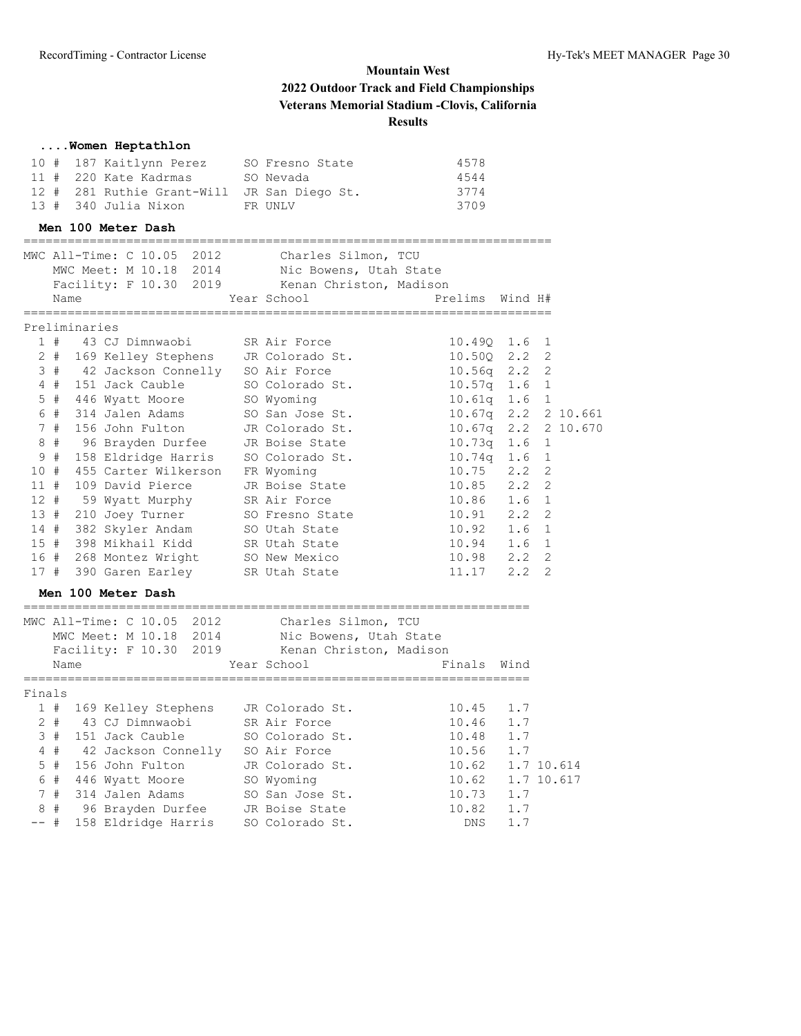# Mountain West
## 2022 Outdoor Track and Field Championships
## Veterans Memorial Stadium -Clovis, California
## Results

### ....Women Heptathlon

| Place | Num | Name | Year | School | Points |
|---|---|---|---|---|---|
| 10 # | 187 | Kaitlynn Perez | SO | Fresno State | 4578 |
| 11 # | 220 | Kate Kadrmas | SO | Nevada | 4544 |
| 12 # | 281 | Ruthie Grant-Will | JR | San Diego St. | 3774 |
| 13 # | 340 | Julia Nixon | FR | UNLV | 3709 |

### Men 100 Meter Dash

MWC All-Time: C 10.05 2012 Charles Silmon, TCU
MWC Meet: M 10.18 2014 Nic Bowens, Utah State
Facility: F 10.30 2019 Kenan Christon, Madison

Preliminaries

| Place | Num | Name | Year | School | Prelims | Wind | H# | |
|---|---|---|---|---|---|---|---|---|
| 1 # | 43 | CJ Dimnwaobi | SR | Air Force | 10.49Q | 1.6 | 1 | |
| 2 # | 169 | Kelley Stephens | JR | Colorado St. | 10.50Q | 2.2 | 2 | |
| 3 # | 42 | Jackson Connelly | SO | Air Force | 10.56q | 2.2 | 2 | |
| 4 # | 151 | Jack Cauble | SO | Colorado St. | 10.57q | 1.6 | 1 | |
| 5 # | 446 | Wyatt Moore | SO | Wyoming | 10.61q | 1.6 | 1 | |
| 6 # | 314 | Jalen Adams | SO | San Jose St. | 10.67q | 2.2 | 2 | 10.661 |
| 7 # | 156 | John Fulton | JR | Colorado St. | 10.67q | 2.2 | 2 | 10.670 |
| 8 # | 96 | Brayden Durfee | JR | Boise State | 10.73q | 1.6 | 1 | |
| 9 # | 158 | Eldridge Harris | SO | Colorado St. | 10.74q | 1.6 | 1 | |
| 10 # | 455 | Carter Wilkerson | FR | Wyoming | 10.75 | 2.2 | 2 | |
| 11 # | 109 | David Pierce | JR | Boise State | 10.85 | 2.2 | 2 | |
| 12 # | 59 | Wyatt Murphy | SR | Air Force | 10.86 | 1.6 | 1 | |
| 13 # | 210 | Joey Turner | SO | Fresno State | 10.91 | 2.2 | 2 | |
| 14 # | 382 | Skyler Andam | SO | Utah State | 10.92 | 1.6 | 1 | |
| 15 # | 398 | Mikhail Kidd | SR | Utah State | 10.94 | 1.6 | 1 | |
| 16 # | 268 | Montez Wright | SO | New Mexico | 10.98 | 2.2 | 2 | |
| 17 # | 390 | Garen Earley | SR | Utah State | 11.17 | 2.2 | 2 | |

### Men 100 Meter Dash

MWC All-Time: C 10.05 2012 Charles Silmon, TCU
MWC Meet: M 10.18 2014 Nic Bowens, Utah State
Facility: F 10.30 2019 Kenan Christon, Madison

Finals

| Place | Num | Name | Year | School | Finals | Wind | |
|---|---|---|---|---|---|---|---|
| 1 # | 169 | Kelley Stephens | JR | Colorado St. | 10.45 | 1.7 | |
| 2 # | 43 | CJ Dimnwaobi | SR | Air Force | 10.46 | 1.7 | |
| 3 # | 151 | Jack Cauble | SO | Colorado St. | 10.48 | 1.7 | |
| 4 # | 42 | Jackson Connelly | SO | Air Force | 10.56 | 1.7 | |
| 5 # | 156 | John Fulton | JR | Colorado St. | 10.62 | 1.7 | 10.614 |
| 6 # | 446 | Wyatt Moore | SO | Wyoming | 10.62 | 1.7 | 10.617 |
| 7 # | 314 | Jalen Adams | SO | San Jose St. | 10.73 | 1.7 | |
| 8 # | 96 | Brayden Durfee | JR | Boise State | 10.82 | 1.7 | |
| -- # | 158 | Eldridge Harris | SO | Colorado St. | DNS | 1.7 | |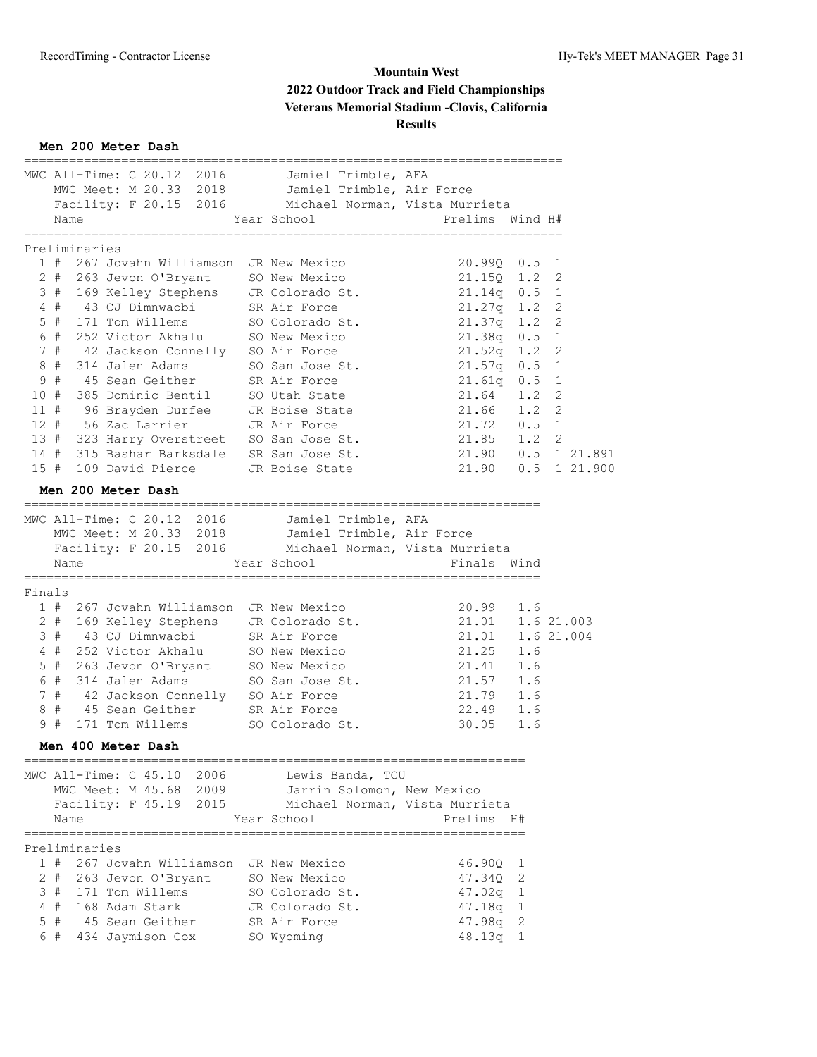# Mountain West
## 2022 Outdoor Track and Field Championships
## Veterans Memorial Stadium -Clovis, California
## Results

### Men 200 Meter Dash

MWC All-Time: C 20.12 2016 Jamiel Trimble, AFA
MWC Meet: M 20.33 2018 Jamiel Trimble, Air Force
Facility: F 20.15 2016 Michael Norman, Vista Murrieta

**Preliminaries**

| Place | | Comp# | Name | Year | School | Prelims | Wind | H# | |
|---|---|---|---|---|---|---|---|---|---|
| 1 | # | 267 | Jovahn Williamson | JR | New Mexico | 20.99Q | 0.5 | 1 | |
| 2 | # | 263 | Jevon O'Bryant | SO | New Mexico | 21.15Q | 1.2 | 2 | |
| 3 | # | 169 | Kelley Stephens | JR | Colorado St. | 21.14q | 0.5 | 1 | |
| 4 | # | 43 | CJ Dimnwaobi | SR | Air Force | 21.27q | 1.2 | 2 | |
| 5 | # | 171 | Tom Willems | SO | Colorado St. | 21.37q | 1.2 | 2 | |
| 6 | # | 252 | Victor Akhalu | SO | New Mexico | 21.38q | 0.5 | 1 | |
| 7 | # | 42 | Jackson Connelly | SO | Air Force | 21.52q | 1.2 | 2 | |
| 8 | # | 314 | Jalen Adams | SO | San Jose St. | 21.57q | 0.5 | 1 | |
| 9 | # | 45 | Sean Geither | SR | Air Force | 21.61q | 0.5 | 1 | |
| 10 | # | 385 | Dominic Bentil | SO | Utah State | 21.64 | 1.2 | 2 | |
| 11 | # | 96 | Brayden Durfee | JR | Boise State | 21.66 | 1.2 | 2 | |
| 12 | # | 56 | Zac Larrier | JR | Air Force | 21.72 | 0.5 | 1 | |
| 13 | # | 323 | Harry Overstreet | SO | San Jose St. | 21.85 | 1.2 | 2 | |
| 14 | # | 315 | Bashar Barksdale | SR | San Jose St. | 21.90 | 0.5 | 1 | 21.891 |
| 15 | # | 109 | David Pierce | JR | Boise State | 21.90 | 0.5 | 1 | 21.900 |

### Men 200 Meter Dash

MWC All-Time: C 20.12 2016 Jamiel Trimble, AFA
MWC Meet: M 20.33 2018 Jamiel Trimble, Air Force
Facility: F 20.15 2016 Michael Norman, Vista Murrieta

**Finals**

| Place | | Comp# | Name | Year | School | Finals | Wind | |
|---|---|---|---|---|---|---|---|---|
| 1 | # | 267 | Jovahn Williamson | JR | New Mexico | 20.99 | 1.6 | |
| 2 | # | 169 | Kelley Stephens | JR | Colorado St. | 21.01 | 1.6 | 21.003 |
| 3 | # | 43 | CJ Dimnwaobi | SR | Air Force | 21.01 | 1.6 | 21.004 |
| 4 | # | 252 | Victor Akhalu | SO | New Mexico | 21.25 | 1.6 | |
| 5 | # | 263 | Jevon O'Bryant | SO | New Mexico | 21.41 | 1.6 | |
| 6 | # | 314 | Jalen Adams | SO | San Jose St. | 21.57 | 1.6 | |
| 7 | # | 42 | Jackson Connelly | SO | Air Force | 21.79 | 1.6 | |
| 8 | # | 45 | Sean Geither | SR | Air Force | 22.49 | 1.6 | |
| 9 | # | 171 | Tom Willems | SO | Colorado St. | 30.05 | 1.6 | |

### Men 400 Meter Dash

MWC All-Time: C 45.10 2006 Lewis Banda, TCU
MWC Meet: M 45.68 2009 Jarrin Solomon, New Mexico
Facility: F 45.19 2015 Michael Norman, Vista Murrieta

**Preliminaries**

| Place | | Comp# | Name | Year | School | Prelims | H# |
|---|---|---|---|---|---|---|---|
| 1 | # | 267 | Jovahn Williamson | JR | New Mexico | 46.90Q | 1 |
| 2 | # | 263 | Jevon O'Bryant | SO | New Mexico | 47.34Q | 2 |
| 3 | # | 171 | Tom Willems | SO | Colorado St. | 47.02q | 1 |
| 4 | # | 168 | Adam Stark | JR | Colorado St. | 47.18q | 1 |
| 5 | # | 45 | Sean Geither | SR | Air Force | 47.98q | 2 |
| 6 | # | 434 | Jaymison Cox | SO | Wyoming | 48.13q | 1 |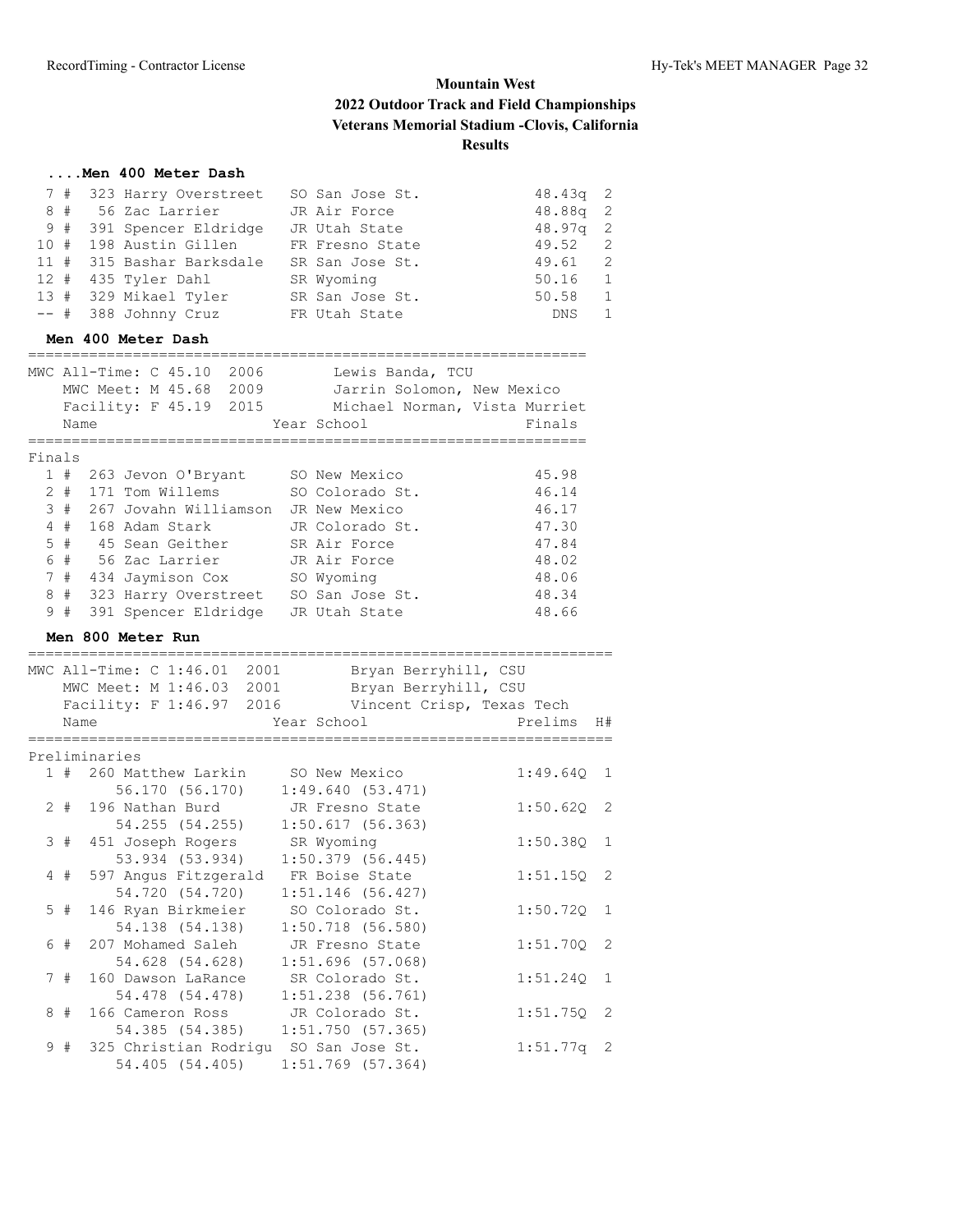Mountain West
2022 Outdoor Track and Field Championships
Veterans Memorial Stadium -Clovis, California
Results

### ....Men 400 Meter Dash

| Place | Name | Year | School | Prelims | H# |
|---|---|---|---|---|---|
| 7 # | 323 Harry Overstreet | SO | San Jose St. | 48.43q | 2 |
| 8 # | 56 Zac Larrier | JR | Air Force | 48.88q | 2 |
| 9 # | 391 Spencer Eldridge | JR | Utah State | 48.97q | 2 |
| 10 # | 198 Austin Gillen | FR | Fresno State | 49.52 | 2 |
| 11 # | 315 Bashar Barksdale | SR | San Jose St. | 49.61 | 2 |
| 12 # | 435 Tyler Dahl | SR | Wyoming | 50.16 | 1 |
| 13 # | 329 Mikael Tyler | SR | San Jose St. | 50.58 | 1 |
| -- # | 388 Johnny Cruz | FR | Utah State | DNS | 1 |

### Men 400 Meter Dash

MWC All-Time: C 45.10 2006 Lewis Banda, TCU
MWC Meet: M 45.68 2009 Jarrin Solomon, New Mexico
Facility: F 45.19 2015 Michael Norman, Vista Murriet

Finals

| Place | Name | Year | School | Finals |
|---|---|---|---|---|
| 1 # | 263 Jevon O'Bryant | SO | New Mexico | 45.98 |
| 2 # | 171 Tom Willems | SO | Colorado St. | 46.14 |
| 3 # | 267 Jovahn Williamson | JR | New Mexico | 46.17 |
| 4 # | 168 Adam Stark | JR | Colorado St. | 47.30 |
| 5 # | 45 Sean Geither | SR | Air Force | 47.84 |
| 6 # | 56 Zac Larrier | JR | Air Force | 48.02 |
| 7 # | 434 Jaymison Cox | SO | Wyoming | 48.06 |
| 8 # | 323 Harry Overstreet | SO | San Jose St. | 48.34 |
| 9 # | 391 Spencer Eldridge | JR | Utah State | 48.66 |

### Men 800 Meter Run

MWC All-Time: C 1:46.01 2001 Bryan Berryhill, CSU
MWC Meet: M 1:46.03 2001 Bryan Berryhill, CSU
Facility: F 1:46.97 2016 Vincent Crisp, Texas Tech

Preliminaries

| Place | Name | Year | School | Prelims | H# |
|---|---|---|---|---|---|
| 1 # | 260 Matthew Larkin | SO | New Mexico | 1:49.64Q | 1 |
| | 56.170 (56.170) 1:49.640 (53.471) | | | | |
| 2 # | 196 Nathan Burd | JR | Fresno State | 1:50.62Q | 2 |
| | 54.255 (54.255) 1:50.617 (56.363) | | | | |
| 3 # | 451 Joseph Rogers | SR | Wyoming | 1:50.38Q | 1 |
| | 53.934 (53.934) 1:50.379 (56.445) | | | | |
| 4 # | 597 Angus Fitzgerald | FR | Boise State | 1:51.15Q | 2 |
| | 54.720 (54.720) 1:51.146 (56.427) | | | | |
| 5 # | 146 Ryan Birkmeier | SO | Colorado St. | 1:50.72Q | 1 |
| | 54.138 (54.138) 1:50.718 (56.580) | | | | |
| 6 # | 207 Mohamed Saleh | JR | Fresno State | 1:51.70Q | 2 |
| | 54.628 (54.628) 1:51.696 (57.068) | | | | |
| 7 # | 160 Dawson LaRance | SR | Colorado St. | 1:51.24Q | 1 |
| | 54.478 (54.478) 1:51.238 (56.761) | | | | |
| 8 # | 166 Cameron Ross | JR | Colorado St. | 1:51.75Q | 2 |
| | 54.385 (54.385) 1:51.750 (57.365) | | | | |
| 9 # | 325 Christian Rodrigu | SO | San Jose St. | 1:51.77q | 2 |
| | 54.405 (54.405) 1:51.769 (57.364) | | | | |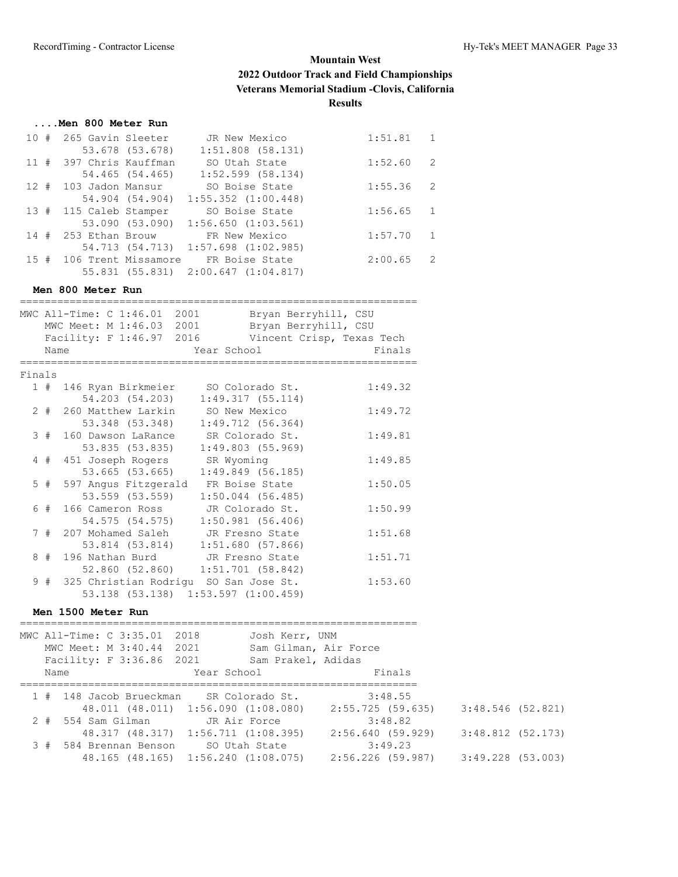# Mountain West
## 2022 Outdoor Track and Field Championships
### Veterans Memorial Stadium -Clovis, California
### Results

**....Men 800 Meter Run**

```
 10 #  265 Gavin Sleeter      JR New Mexico            1:51.81   1
          53.678 (53.678)    1:51.808 (58.131)
 11 #  397 Chris Kauffman     SO Utah State            1:52.60   2
          54.465 (54.465)    1:52.599 (58.134)
 12 #  103 Jadon Mansur       SO Boise State           1:55.36   2
          54.904 (54.904)  1:55.352 (1:00.448)
 13 #  115 Caleb Stamper      SO Boise State           1:56.65   1
          53.090 (53.090)  1:56.650 (1:03.561)
 14 #  253 Ethan Brouw        FR New Mexico            1:57.70   1
          54.713 (54.713)  1:57.698 (1:02.985)
 15 #  106 Trent Missamore    FR Boise State           2:00.65   2
          55.831 (55.831)  2:00.647 (1:04.817)
```

**Men 800 Meter Run**

```
================================================================
MWC All-Time: C 1:46.01  2001        Bryan Berryhill, CSU
   MWC Meet: M 1:46.03  2001        Bryan Berryhill, CSU
   Facility: F 1:46.97  2016        Vincent Crisp, Texas Tech
    Name                    Year School                  Finals
================================================================
Finals
  1 #  146 Ryan Birkmeier     SO Colorado St.          1:49.32
          54.203 (54.203)    1:49.317 (55.114)
  2 #  260 Matthew Larkin     SO New Mexico            1:49.72
          53.348 (53.348)    1:49.712 (56.364)
  3 #  160 Dawson LaRance     SR Colorado St.          1:49.81
          53.835 (53.835)    1:49.803 (55.969)
  4 #  451 Joseph Rogers      SR Wyoming               1:49.85
          53.665 (53.665)    1:49.849 (56.185)
  5 #  597 Angus Fitzgerald   FR Boise State           1:50.05
          53.559 (53.559)    1:50.044 (56.485)
  6 #  166 Cameron Ross       JR Colorado St.          1:50.99
          54.575 (54.575)    1:50.981 (56.406)
  7 #  207 Mohamed Saleh      JR Fresno State          1:51.68
          53.814 (53.814)    1:51.680 (57.866)
  8 #  196 Nathan Burd        JR Fresno State          1:51.71
          52.860 (52.860)    1:51.701 (58.842)
  9 #  325 Christian Rodrigu  SO San Jose St.          1:53.60
          53.138 (53.138)  1:53.597 (1:00.459)
```

**Men 1500 Meter Run**

```
================================================================
MWC All-Time: C 3:35.01  2018        Josh Kerr, UNM
   MWC Meet: M 3:40.44  2021        Sam Gilman, Air Force
   Facility: F 3:36.86  2021        Sam Prakel, Adidas
    Name                    Year School                  Finals
================================================================
  1 #  148 Jacob Brueckman    SR Colorado St.          3:48.55
          48.011 (48.011)  1:56.090 (1:08.080)    2:55.725 (59.635)    3:48.546 (52.821)
  2 #  554 Sam Gilman         JR Air Force             3:48.82
          48.317 (48.317)  1:56.711 (1:08.395)    2:56.640 (59.929)    3:48.812 (52.173)
  3 #  584 Brennan Benson     SO Utah State            3:49.23
          48.165 (48.165)  1:56.240 (1:08.075)    2:56.226 (59.987)    3:49.228 (53.003)
```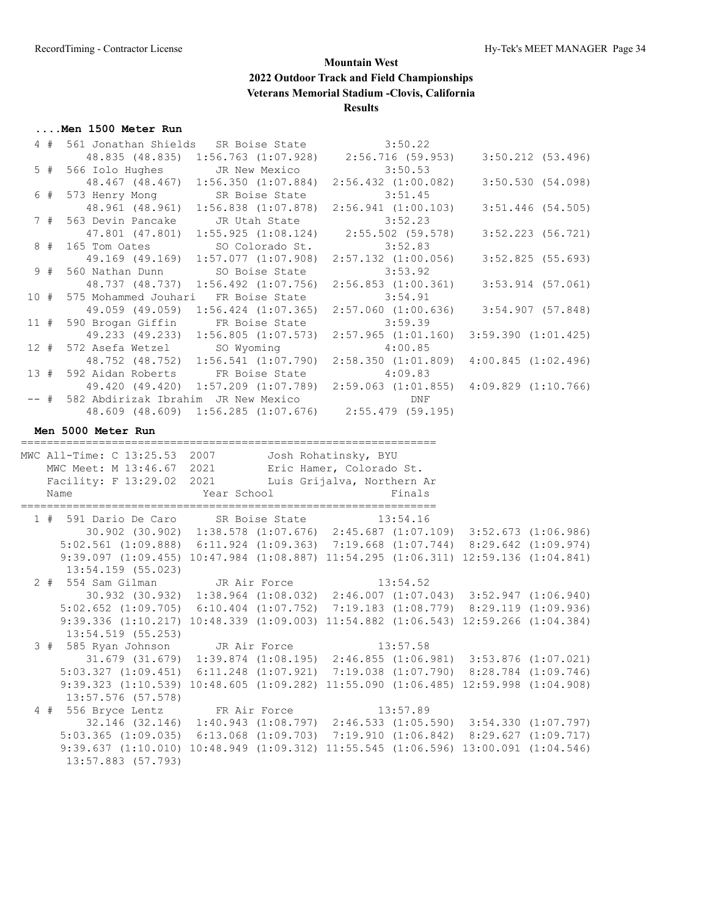# Mountain West
## 2022 Outdoor Track and Field Championships
### Veterans Memorial Stadium -Clovis, California
### Results

#### ....Men 1500 Meter Run

```
  4 #  561 Jonathan Shields   SR Boise State           3:50.22
         48.835 (48.835)  1:56.763 (1:07.928)   2:56.716 (59.953)    3:50.212 (53.496)
  5 #  566 Iolo Hughes        JR New Mexico            3:50.53
         48.467 (48.467)  1:56.350 (1:07.884)  2:56.432 (1:00.082)   3:50.530 (54.098)
  6 #  573 Henry Mong         SR Boise State           3:51.45
         48.961 (48.961)  1:56.838 (1:07.878)  2:56.941 (1:00.103)   3:51.446 (54.505)
  7 #  563 Devin Pancake      JR Utah State            3:52.23
         47.801 (47.801)  1:55.925 (1:08.124)   2:55.502 (59.578)    3:52.223 (56.721)
  8 #  165 Tom Oates          SO Colorado St.          3:52.83
         49.169 (49.169)  1:57.077 (1:07.908)  2:57.132 (1:00.056)   3:52.825 (55.693)
  9 #  560 Nathan Dunn        SO Boise State           3:53.92
         48.737 (48.737)  1:56.492 (1:07.756)  2:56.853 (1:00.361)   3:53.914 (57.061)
 10 #  575 Mohammed Jouhari   FR Boise State           3:54.91
         49.059 (49.059)  1:56.424 (1:07.365)  2:57.060 (1:00.636)   3:54.907 (57.848)
 11 #  590 Brogan Giffin      FR Boise State           3:59.39
         49.233 (49.233)  1:56.805 (1:07.573)  2:57.965 (1:01.160)  3:59.390 (1:01.425)
 12 #  572 Asefa Wetzel       SO Wyoming               4:00.85
         48.752 (48.752)  1:56.541 (1:07.790)  2:58.350 (1:01.809)  4:00.845 (1:02.496)
 13 #  592 Aidan Roberts      FR Boise State           4:09.83
         49.420 (49.420)  1:57.209 (1:07.789)  2:59.063 (1:01.855)  4:09.829 (1:10.766)
 -- #  582 Abdirizak Ibrahim  JR New Mexico               DNF
         48.609 (48.609)  1:56.285 (1:07.676)   2:55.479 (59.195)
```

#### Men 5000 Meter Run

```
================================================================
MWC All-Time: C 13:25.53  2007        Josh Rohatinsky, BYU
   MWC Meet: M 13:46.67  2021        Eric Hamer, Colorado St.
   Facility: F 13:29.02  2021        Luis Grijalva, Northern Ar
   Name                    Year School                  Finals
================================================================
  1 #  591 Dario De Caro      SR Boise State          13:54.16
         30.902 (30.902)  1:38.578 (1:07.676)  2:45.687 (1:07.109)  3:52.673 (1:06.986)
     5:02.561 (1:09.888)  6:11.924 (1:09.363)  7:19.668 (1:07.744)  8:29.642 (1:09.974)
     9:39.097 (1:09.455) 10:47.984 (1:08.887) 11:54.295 (1:06.311) 12:59.136 (1:04.841)
      13:54.159 (55.023)
  2 #  554 Sam Gilman         JR Air Force            13:54.52
         30.932 (30.932)  1:38.964 (1:08.032)  2:46.007 (1:07.043)  3:52.947 (1:06.940)
     5:02.652 (1:09.705)  6:10.404 (1:07.752)  7:19.183 (1:08.779)  8:29.119 (1:09.936)
     9:39.336 (1:10.217) 10:48.339 (1:09.003) 11:54.882 (1:06.543) 12:59.266 (1:04.384)
      13:54.519 (55.253)
  3 #  585 Ryan Johnson       JR Air Force            13:57.58
         31.679 (31.679)  1:39.874 (1:08.195)  2:46.855 (1:06.981)  3:53.876 (1:07.021)
     5:03.327 (1:09.451)  6:11.248 (1:07.921)  7:19.038 (1:07.790)  8:28.784 (1:09.746)
     9:39.323 (1:10.539) 10:48.605 (1:09.282) 11:55.090 (1:06.485) 12:59.998 (1:04.908)
      13:57.576 (57.578)
  4 #  556 Bryce Lentz        FR Air Force            13:57.89
         32.146 (32.146)  1:40.943 (1:08.797)  2:46.533 (1:05.590)  3:54.330 (1:07.797)
     5:03.365 (1:09.035)  6:13.068 (1:09.703)  7:19.910 (1:06.842)  8:29.627 (1:09.717)
     9:39.637 (1:10.010) 10:48.949 (1:09.312) 11:55.545 (1:06.596) 13:00.091 (1:04.546)
      13:57.883 (57.793)
```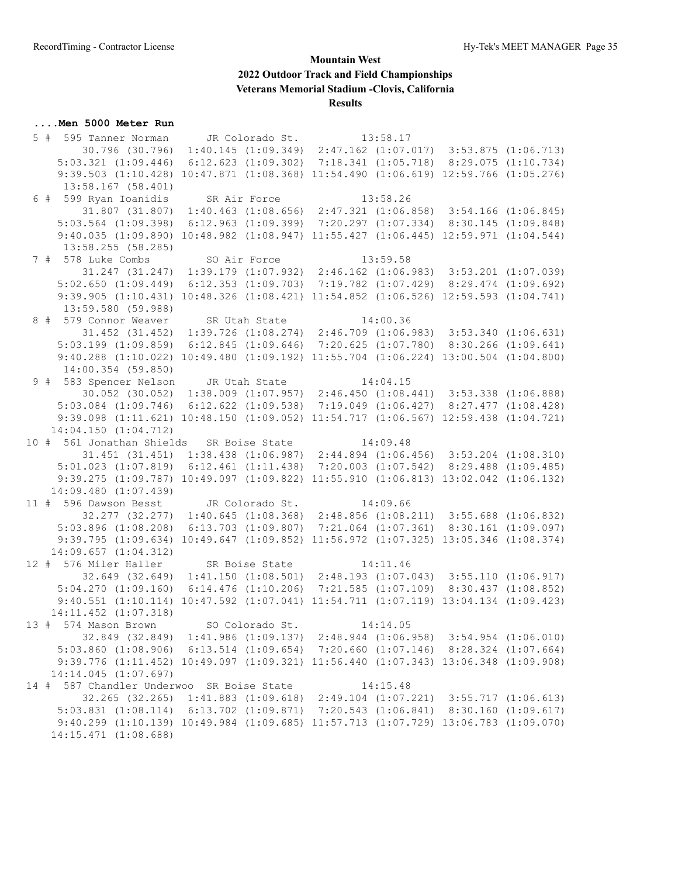# Mountain West
## 2022 Outdoor Track and Field Championships
### Veterans Memorial Stadium -Clovis, California
### Results

**....Men 5000 Meter Run**

```
  5 #  595 Tanner Norman      JR Colorado St.          13:58.17
        30.796 (30.796)  1:40.145 (1:09.349)  2:47.162 (1:07.017)  3:53.875 (1:06.713)
     5:03.321 (1:09.446)  6:12.623 (1:09.302)  7:18.341 (1:05.718)  8:29.075 (1:10.734)
     9:39.503 (1:10.428) 10:47.871 (1:08.368) 11:54.490 (1:06.619) 12:59.766 (1:05.276)
      13:58.167 (58.401)
  6 #  599 Ryan Ioanidis      SR Air Force             13:58.26
        31.807 (31.807)  1:40.463 (1:08.656)  2:47.321 (1:06.858)  3:54.166 (1:06.845)
     5:03.564 (1:09.398)  6:12.963 (1:09.399)  7:20.297 (1:07.334)  8:30.145 (1:09.848)
     9:40.035 (1:09.890) 10:48.982 (1:08.947) 11:55.427 (1:06.445) 12:59.971 (1:04.544)
      13:58.255 (58.285)
  7 #  578 Luke Combs         SO Air Force             13:59.58
        31.247 (31.247)  1:39.179 (1:07.932)  2:46.162 (1:06.983)  3:53.201 (1:07.039)
     5:02.650 (1:09.449)  6:12.353 (1:09.703)  7:19.782 (1:07.429)  8:29.474 (1:09.692)
     9:39.905 (1:10.431) 10:48.326 (1:08.421) 11:54.852 (1:06.526) 12:59.593 (1:04.741)
      13:59.580 (59.988)
  8 #  579 Connor Weaver      SR Utah State            14:00.36
        31.452 (31.452)  1:39.726 (1:08.274)  2:46.709 (1:06.983)  3:53.340 (1:06.631)
     5:03.199 (1:09.859)  6:12.845 (1:09.646)  7:20.625 (1:07.780)  8:30.266 (1:09.641)
     9:40.288 (1:10.022) 10:49.480 (1:09.192) 11:55.704 (1:06.224) 13:00.504 (1:04.800)
      14:00.354 (59.850)
  9 #  583 Spencer Nelson     JR Utah State            14:04.15
        30.052 (30.052)  1:38.009 (1:07.957)  2:46.450 (1:08.441)  3:53.338 (1:06.888)
     5:03.084 (1:09.746)  6:12.622 (1:09.538)  7:19.049 (1:06.427)  8:27.477 (1:08.428)
     9:39.098 (1:11.621) 10:48.150 (1:09.052) 11:54.717 (1:06.567) 12:59.438 (1:04.721)
    14:04.150 (1:04.712)
 10 #  561 Jonathan Shields   SR Boise State           14:09.48
        31.451 (31.451)  1:38.438 (1:06.987)  2:44.894 (1:06.456)  3:53.204 (1:08.310)
     5:01.023 (1:07.819)  6:12.461 (1:11.438)  7:20.003 (1:07.542)  8:29.488 (1:09.485)
     9:39.275 (1:09.787) 10:49.097 (1:09.822) 11:55.910 (1:06.813) 13:02.042 (1:06.132)
    14:09.480 (1:07.439)
 11 #  596 Dawson Besst       JR Colorado St.          14:09.66
        32.277 (32.277)  1:40.645 (1:08.368)  2:48.856 (1:08.211)  3:55.688 (1:06.832)
     5:03.896 (1:08.208)  6:13.703 (1:09.807)  7:21.064 (1:07.361)  8:30.161 (1:09.097)
     9:39.795 (1:09.634) 10:49.647 (1:09.852) 11:56.972 (1:07.325) 13:05.346 (1:08.374)
    14:09.657 (1:04.312)
 12 #  576 Miler Haller       SR Boise State           14:11.46
        32.649 (32.649)  1:41.150 (1:08.501)  2:48.193 (1:07.043)  3:55.110 (1:06.917)
     5:04.270 (1:09.160)  6:14.476 (1:10.206)  7:21.585 (1:07.109)  8:30.437 (1:08.852)
     9:40.551 (1:10.114) 10:47.592 (1:07.041) 11:54.711 (1:07.119) 13:04.134 (1:09.423)
    14:11.452 (1:07.318)
 13 #  574 Mason Brown        SO Colorado St.          14:14.05
        32.849 (32.849)  1:41.986 (1:09.137)  2:48.944 (1:06.958)  3:54.954 (1:06.010)
     5:03.860 (1:08.906)  6:13.514 (1:09.654)  7:20.660 (1:07.146)  8:28.324 (1:07.664)
     9:39.776 (1:11.452) 10:49.097 (1:09.321) 11:56.440 (1:07.343) 13:06.348 (1:09.908)
    14:14.045 (1:07.697)
 14 #  587 Chandler Underwoo  SR Boise State           14:15.48
        32.265 (32.265)  1:41.883 (1:09.618)  2:49.104 (1:07.221)  3:55.717 (1:06.613)
     5:03.831 (1:08.114)  6:13.702 (1:09.871)  7:20.543 (1:06.841)  8:30.160 (1:09.617)
     9:40.299 (1:10.139) 10:49.984 (1:09.685) 11:57.713 (1:07.729) 13:06.783 (1:09.070)
    14:15.471 (1:08.688)
```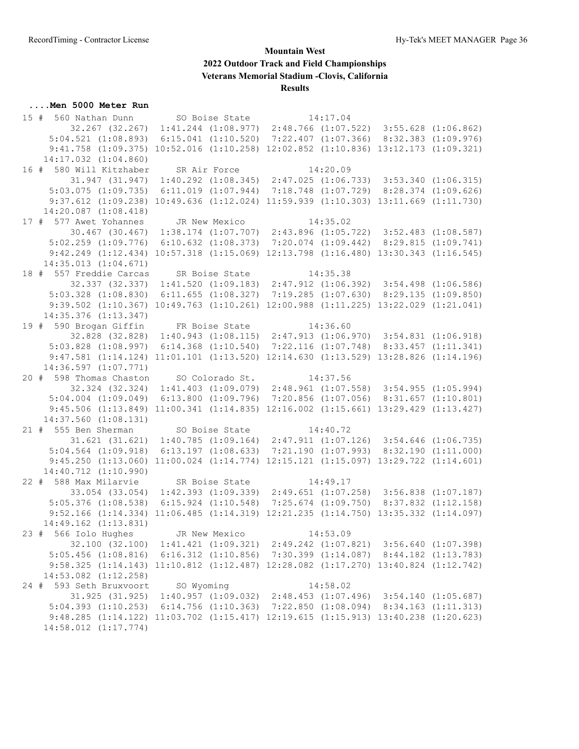# Mountain West
## 2022 Outdoor Track and Field Championships
### Veterans Memorial Stadium -Clovis, California
### Results

**....Men 5000 Meter Run**

```
 15 #  560 Nathan Dunn        SO Boise State          14:17.04  
        32.267 (32.267)  1:41.244 (1:08.977)  2:48.766 (1:07.522)  3:55.628 (1:06.862)
     5:04.521 (1:08.893)  6:15.041 (1:10.520)  7:22.407 (1:07.366)  8:32.383 (1:09.976)
     9:41.758 (1:09.375) 10:52.016 (1:10.258) 12:02.852 (1:10.836) 13:12.173 (1:09.321)
    14:17.032 (1:04.860)
 16 #  580 Will Kitzhaber     SR Air Force            14:20.09  
        31.947 (31.947)  1:40.292 (1:08.345)  2:47.025 (1:06.733)  3:53.340 (1:06.315)
     5:03.075 (1:09.735)  6:11.019 (1:07.944)  7:18.748 (1:07.729)  8:28.374 (1:09.626)
     9:37.612 (1:09.238) 10:49.636 (1:12.024) 11:59.939 (1:10.303) 13:11.669 (1:11.730)
    14:20.087 (1:08.418)
 17 #  577 Awet Yohannes      JR New Mexico           14:35.02  
        30.467 (30.467)  1:38.174 (1:07.707)  2:43.896 (1:05.722)  3:52.483 (1:08.587)
     5:02.259 (1:09.776)  6:10.632 (1:08.373)  7:20.074 (1:09.442)  8:29.815 (1:09.741)
     9:42.249 (1:12.434) 10:57.318 (1:15.069) 12:13.798 (1:16.480) 13:30.343 (1:16.545)
    14:35.013 (1:04.671)
 18 #  557 Freddie Carcas     SR Boise State          14:35.38  
        32.337 (32.337)  1:41.520 (1:09.183)  2:47.912 (1:06.392)  3:54.498 (1:06.586)
     5:03.328 (1:08.830)  6:11.655 (1:08.327)  7:19.285 (1:07.630)  8:29.135 (1:09.850)
     9:39.502 (1:10.367) 10:49.763 (1:10.261) 12:00.988 (1:11.225) 13:22.029 (1:21.041)
    14:35.376 (1:13.347)
 19 #  590 Brogan Giffin      FR Boise State          14:36.60  
        32.828 (32.828)  1:40.943 (1:08.115)  2:47.913 (1:06.970)  3:54.831 (1:06.918)
     5:03.828 (1:08.997)  6:14.368 (1:10.540)  7:22.116 (1:07.748)  8:33.457 (1:11.341)
     9:47.581 (1:14.124) 11:01.101 (1:13.520) 12:14.630 (1:13.529) 13:28.826 (1:14.196)
    14:36.597 (1:07.771)
 20 #  598 Thomas Chaston     SO Colorado St.         14:37.56  
        32.324 (32.324)  1:41.403 (1:09.079)  2:48.961 (1:07.558)  3:54.955 (1:05.994)
     5:04.004 (1:09.049)  6:13.800 (1:09.796)  7:20.856 (1:07.056)  8:31.657 (1:10.801)
     9:45.506 (1:13.849) 11:00.341 (1:14.835) 12:16.002 (1:15.661) 13:29.429 (1:13.427)
    14:37.560 (1:08.131)
 21 #  555 Ben Sherman        SO Boise State          14:40.72  
        31.621 (31.621)  1:40.785 (1:09.164)  2:47.911 (1:07.126)  3:54.646 (1:06.735)
     5:04.564 (1:09.918)  6:13.197 (1:08.633)  7:21.190 (1:07.993)  8:32.190 (1:11.000)
     9:45.250 (1:13.060) 11:00.024 (1:14.774) 12:15.121 (1:15.097) 13:29.722 (1:14.601)
    14:40.712 (1:10.990)
 22 #  588 Max Milarvie       SR Boise State          14:49.17  
        33.054 (33.054)  1:42.393 (1:09.339)  2:49.651 (1:07.258)  3:56.838 (1:07.187)
     5:05.376 (1:08.538)  6:15.924 (1:10.548)  7:25.674 (1:09.750)  8:37.832 (1:12.158)
     9:52.166 (1:14.334) 11:06.485 (1:14.319) 12:21.235 (1:14.750) 13:35.332 (1:14.097)
    14:49.162 (1:13.831)
 23 #  566 Iolo Hughes        JR New Mexico           14:53.09  
        32.100 (32.100)  1:41.421 (1:09.321)  2:49.242 (1:07.821)  3:56.640 (1:07.398)
     5:05.456 (1:08.816)  6:16.312 (1:10.856)  7:30.399 (1:14.087)  8:44.182 (1:13.783)
     9:58.325 (1:14.143) 11:10.812 (1:12.487) 12:28.082 (1:17.270) 13:40.824 (1:12.742)
    14:53.082 (1:12.258)
 24 #  593 Seth Bruxvoort     SO Wyoming              14:58.02  
        31.925 (31.925)  1:40.957 (1:09.032)  2:48.453 (1:07.496)  3:54.140 (1:05.687)
     5:04.393 (1:10.253)  6:14.756 (1:10.363)  7:22.850 (1:08.094)  8:34.163 (1:11.313)
     9:48.285 (1:14.122) 11:03.702 (1:15.417) 12:19.615 (1:15.913) 13:40.238 (1:20.623)
    14:58.012 (1:17.774)
```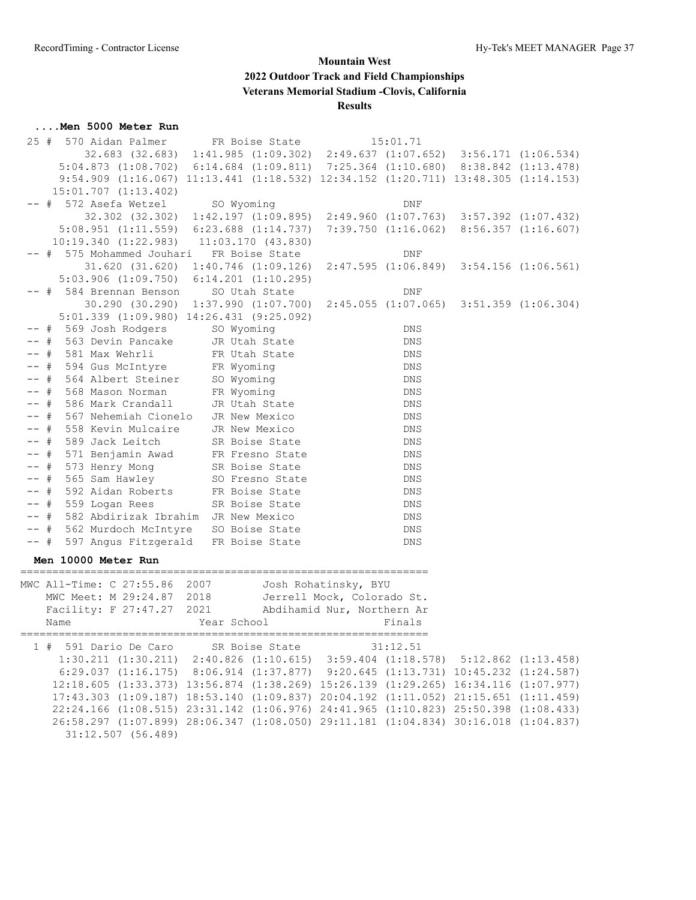# Mountain West
## 2022 Outdoor Track and Field Championships
## Veterans Memorial Stadium -Clovis, California
## Results

### ....Men 5000 Meter Run

```
 25 #  570 Aidan Palmer       FR Boise State            15:01.71
         32.683 (32.683)  1:41.985 (1:09.302)  2:49.637 (1:07.652)  3:56.171 (1:06.534)
      5:04.873 (1:08.702)  6:14.684 (1:09.811)  7:25.364 (1:10.680)  8:38.842 (1:13.478)
      9:54.909 (1:16.067) 11:13.441 (1:18.532) 12:34.152 (1:20.711) 13:48.305 (1:14.153)
     15:01.707 (1:13.402)
 -- #  572 Asefa Wetzel       SO Wyoming                     DNF
         32.302 (32.302)  1:42.197 (1:09.895)  2:49.960 (1:07.763)  3:57.392 (1:07.432)
      5:08.951 (1:11.559)  6:23.688 (1:14.737)  7:39.750 (1:16.062)  8:56.357 (1:16.607)
     10:19.340 (1:22.983)   11:03.170 (43.830)
 -- #  575 Mohammed Jouhari   FR Boise State                 DNF
         31.620 (31.620)  1:40.746 (1:09.126)  2:47.595 (1:06.849)  3:54.156 (1:06.561)
      5:03.906 (1:09.750)  6:14.201 (1:10.295)
 -- #  584 Brennan Benson     SO Utah State                  DNF
         30.290 (30.290)  1:37.990 (1:07.700)  2:45.055 (1:07.065)  3:51.359 (1:06.304)
      5:01.339 (1:09.980) 14:26.431 (9:25.092)
 -- #  569 Josh Rodgers       SO Wyoming                     DNS
 -- #  563 Devin Pancake      JR Utah State                  DNS
 -- #  581 Max Wehrli         FR Utah State                  DNS
 -- #  594 Gus McIntyre       FR Wyoming                     DNS
 -- #  564 Albert Steiner     SO Wyoming                     DNS
 -- #  568 Mason Norman       FR Wyoming                     DNS
 -- #  586 Mark Crandall      JR Utah State                  DNS
 -- #  567 Nehemiah Cionelo   JR New Mexico                  DNS
 -- #  558 Kevin Mulcaire     JR New Mexico                  DNS
 -- #  589 Jack Leitch        SR Boise State                 DNS
 -- #  571 Benjamin Awad      FR Fresno State                DNS
 -- #  573 Henry Mong         SR Boise State                 DNS
 -- #  565 Sam Hawley         SO Fresno State                DNS
 -- #  592 Aidan Roberts      FR Boise State                 DNS
 -- #  559 Logan Rees         SR Boise State                 DNS
 -- #  582 Abdirizak Ibrahim  JR New Mexico                  DNS
 -- #  562 Murdoch McIntyre   SO Boise State                 DNS
 -- #  597 Angus Fitzgerald   FR Boise State                 DNS
```

### Men 10000 Meter Run

```
=================================================================
MWC All-Time: C 27:55.86  2007        Josh Rohatinsky, BYU
    MWC Meet: M 29:24.87  2018        Jerrell Mock, Colorado St.
    Facility: F 27:47.27  2021        Abdihamid Nur, Northern Ar
    Name                    Year School                  Finals
=================================================================
  1 #  591 Dario De Caro      SR Boise State            31:12.51
      1:30.211 (1:30.211)  2:40.826 (1:10.615)  3:59.404 (1:18.578)  5:12.862 (1:13.458)
      6:29.037 (1:16.175)  8:06.914 (1:37.877)  9:20.645 (1:13.731) 10:45.232 (1:24.587)
     12:18.605 (1:33.373) 13:56.874 (1:38.269) 15:26.139 (1:29.265) 16:34.116 (1:07.977)
     17:43.303 (1:09.187) 18:53.140 (1:09.837) 20:04.192 (1:11.052) 21:15.651 (1:11.459)
     22:24.166 (1:08.515) 23:31.142 (1:06.976) 24:41.965 (1:10.823) 25:50.398 (1:08.433)
     26:58.297 (1:07.899) 28:06.347 (1:08.050) 29:11.181 (1:04.834) 30:16.018 (1:04.837)
       31:12.507 (56.489)
```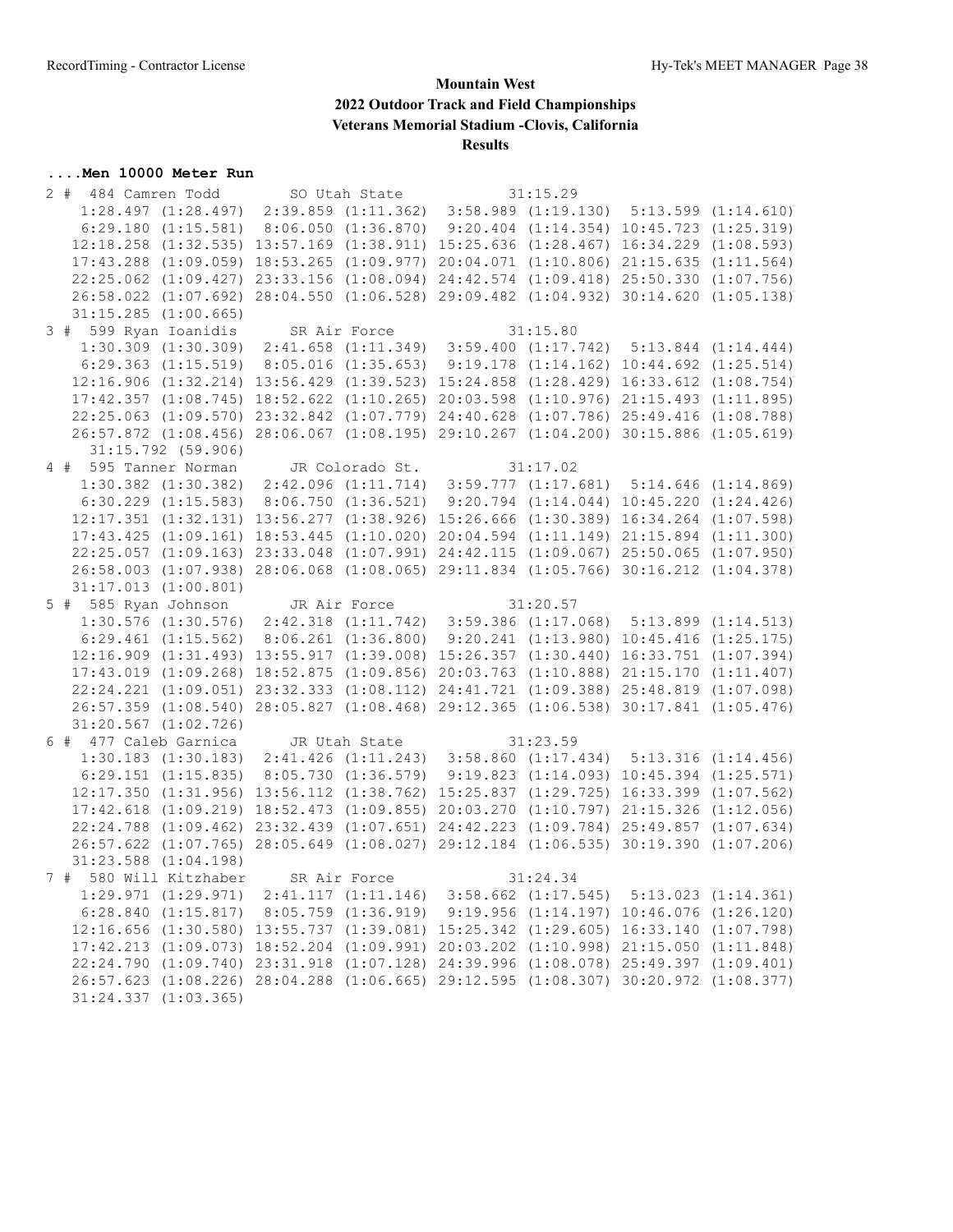# Mountain West
## 2022 Outdoor Track and Field Championships
### Veterans Memorial Stadium -Clovis, California
### Results

**....Men 10000 Meter Run**

```
  2 #  484 Camren Todd         SO Utah State           31:15.29  
      1:28.497 (1:28.497)  2:39.859 (1:11.362)  3:58.989 (1:19.130)  5:13.599 (1:14.610)
      6:29.180 (1:15.581)  8:06.050 (1:36.870)  9:20.404 (1:14.354) 10:45.723 (1:25.319)
     12:18.258 (1:32.535) 13:57.169 (1:38.911) 15:25.636 (1:28.467) 16:34.229 (1:08.593)
     17:43.288 (1:09.059) 18:53.265 (1:09.977) 20:04.071 (1:10.806) 21:15.635 (1:11.564)
     22:25.062 (1:09.427) 23:33.156 (1:08.094) 24:42.574 (1:09.418) 25:50.330 (1:07.756)
     26:58.022 (1:07.692) 28:04.550 (1:06.528) 29:09.482 (1:04.932) 30:14.620 (1:05.138)
     31:15.285 (1:00.665)
  3 #  599 Ryan Ioanidis       SR Air Force            31:15.80  
      1:30.309 (1:30.309)  2:41.658 (1:11.349)  3:59.400 (1:17.742)  5:13.844 (1:14.444)
      6:29.363 (1:15.519)  8:05.016 (1:35.653)  9:19.178 (1:14.162) 10:44.692 (1:25.514)
     12:16.906 (1:32.214) 13:56.429 (1:39.523) 15:24.858 (1:28.429) 16:33.612 (1:08.754)
     17:42.357 (1:08.745) 18:52.622 (1:10.265) 20:03.598 (1:10.976) 21:15.493 (1:11.895)
     22:25.063 (1:09.570) 23:32.842 (1:07.779) 24:40.628 (1:07.786) 25:49.416 (1:08.788)
     26:57.872 (1:08.456) 28:06.067 (1:08.195) 29:10.267 (1:04.200) 30:15.886 (1:05.619)
       31:15.792 (59.906)
  4 #  595 Tanner Norman       JR Colorado St.         31:17.02  
      1:30.382 (1:30.382)  2:42.096 (1:11.714)  3:59.777 (1:17.681)  5:14.646 (1:14.869)
      6:30.229 (1:15.583)  8:06.750 (1:36.521)  9:20.794 (1:14.044) 10:45.220 (1:24.426)
     12:17.351 (1:32.131) 13:56.277 (1:38.926) 15:26.666 (1:30.389) 16:34.264 (1:07.598)
     17:43.425 (1:09.161) 18:53.445 (1:10.020) 20:04.594 (1:11.149) 21:15.894 (1:11.300)
     22:25.057 (1:09.163) 23:33.048 (1:07.991) 24:42.115 (1:09.067) 25:50.065 (1:07.950)
     26:58.003 (1:07.938) 28:06.068 (1:08.065) 29:11.834 (1:05.766) 30:16.212 (1:04.378)
     31:17.013 (1:00.801)
  5 #  585 Ryan Johnson        JR Air Force            31:20.57  
      1:30.576 (1:30.576)  2:42.318 (1:11.742)  3:59.386 (1:17.068)  5:13.899 (1:14.513)
      6:29.461 (1:15.562)  8:06.261 (1:36.800)  9:20.241 (1:13.980) 10:45.416 (1:25.175)
     12:16.909 (1:31.493) 13:55.917 (1:39.008) 15:26.357 (1:30.440) 16:33.751 (1:07.394)
     17:43.019 (1:09.268) 18:52.875 (1:09.856) 20:03.763 (1:10.888) 21:15.170 (1:11.407)
     22:24.221 (1:09.051) 23:32.333 (1:08.112) 24:41.721 (1:09.388) 25:48.819 (1:07.098)
     26:57.359 (1:08.540) 28:05.827 (1:08.468) 29:12.365 (1:06.538) 30:17.841 (1:05.476)
     31:20.567 (1:02.726)
  6 #  477 Caleb Garnica       JR Utah State           31:23.59  
      1:30.183 (1:30.183)  2:41.426 (1:11.243)  3:58.860 (1:17.434)  5:13.316 (1:14.456)
      6:29.151 (1:15.835)  8:05.730 (1:36.579)  9:19.823 (1:14.093) 10:45.394 (1:25.571)
     12:17.350 (1:31.956) 13:56.112 (1:38.762) 15:25.837 (1:29.725) 16:33.399 (1:07.562)
     17:42.618 (1:09.219) 18:52.473 (1:09.855) 20:03.270 (1:10.797) 21:15.326 (1:12.056)
     22:24.788 (1:09.462) 23:32.439 (1:07.651) 24:42.223 (1:09.784) 25:49.857 (1:07.634)
     26:57.622 (1:07.765) 28:05.649 (1:08.027) 29:12.184 (1:06.535) 30:19.390 (1:07.206)
     31:23.588 (1:04.198)
  7 #  580 Will Kitzhaber      SR Air Force            31:24.34  
      1:29.971 (1:29.971)  2:41.117 (1:11.146)  3:58.662 (1:17.545)  5:13.023 (1:14.361)
      6:28.840 (1:15.817)  8:05.759 (1:36.919)  9:19.956 (1:14.197) 10:46.076 (1:26.120)
     12:16.656 (1:30.580) 13:55.737 (1:39.081) 15:25.342 (1:29.605) 16:33.140 (1:07.798)
     17:42.213 (1:09.073) 18:52.204 (1:09.991) 20:03.202 (1:10.998) 21:15.050 (1:11.848)
     22:24.790 (1:09.740) 23:31.918 (1:07.128) 24:39.996 (1:08.078) 25:49.397 (1:09.401)
     26:57.623 (1:08.226) 28:04.288 (1:06.665) 29:12.595 (1:08.307) 30:20.972 (1:08.377)
     31:24.337 (1:03.365)
```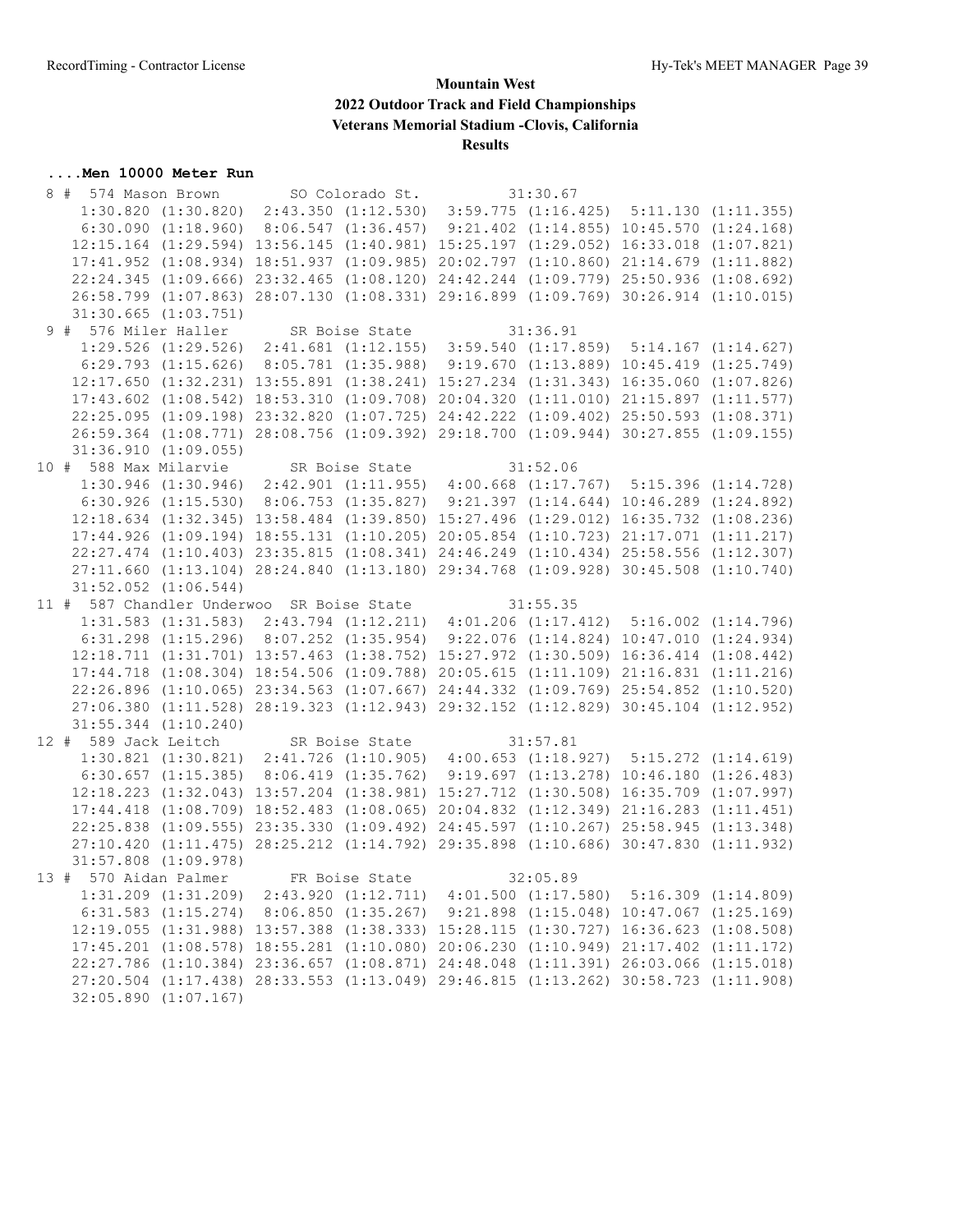# Mountain West
## 2022 Outdoor Track and Field Championships
### Veterans Memorial Stadium -Clovis, California
### Results

#### ....Men 10000 Meter Run

```
 8 #  574 Mason Brown         SO Colorado St.           31:30.67
     1:30.820 (1:30.820)  2:43.350 (1:12.530)  3:59.775 (1:16.425)  5:11.130 (1:11.355)
     6:30.090 (1:18.960)  8:06.547 (1:36.457)  9:21.402 (1:14.855) 10:45.570 (1:24.168)
    12:15.164 (1:29.594) 13:56.145 (1:40.981) 15:25.197 (1:29.052) 16:33.018 (1:07.821)
    17:41.952 (1:08.934) 18:51.937 (1:09.985) 20:02.797 (1:10.860) 21:14.679 (1:11.882)
    22:24.345 (1:09.666) 23:32.465 (1:08.120) 24:42.244 (1:09.779) 25:50.936 (1:08.692)
    26:58.799 (1:07.863) 28:07.130 (1:08.331) 29:16.899 (1:09.769) 30:26.914 (1:10.015)
    31:30.665 (1:03.751)
 9 #  576 Miler Haller        SR Boise State            31:36.91
     1:29.526 (1:29.526)  2:41.681 (1:12.155)  3:59.540 (1:17.859)  5:14.167 (1:14.627)
     6:29.793 (1:15.626)  8:05.781 (1:35.988)  9:19.670 (1:13.889) 10:45.419 (1:25.749)
    12:17.650 (1:32.231) 13:55.891 (1:38.241) 15:27.234 (1:31.343) 16:35.060 (1:07.826)
    17:43.602 (1:08.542) 18:53.310 (1:09.708) 20:04.320 (1:11.010) 21:15.897 (1:11.577)
    22:25.095 (1:09.198) 23:32.820 (1:07.725) 24:42.222 (1:09.402) 25:50.593 (1:08.371)
    26:59.364 (1:08.771) 28:08.756 (1:09.392) 29:18.700 (1:09.944) 30:27.855 (1:09.155)
    31:36.910 (1:09.055)
10 #  588 Max Milarvie        SR Boise State            31:52.06
     1:30.946 (1:30.946)  2:42.901 (1:11.955)  4:00.668 (1:17.767)  5:15.396 (1:14.728)
     6:30.926 (1:15.530)  8:06.753 (1:35.827)  9:21.397 (1:14.644) 10:46.289 (1:24.892)
    12:18.634 (1:32.345) 13:58.484 (1:39.850) 15:27.496 (1:29.012) 16:35.732 (1:08.236)
    17:44.926 (1:09.194) 18:55.131 (1:10.205) 20:05.854 (1:10.723) 21:17.071 (1:11.217)
    22:27.474 (1:10.403) 23:35.815 (1:08.341) 24:46.249 (1:10.434) 25:58.556 (1:12.307)
    27:11.660 (1:13.104) 28:24.840 (1:13.180) 29:34.768 (1:09.928) 30:45.508 (1:10.740)
    31:52.052 (1:06.544)
11 #  587 Chandler Underwoo  SR Boise State            31:55.35
     1:31.583 (1:31.583)  2:43.794 (1:12.211)  4:01.206 (1:17.412)  5:16.002 (1:14.796)
     6:31.298 (1:15.296)  8:07.252 (1:35.954)  9:22.076 (1:14.824) 10:47.010 (1:24.934)
    12:18.711 (1:31.701) 13:57.463 (1:38.752) 15:27.972 (1:30.509) 16:36.414 (1:08.442)
    17:44.718 (1:08.304) 18:54.506 (1:09.788) 20:05.615 (1:11.109) 21:16.831 (1:11.216)
    22:26.896 (1:10.065) 23:34.563 (1:07.667) 24:44.332 (1:09.769) 25:54.852 (1:10.520)
    27:06.380 (1:11.528) 28:19.323 (1:12.943) 29:32.152 (1:12.829) 30:45.104 (1:12.952)
    31:55.344 (1:10.240)
12 #  589 Jack Leitch         SR Boise State            31:57.81
     1:30.821 (1:30.821)  2:41.726 (1:10.905)  4:00.653 (1:18.927)  5:15.272 (1:14.619)
     6:30.657 (1:15.385)  8:06.419 (1:35.762)  9:19.697 (1:13.278) 10:46.180 (1:26.483)
    12:18.223 (1:32.043) 13:57.204 (1:38.981) 15:27.712 (1:30.508) 16:35.709 (1:07.997)
    17:44.418 (1:08.709) 18:52.483 (1:08.065) 20:04.832 (1:12.349) 21:16.283 (1:11.451)
    22:25.838 (1:09.555) 23:35.330 (1:09.492) 24:45.597 (1:10.267) 25:58.945 (1:13.348)
    27:10.420 (1:11.475) 28:25.212 (1:14.792) 29:35.898 (1:10.686) 30:47.830 (1:11.932)
    31:57.808 (1:09.978)
13 #  570 Aidan Palmer        FR Boise State            32:05.89
     1:31.209 (1:31.209)  2:43.920 (1:12.711)  4:01.500 (1:17.580)  5:16.309 (1:14.809)
     6:31.583 (1:15.274)  8:06.850 (1:35.267)  9:21.898 (1:15.048) 10:47.067 (1:25.169)
    12:19.055 (1:31.988) 13:57.388 (1:38.333) 15:28.115 (1:30.727) 16:36.623 (1:08.508)
    17:45.201 (1:08.578) 18:55.281 (1:10.080) 20:06.230 (1:10.949) 21:17.402 (1:11.172)
    22:27.786 (1:10.384) 23:36.657 (1:08.871) 24:48.048 (1:11.391) 26:03.066 (1:15.018)
    27:20.504 (1:17.438) 28:33.553 (1:13.049) 29:46.815 (1:13.262) 30:58.723 (1:11.908)
    32:05.890 (1:07.167)
```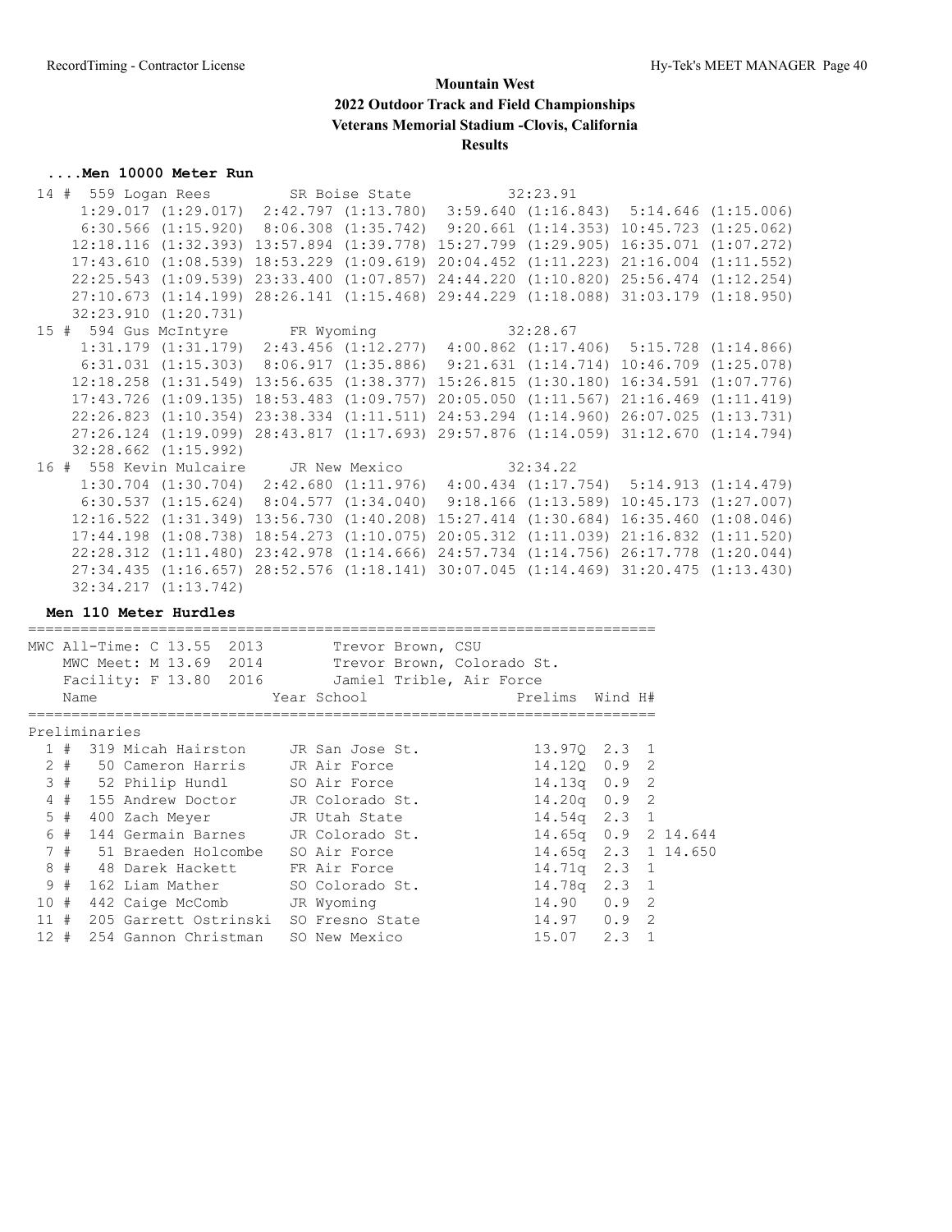# Mountain West
## 2022 Outdoor Track and Field Championships
### Veterans Memorial Stadium -Clovis, California
### Results

**....Men 10000 Meter Run**

```
 14 #  559 Logan Rees          SR Boise State          32:23.91
      1:29.017 (1:29.017)  2:42.797 (1:13.780)  3:59.640 (1:16.843)  5:14.646 (1:15.006)
      6:30.566 (1:15.920)  8:06.308 (1:35.742)  9:20.661 (1:14.353) 10:45.723 (1:25.062)
     12:18.116 (1:32.393) 13:57.894 (1:39.778) 15:27.799 (1:29.905) 16:35.071 (1:07.272)
     17:43.610 (1:08.539) 18:53.229 (1:09.619) 20:04.452 (1:11.223) 21:16.004 (1:11.552)
     22:25.543 (1:09.539) 23:33.400 (1:07.857) 24:44.220 (1:10.820) 25:56.474 (1:12.254)
     27:10.673 (1:14.199) 28:26.141 (1:15.468) 29:44.229 (1:18.088) 31:03.179 (1:18.950)
     32:23.910 (1:20.731)
 15 #  594 Gus McIntyre        FR Wyoming              32:28.67
      1:31.179 (1:31.179)  2:43.456 (1:12.277)  4:00.862 (1:17.406)  5:15.728 (1:14.866)
      6:31.031 (1:15.303)  8:06.917 (1:35.886)  9:21.631 (1:14.714) 10:46.709 (1:25.078)
     12:18.258 (1:31.549) 13:56.635 (1:38.377) 15:26.815 (1:30.180) 16:34.591 (1:07.776)
     17:43.726 (1:09.135) 18:53.483 (1:09.757) 20:05.050 (1:11.567) 21:16.469 (1:11.419)
     22:26.823 (1:10.354) 23:38.334 (1:11.511) 24:53.294 (1:14.960) 26:07.025 (1:13.731)
     27:26.124 (1:19.099) 28:43.817 (1:17.693) 29:57.876 (1:14.059) 31:12.670 (1:14.794)
     32:28.662 (1:15.992)
 16 #  558 Kevin Mulcaire      JR New Mexico           32:34.22
      1:30.704 (1:30.704)  2:42.680 (1:11.976)  4:00.434 (1:17.754)  5:14.913 (1:14.479)
      6:30.537 (1:15.624)  8:04.577 (1:34.040)  9:18.166 (1:13.589) 10:45.173 (1:27.007)
     12:16.522 (1:31.349) 13:56.730 (1:40.208) 15:27.414 (1:30.684) 16:35.460 (1:08.046)
     17:44.198 (1:08.738) 18:54.273 (1:10.075) 20:05.312 (1:11.039) 21:16.832 (1:11.520)
     22:28.312 (1:11.480) 23:42.978 (1:14.666) 24:57.734 (1:14.756) 26:17.778 (1:20.044)
     27:34.435 (1:16.657) 28:52.576 (1:18.141) 30:07.045 (1:14.469) 31:20.475 (1:13.430)
     32:34.217 (1:13.742)
```

**Men 110 Meter Hurdles**

```
=========================================================================
MWC All-Time: C 13.55  2013        Trevor Brown, CSU
   MWC Meet: M 13.69  2014        Trevor Brown, Colorado St.
   Facility: F 13.80  2016        Jamiel Trible, Air Force
    Name                    Year School                Prelims  Wind H#
=========================================================================
Preliminaries
  1 #  319 Micah Hairston     JR San Jose St.           13.97Q  2.3  1
  2 #   50 Cameron Harris     JR Air Force              14.12Q  0.9  2
  3 #   52 Philip Hundl       SO Air Force              14.13q  0.9  2
  4 #  155 Andrew Doctor      JR Colorado St.           14.20q  0.9  2
  5 #  400 Zach Meyer         JR Utah State             14.54q  2.3  1
  6 #  144 Germain Barnes     JR Colorado St.           14.65q  0.9  2 14.644
  7 #   51 Braeden Holcombe   SO Air Force              14.65q  2.3  1 14.650
  8 #   48 Darek Hackett      FR Air Force              14.71q  2.3  1
  9 #  162 Liam Mather        SO Colorado St.           14.78q  2.3  1
 10 #  442 Caige McComb       JR Wyoming                14.90   0.9  2
 11 #  205 Garrett Ostrinski  SO Fresno State           14.97   0.9  2
 12 #  254 Gannon Christman   SO New Mexico             15.07   2.3  1
```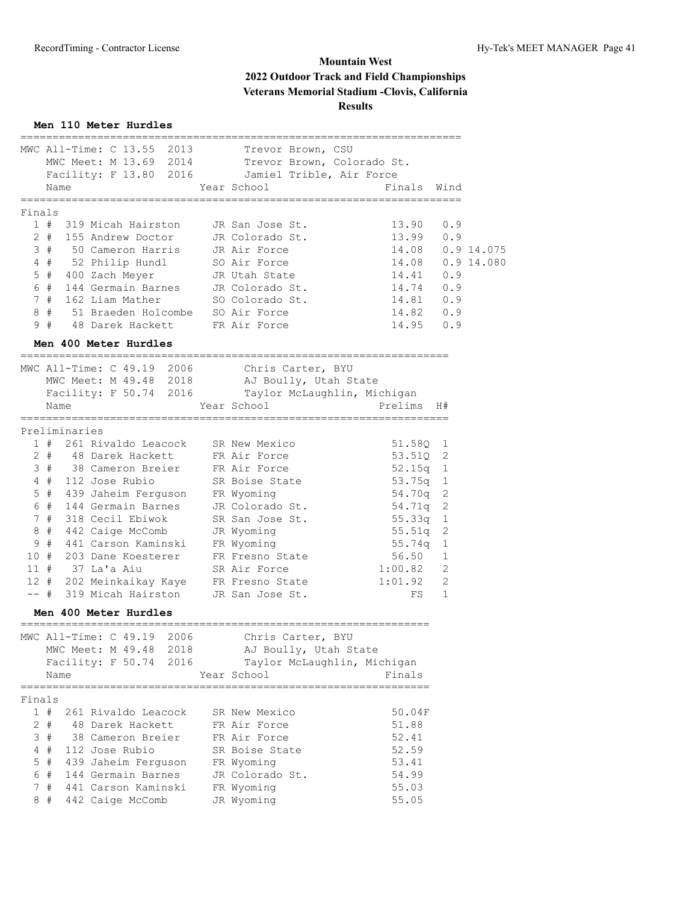# Mountain West
## 2022 Outdoor Track and Field Championships
## Veterans Memorial Stadium -Clovis, California
## Results

### Men 110 Meter Hurdles

MWC All-Time: C 13.55 2013 Trevor Brown, CSU
MWC Meet: M 13.69 2014 Trevor Brown, Colorado St.
Facility: F 13.80 2016 Jamiel Trible, Air Force

**Finals**

| Place | # | Name | Year | School | Finals | Wind | |
|---|---|---|---|---|---|---|---|
| 1 | 319 | Micah Hairston | JR | San Jose St. | 13.90 | 0.9 | |
| 2 | 155 | Andrew Doctor | JR | Colorado St. | 13.99 | 0.9 | |
| 3 | 50 | Cameron Harris | JR | Air Force | 14.08 | 0.9 | 14.075 |
| 4 | 52 | Philip Hundl | SO | Air Force | 14.08 | 0.9 | 14.080 |
| 5 | 400 | Zach Meyer | JR | Utah State | 14.41 | 0.9 | |
| 6 | 144 | Germain Barnes | JR | Colorado St. | 14.74 | 0.9 | |
| 7 | 162 | Liam Mather | SO | Colorado St. | 14.81 | 0.9 | |
| 8 | 51 | Braeden Holcombe | SO | Air Force | 14.82 | 0.9 | |
| 9 | 48 | Darek Hackett | FR | Air Force | 14.95 | 0.9 | |

### Men 400 Meter Hurdles

MWC All-Time: C 49.19 2006 Chris Carter, BYU
MWC Meet: M 49.48 2018 AJ Boully, Utah State
Facility: F 50.74 2016 Taylor McLaughlin, Michigan

**Preliminaries**

| Place | # | Name | Year | School | Prelims | H# |
|---|---|---|---|---|---|---|
| 1 | 261 | Rivaldo Leacock | SR | New Mexico | 51.58Q | 1 |
| 2 | 48 | Darek Hackett | FR | Air Force | 53.51Q | 2 |
| 3 | 38 | Cameron Breier | FR | Air Force | 52.15q | 1 |
| 4 | 112 | Jose Rubio | SR | Boise State | 53.75q | 1 |
| 5 | 439 | Jaheim Ferguson | FR | Wyoming | 54.70q | 2 |
| 6 | 144 | Germain Barnes | JR | Colorado St. | 54.71q | 2 |
| 7 | 318 | Cecil Ebiwok | SR | San Jose St. | 55.33q | 1 |
| 8 | 442 | Caige McComb | JR | Wyoming | 55.51q | 2 |
| 9 | 441 | Carson Kaminski | FR | Wyoming | 55.74q | 1 |
| 10 | 203 | Dane Koesterer | FR | Fresno State | 56.50 | 1 |
| 11 | 37 | La'a Aiu | SR | Air Force | 1:00.82 | 2 |
| 12 | 202 | Meinkaikay Kaye | FR | Fresno State | 1:01.92 | 2 |
| -- | 319 | Micah Hairston | JR | San Jose St. | FS | 1 |

### Men 400 Meter Hurdles

MWC All-Time: C 49.19 2006 Chris Carter, BYU
MWC Meet: M 49.48 2018 AJ Boully, Utah State
Facility: F 50.74 2016 Taylor McLaughlin, Michigan

**Finals**

| Place | # | Name | Year | School | Finals |
|---|---|---|---|---|---|
| 1 | 261 | Rivaldo Leacock | SR | New Mexico | 50.04F |
| 2 | 48 | Darek Hackett | FR | Air Force | 51.88 |
| 3 | 38 | Cameron Breier | FR | Air Force | 52.41 |
| 4 | 112 | Jose Rubio | SR | Boise State | 52.59 |
| 5 | 439 | Jaheim Ferguson | FR | Wyoming | 53.41 |
| 6 | 144 | Germain Barnes | JR | Colorado St. | 54.99 |
| 7 | 441 | Carson Kaminski | FR | Wyoming | 55.03 |
| 8 | 442 | Caige McComb | JR | Wyoming | 55.05 |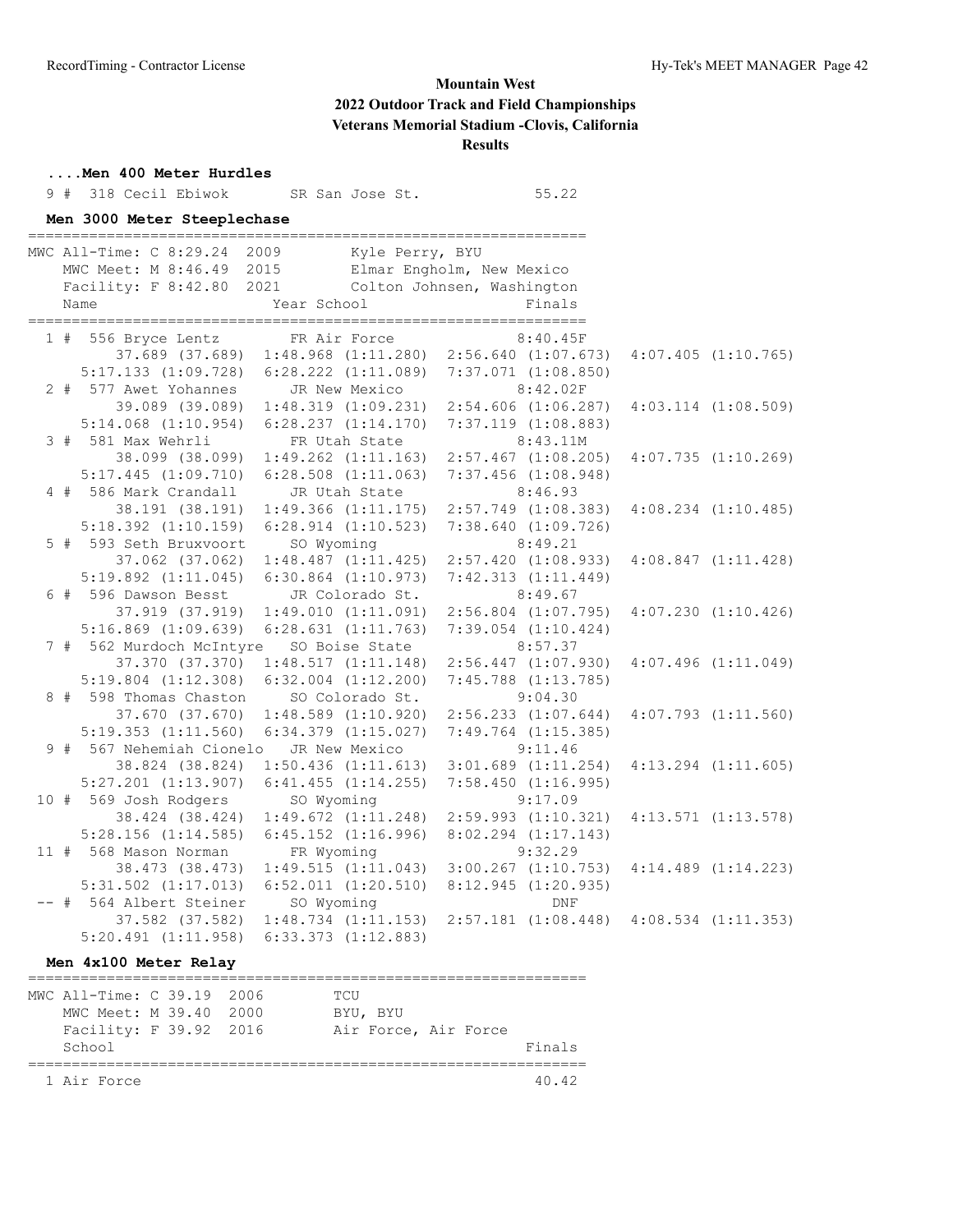# Mountain West
## 2022 Outdoor Track and Field Championships
## Veterans Memorial Stadium -Clovis, California
## Results

### ....Men 400 Meter Hurdles

```
  9 #  318 Cecil Ebiwok       SR San Jose St.            55.22
```

### Men 3000 Meter Steeplechase

```
================================================================
MWC All-Time: C 8:29.24  2009        Kyle Perry, BYU
   MWC Meet: M 8:46.49  2015        Elmar Engholm, New Mexico
   Facility: F 8:42.80  2021        Colton Johnsen, Washington
    Name                    Year School                  Finals
================================================================
  1 #  556 Bryce Lentz        FR Air Force             8:40.45F
        37.689 (37.689)  1:48.968 (1:11.280)  2:56.640 (1:07.673)  4:07.405 (1:10.765)
      5:17.133 (1:09.728)  6:28.222 (1:11.089)  7:37.071 (1:08.850)
  2 #  577 Awet Yohannes      JR New Mexico            8:42.02F
        39.089 (39.089)  1:48.319 (1:09.231)  2:54.606 (1:06.287)  4:03.114 (1:08.509)
      5:14.068 (1:10.954)  6:28.237 (1:14.170)  7:37.119 (1:08.883)
  3 #  581 Max Wehrli         FR Utah State            8:43.11M
        38.099 (38.099)  1:49.262 (1:11.163)  2:57.467 (1:08.205)  4:07.735 (1:10.269)
      5:17.445 (1:09.710)  6:28.508 (1:11.063)  7:37.456 (1:08.948)
  4 #  586 Mark Crandall      JR Utah State              8:46.93
        38.191 (38.191)  1:49.366 (1:11.175)  2:57.749 (1:08.383)  4:08.234 (1:10.485)
      5:18.392 (1:10.159)  6:28.914 (1:10.523)  7:38.640 (1:09.726)
  5 #  593 Seth Bruxvoort     SO Wyoming                 8:49.21
        37.062 (37.062)  1:48.487 (1:11.425)  2:57.420 (1:08.933)  4:08.847 (1:11.428)
      5:19.892 (1:11.045)  6:30.864 (1:10.973)  7:42.313 (1:11.449)
  6 #  596 Dawson Besst       JR Colorado St.            8:49.67
        37.919 (37.919)  1:49.010 (1:11.091)  2:56.804 (1:07.795)  4:07.230 (1:10.426)
      5:16.869 (1:09.639)  6:28.631 (1:11.763)  7:39.054 (1:10.424)
  7 #  562 Murdoch McIntyre   SO Boise State             8:57.37
        37.370 (37.370)  1:48.517 (1:11.148)  2:56.447 (1:07.930)  4:07.496 (1:11.049)
      5:19.804 (1:12.308)  6:32.004 (1:12.200)  7:45.788 (1:13.785)
  8 #  598 Thomas Chaston     SO Colorado St.            9:04.30
        37.670 (37.670)  1:48.589 (1:10.920)  2:56.233 (1:07.644)  4:07.793 (1:11.560)
      5:19.353 (1:11.560)  6:34.379 (1:15.027)  7:49.764 (1:15.385)
  9 #  567 Nehemiah Cionelo   JR New Mexico              9:11.46
        38.824 (38.824)  1:50.436 (1:11.613)  3:01.689 (1:11.254)  4:13.294 (1:11.605)
      5:27.201 (1:13.907)  6:41.455 (1:14.255)  7:58.450 (1:16.995)
 10 #  569 Josh Rodgers       SO Wyoming                 9:17.09
        38.424 (38.424)  1:49.672 (1:11.248)  2:59.993 (1:10.321)  4:13.571 (1:13.578)
      5:28.156 (1:14.585)  6:45.152 (1:16.996)  8:02.294 (1:17.143)
 11 #  568 Mason Norman       FR Wyoming                 9:32.29
        38.473 (38.473)  1:49.515 (1:11.043)  3:00.267 (1:10.753)  4:14.489 (1:14.223)
      5:31.502 (1:17.013)  6:52.011 (1:20.510)  8:12.945 (1:20.935)
 -- #  564 Albert Steiner     SO Wyoming                     DNF
        37.582 (37.582)  1:48.734 (1:11.153)  2:57.181 (1:08.448)  4:08.534 (1:11.353)
      5:20.491 (1:11.958)  6:33.373 (1:12.883)
```

### Men 4x100 Meter Relay

```
================================================================
MWC All-Time: C 39.19  2006        TCU
   MWC Meet: M 39.40  2000        BYU, BYU
   Facility: F 39.92  2016        Air Force, Air Force
    School                                               Finals
================================================================
  1 Air Force                                             40.42
```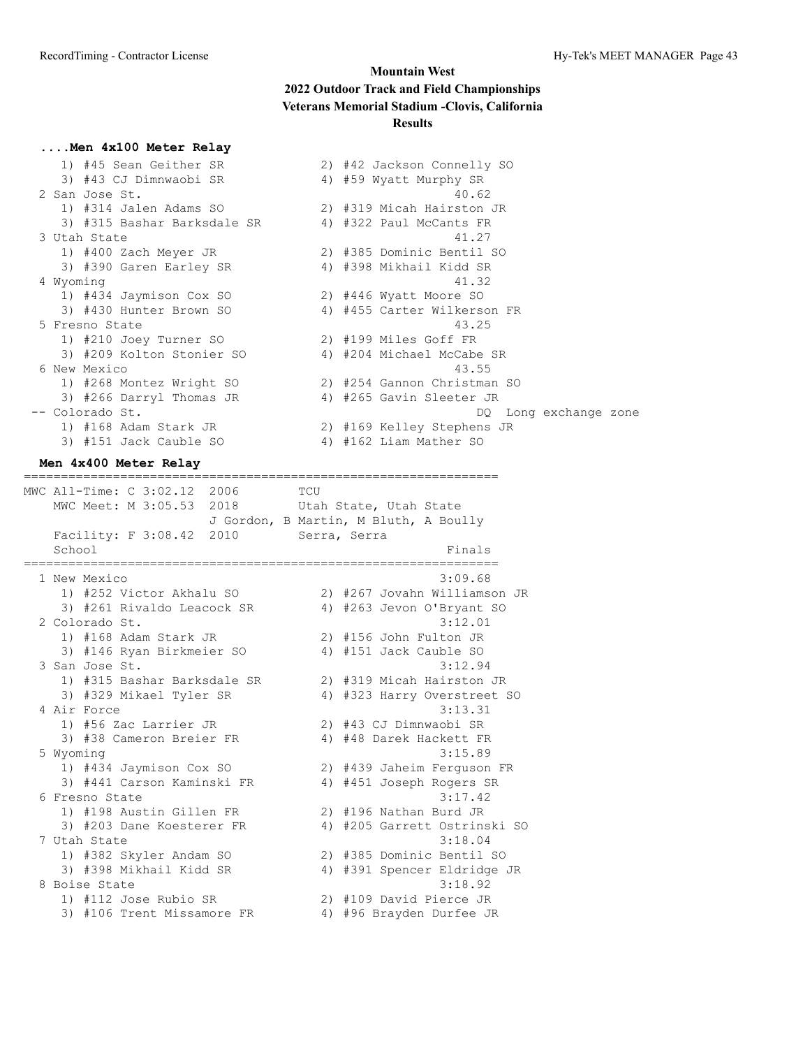# Mountain West
# 2022 Outdoor Track and Field Championships
## Veterans Memorial Stadium -Clovis, California
## Results

### ....Men 4x100 Meter Relay

```
    1) #45 Sean Geither SR            2) #42 Jackson Connelly SO
    3) #43 CJ Dimnwaobi SR            4) #59 Wyatt Murphy SR
  2 San Jose St.                                   40.62
    1) #314 Jalen Adams SO            2) #319 Micah Hairston JR
    3) #315 Bashar Barksdale SR       4) #322 Paul McCants FR
  3 Utah State                                     41.27
    1) #400 Zach Meyer JR             2) #385 Dominic Bentil SO
    3) #390 Garen Earley SR           4) #398 Mikhail Kidd SR
  4 Wyoming                                        41.32
    1) #434 Jaymison Cox SO           2) #446 Wyatt Moore SO
    3) #430 Hunter Brown SO           4) #455 Carter Wilkerson FR
  5 Fresno State                                   43.25
    1) #210 Joey Turner SO            2) #199 Miles Goff FR
    3) #209 Kolton Stonier SO         4) #204 Michael McCabe SR
  6 New Mexico                                     43.55
    1) #268 Montez Wright SO          2) #254 Gannon Christman SO
    3) #266 Darryl Thomas JR          4) #265 Gavin Sleeter JR
 -- Colorado St.                                      DQ  Long exchange zone
    1) #168 Adam Stark JR             2) #169 Kelley Stephens JR
    3) #151 Jack Cauble SO            4) #162 Liam Mather SO
```

### Men 4x400 Meter Relay

```
===============================================================
MWC All-Time: C 3:02.12  2006        TCU
   MWC Meet: M 3:05.53  2018        Utah State, Utah State
                       J Gordon, B Martin, M Bluth, A Boully
   Facility: F 3:08.42  2010        Serra, Serra
   School                                          Finals
===============================================================
  1 New Mexico                                   3:09.68
    1) #252 Victor Akhalu SO          2) #267 Jovahn Williamson JR
    3) #261 Rivaldo Leacock SR        4) #263 Jevon O'Bryant SO
  2 Colorado St.                                 3:12.01
    1) #168 Adam Stark JR             2) #156 John Fulton JR
    3) #146 Ryan Birkmeier SO         4) #151 Jack Cauble SO
  3 San Jose St.                                 3:12.94
    1) #315 Bashar Barksdale SR       2) #319 Micah Hairston JR
    3) #329 Mikael Tyler SR           4) #323 Harry Overstreet SO
  4 Air Force                                    3:13.31
    1) #56 Zac Larrier JR             2) #43 CJ Dimnwaobi SR
    3) #38 Cameron Breier FR          4) #48 Darek Hackett FR
  5 Wyoming                                      3:15.89
    1) #434 Jaymison Cox SO           2) #439 Jaheim Ferguson FR
    3) #441 Carson Kaminski FR        4) #451 Joseph Rogers SR
  6 Fresno State                                 3:17.42
    1) #198 Austin Gillen FR          2) #196 Nathan Burd JR
    3) #203 Dane Koesterer FR         4) #205 Garrett Ostrinski SO
  7 Utah State                                   3:18.04
    1) #382 Skyler Andam SO           2) #385 Dominic Bentil SO
    3) #398 Mikhail Kidd SR           4) #391 Spencer Eldridge JR
  8 Boise State                                  3:18.92
    1) #112 Jose Rubio SR             2) #109 David Pierce JR
    3) #106 Trent Missamore FR        4) #96 Brayden Durfee JR
```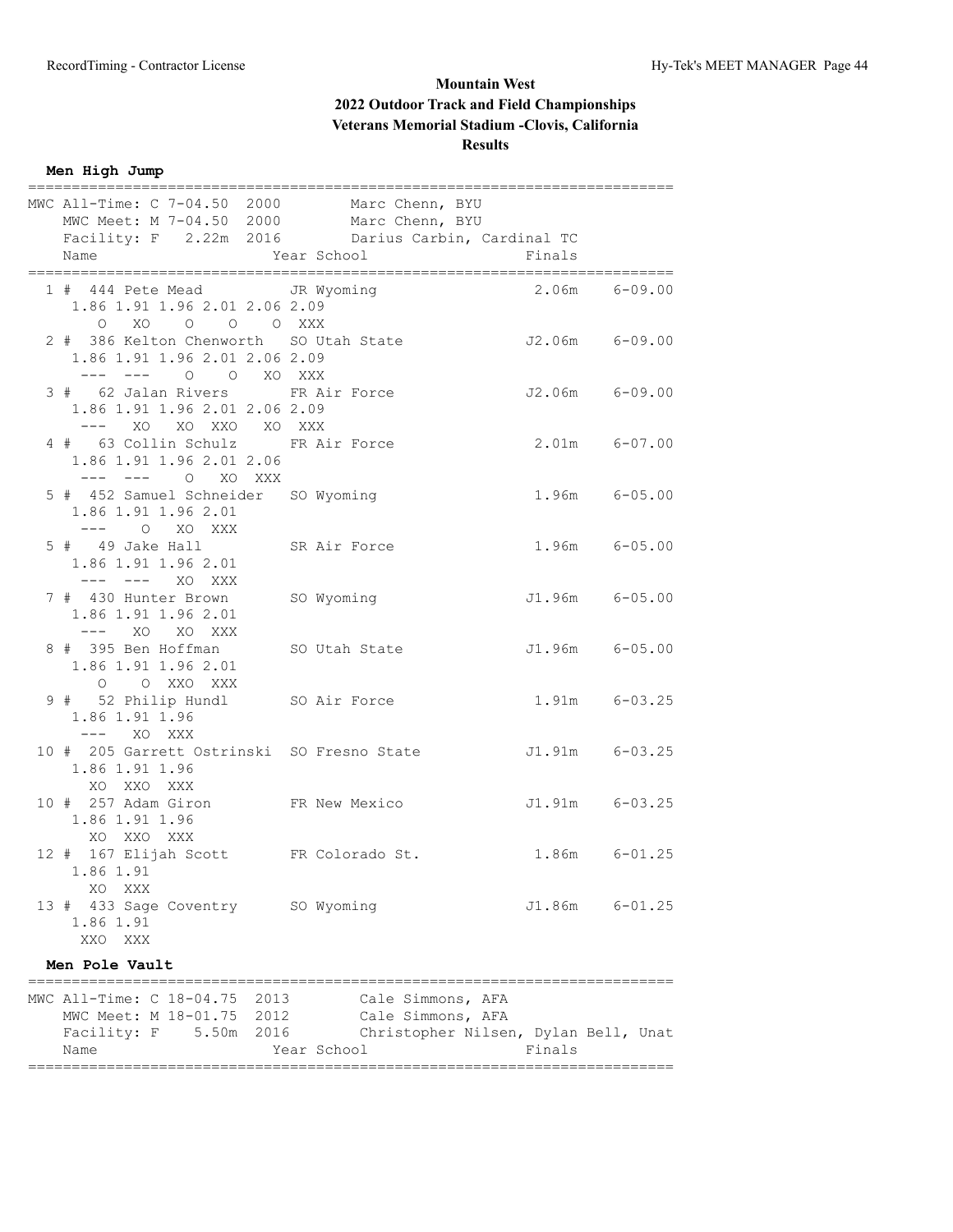# Mountain West
## 2022 Outdoor Track and Field Championships
## Veterans Memorial Stadium -Clovis, California
## Results

### Men High Jump

```
==========================================================================
MWC All-Time: C 7-04.50  2000        Marc Chenn, BYU
   MWC Meet: M 7-04.50  2000         Marc Chenn, BYU
   Facility: F   2.22m  2016         Darius Carbin, Cardinal TC
    Name                    Year School                  Finals
==========================================================================
  1 #  444 Pete Mead          JR Wyoming                  2.06m   6-09.00
     1.86 1.91 1.96 2.01 2.06 2.09
        O   XO    O    O    O  XXX
  2 #  386 Kelton Chenworth   SO Utah State              J2.06m   6-09.00
     1.86 1.91 1.96 2.01 2.06 2.09
      ---  ---    O    O   XO  XXX
  3 #   62 Jalan Rivers       FR Air Force               J2.06m   6-09.00
     1.86 1.91 1.96 2.01 2.06 2.09
      ---   XO   XO  XXO   XO  XXX
  4 #   63 Collin Schulz      FR Air Force                2.01m   6-07.00
     1.86 1.91 1.96 2.01 2.06
      ---  ---    O   XO  XXX
  5 #  452 Samuel Schneider   SO Wyoming                  1.96m   6-05.00
     1.86 1.91 1.96 2.01
      ---    O   XO  XXX
  5 #   49 Jake Hall          SR Air Force                1.96m   6-05.00
     1.86 1.91 1.96 2.01
      ---  ---   XO  XXX
  7 #  430 Hunter Brown       SO Wyoming                 J1.96m   6-05.00
     1.86 1.91 1.96 2.01
      ---   XO   XO  XXX
  8 #  395 Ben Hoffman        SO Utah State              J1.96m   6-05.00
     1.86 1.91 1.96 2.01
        O    O  XXO  XXX
  9 #   52 Philip Hundl       SO Air Force                1.91m   6-03.25
     1.86 1.91 1.96
      ---   XO  XXX
 10 #  205 Garrett Ostrinski  SO Fresno State            J1.91m   6-03.25
     1.86 1.91 1.96
       XO  XXO  XXX
 10 #  257 Adam Giron         FR New Mexico              J1.91m   6-03.25
     1.86 1.91 1.96
       XO  XXO  XXX
 12 #  167 Elijah Scott       FR Colorado St.             1.86m   6-01.25
     1.86 1.91
       XO  XXX
 13 #  433 Sage Coventry      SO Wyoming                 J1.86m   6-01.25
     1.86 1.91
      XXO  XXX
```

### Men Pole Vault

```
==========================================================================
MWC All-Time: C 18-04.75  2013        Cale Simmons, AFA
   MWC Meet: M 18-01.75  2012         Cale Simmons, AFA
   Facility: F    5.50m  2016         Christopher Nilsen, Dylan Bell, Unat
    Name                    Year School                  Finals
==========================================================================
```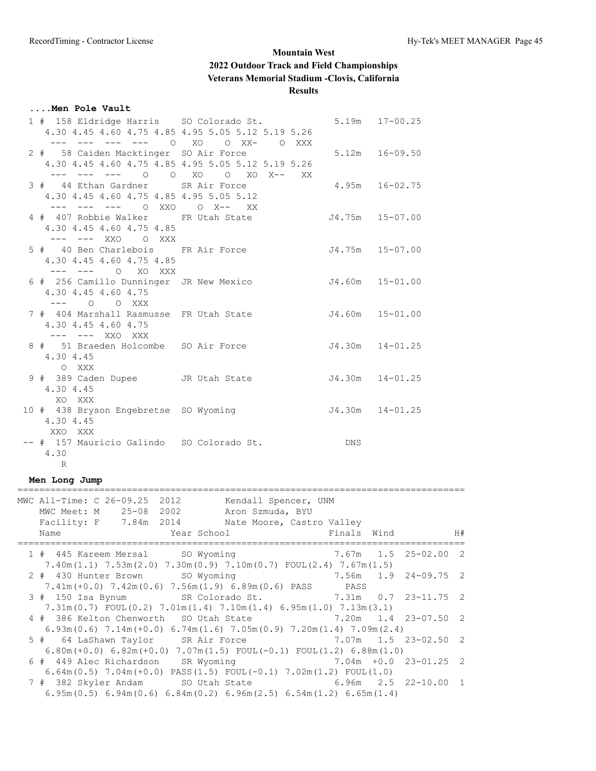# Mountain West
## 2022 Outdoor Track and Field Championships
### Veterans Memorial Stadium -Clovis, California
### Results

**....Men Pole Vault**

```
  1 #  158 Eldridge Harris    SO Colorado St.            5.19m   17-00.25
     4.30 4.45 4.60 4.75 4.85 4.95 5.05 5.12 5.19 5.26
      ---  ---  ---  ---    O   XO    O  XX-    O  XXX
  2 #   58 Caiden Macktinger  SO Air Force               5.12m   16-09.50
     4.30 4.45 4.60 4.75 4.85 4.95 5.05 5.12 5.19 5.26
      ---  ---  ---    O    O   XO    O   XO  X--   XX
  3 #   44 Ethan Gardner      SR Air Force               4.95m   16-02.75
     4.30 4.45 4.60 4.75 4.85 4.95 5.05 5.12
      ---  ---  ---    O  XXO    O  X--   XX
  4 #  407 Robbie Walker      FR Utah State             J4.75m   15-07.00
     4.30 4.45 4.60 4.75 4.85
      ---  ---  XXO    O  XXX
  5 #   40 Ben Charlebois     FR Air Force              J4.75m   15-07.00
     4.30 4.45 4.60 4.75 4.85
      ---  ---    O   XO  XXX
  6 #  256 Camillo Dunninger  JR New Mexico             J4.60m   15-01.00
     4.30 4.45 4.60 4.75
      ---    O    O  XXX
  7 #  404 Marshall Rasmusse  FR Utah State             J4.60m   15-01.00
     4.30 4.45 4.60 4.75
      ---  ---  XXO  XXX
  8 #   51 Braeden Holcombe   SO Air Force              J4.30m   14-01.25
     4.30 4.45
        O  XXX
  9 #  389 Caden Dupee        JR Utah State             J4.30m   14-01.25
     4.30 4.45
       XO  XXX
 10 #  438 Bryson Engebretse  SO Wyoming                J4.30m   14-01.25
     4.30 4.45
      XXO  XXX
 -- #  157 Mauricio Galindo   SO Colorado St.              DNS
     4.30
        R
```

**Men Long Jump**

```
=================================================================================
MWC All-Time: C 26-09.25  2012        Kendall Spencer, UNM
   MWC Meet: M    25-08  2002         Aron Szmuda, BYU
   Facility: F    7.84m  2014         Nate Moore, Castro Valley
    Name                    Year School                 Finals  Wind           H#
=================================================================================
  1 #  445 Kareem Mersal      SO Wyoming                 7.67m   1.5  25-02.00  2
     7.40m(1.1) 7.53m(2.0) 7.30m(0.9) 7.10m(0.7) FOUL(2.4) 7.67m(1.5)
  2 #  430 Hunter Brown       SO Wyoming                 7.56m   1.9  24-09.75  2
     7.41m(+0.0) 7.42m(0.6) 7.56m(1.9) 6.89m(0.6) PASS      PASS
  3 #  150 Isa Bynum          SR Colorado St.            7.31m   0.7  23-11.75  2
     7.31m(0.7) FOUL(0.2) 7.01m(1.4) 7.10m(1.4) 6.95m(1.0) 7.13m(3.1)
  4 #  386 Kelton Chenworth   SO Utah State              7.20m   1.4  23-07.50  2
     6.93m(0.6) 7.14m(+0.0) 6.74m(1.6) 7.05m(0.9) 7.20m(1.4) 7.09m(2.4)
  5 #   64 LaShawn Taylor     SR Air Force               7.07m   1.5  23-02.50  2
     6.80m(+0.0) 6.82m(+0.0) 7.07m(1.5) FOUL(-0.1) FOUL(1.2) 6.88m(1.0)
  6 #  449 Alec Richardson    SR Wyoming                 7.04m  +0.0  23-01.25  2
     6.64m(0.5) 7.04m(+0.0) PASS(1.5) FOUL(-0.1) 7.02m(1.2) FOUL(1.0)
  7 #  382 Skyler Andam       SO Utah State              6.96m   2.5  22-10.00  1
     6.95m(0.5) 6.94m(0.6) 6.84m(0.2) 6.96m(2.5) 6.54m(1.2) 6.65m(1.4)
```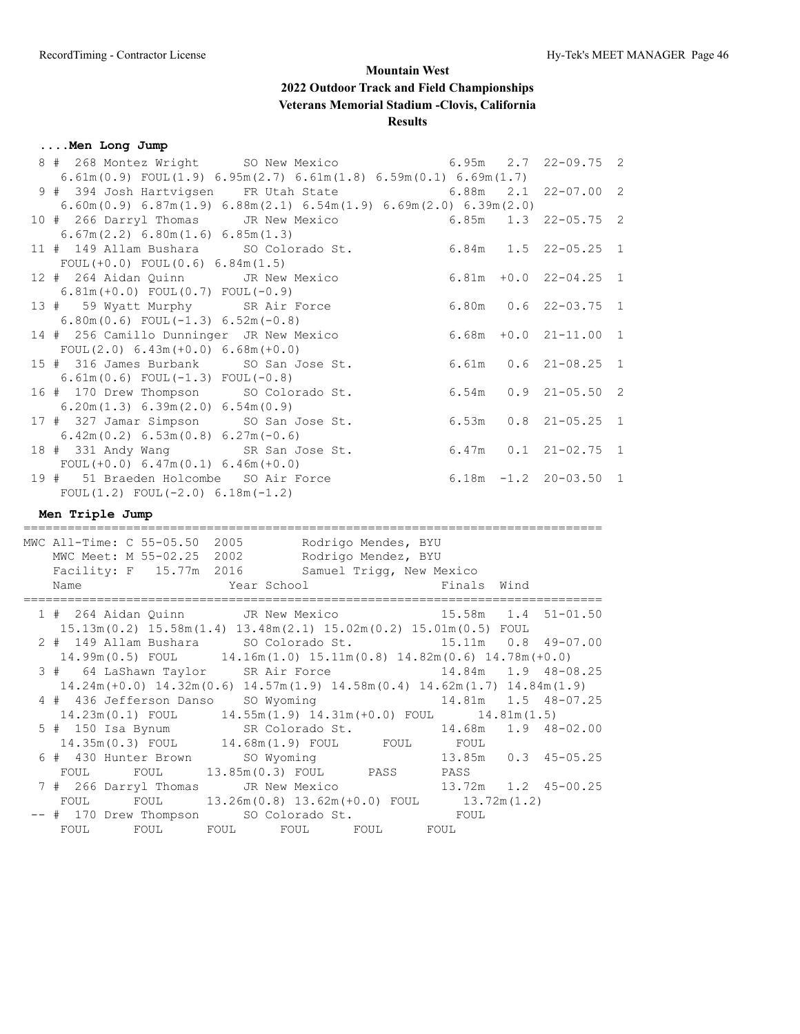# Mountain West
## 2022 Outdoor Track and Field Championships
### Veterans Memorial Stadium -Clovis, California
### Results

**....Men Long Jump**

```
  8 # 268 Montez Wright      SO New Mexico              6.95m   2.7  22-09.75  2
    6.61m(0.9) FOUL(1.9) 6.95m(2.7) 6.61m(1.8) 6.59m(0.1) 6.69m(1.7)
  9 # 394 Josh Hartvigsen    FR Utah State              6.88m   2.1  22-07.00  2
    6.60m(0.9) 6.87m(1.9) 6.88m(2.1) 6.54m(1.9) 6.69m(2.0) 6.39m(2.0)
 10 # 266 Darryl Thomas      JR New Mexico              6.85m   1.3  22-05.75  2
    6.67m(2.2) 6.80m(1.6) 6.85m(1.3)
 11 # 149 Allam Bushara      SO Colorado St.            6.84m   1.5  22-05.25  1
    FOUL(+0.0) FOUL(0.6) 6.84m(1.5)
 12 # 264 Aidan Quinn        JR New Mexico              6.81m  +0.0  22-04.25  1
    6.81m(+0.0) FOUL(0.7) FOUL(-0.9)
 13 #  59 Wyatt Murphy       SR Air Force               6.80m   0.6  22-03.75  1
    6.80m(0.6) FOUL(-1.3) 6.52m(-0.8)
 14 # 256 Camillo Dunninger  JR New Mexico              6.68m  +0.0  21-11.00  1
    FOUL(2.0) 6.43m(+0.0) 6.68m(+0.0)
 15 # 316 James Burbank      SO San Jose St.            6.61m   0.6  21-08.25  1
    6.61m(0.6) FOUL(-1.3) FOUL(-0.8)
 16 # 170 Drew Thompson      SO Colorado St.            6.54m   0.9  21-05.50  2
    6.20m(1.3) 6.39m(2.0) 6.54m(0.9)
 17 # 327 Jamar Simpson      SO San Jose St.            6.53m   0.8  21-05.25  1
    6.42m(0.2) 6.53m(0.8) 6.27m(-0.6)
 18 # 331 Andy Wang          SR San Jose St.            6.47m   0.1  21-02.75  1
    FOUL(+0.0) 6.47m(0.1) 6.46m(+0.0)
 19 #  51 Braeden Holcombe   SO Air Force               6.18m  -1.2  20-03.50  1
    FOUL(1.2) FOUL(-2.0) 6.18m(-1.2)
```

**Men Triple Jump**

```
===============================================================================
MWC All-Time: C 55-05.50  2005        Rodrigo Mendes, BYU
   MWC Meet: M 55-02.25  2002        Rodrigo Mendez, BYU
   Facility: F   15.77m  2016        Samuel Trigg, New Mexico
   Name                    Year School                  Finals  Wind
===============================================================================
  1 # 264 Aidan Quinn        JR New Mexico             15.58m   1.4  51-01.50
    15.13m(0.2) 15.58m(1.4) 13.48m(2.1) 15.02m(0.2) 15.01m(0.5) FOUL
  2 # 149 Allam Bushara      SO Colorado St.           15.11m   0.8  49-07.00
    14.99m(0.5) FOUL      14.16m(1.0) 15.11m(0.8) 14.82m(0.6) 14.78m(+0.0)
  3 #  64 LaShawn Taylor     SR Air Force              14.84m   1.9  48-08.25
    14.24m(+0.0) 14.32m(0.6) 14.57m(1.9) 14.58m(0.4) 14.62m(1.7) 14.84m(1.9)
  4 # 436 Jefferson Danso    SO Wyoming                14.81m   1.5  48-07.25
    14.23m(0.1) FOUL      14.55m(1.9) 14.31m(+0.0) FOUL      14.81m(1.5)
  5 # 150 Isa Bynum          SR Colorado St.           14.68m   1.9  48-02.00
    14.35m(0.3) FOUL      14.68m(1.9) FOUL      FOUL      FOUL
  6 # 430 Hunter Brown       SO Wyoming                13.85m   0.3  45-05.25
    FOUL      FOUL      13.85m(0.3) FOUL      PASS      PASS
  7 # 266 Darryl Thomas      JR New Mexico             13.72m   1.2  45-00.25
    FOUL      FOUL      13.26m(0.8) 13.62m(+0.0) FOUL      13.72m(1.2)
 -- # 170 Drew Thompson      SO Colorado St.             FOUL
    FOUL      FOUL      FOUL      FOUL      FOUL      FOUL
```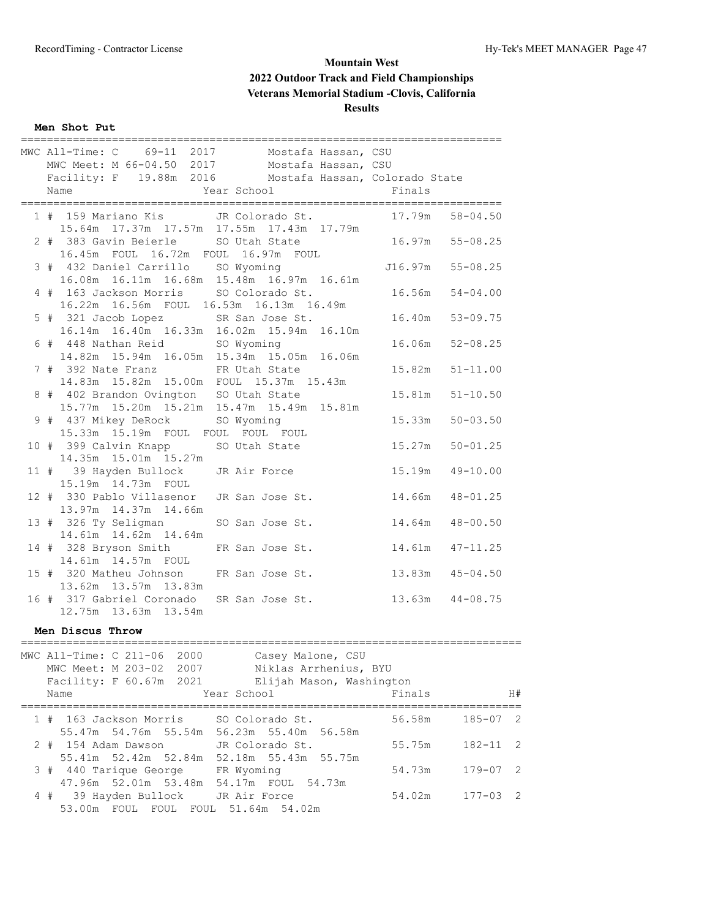# Mountain West
## 2022 Outdoor Track and Field Championships
## Veterans Memorial Stadium -Clovis, California
## Results

### Men Shot Put

```
==========================================================================
MWC All-Time: C    69-11  2017       Mostafa Hassan, CSU
   MWC Meet: M 66-04.50  2017        Mostafa Hassan, CSU
   Facility: F   19.88m  2016        Mostafa Hassan, Colorado State
   Name                    Year School                  Finals
==========================================================================
  1 # 159 Mariano Kis       JR Colorado St.           17.79m   58-04.50
     15.64m  17.37m  17.57m  17.55m  17.43m  17.79m
  2 # 383 Gavin Beierle     SO Utah State             16.97m   55-08.25
     16.45m  FOUL  16.72m  FOUL  16.97m  FOUL
  3 # 432 Daniel Carrillo   SO Wyoming               J16.97m   55-08.25
     16.08m  16.11m  16.68m  15.48m  16.97m  16.61m
  4 # 163 Jackson Morris    SO Colorado St.           16.56m   54-04.00
     16.22m  16.56m  FOUL  16.53m  16.13m  16.49m
  5 # 321 Jacob Lopez       SR San Jose St.           16.40m   53-09.75
     16.14m  16.40m  16.33m  16.02m  15.94m  16.10m
  6 # 448 Nathan Reid       SO Wyoming                16.06m   52-08.25
     14.82m  15.94m  16.05m  15.34m  15.05m  16.06m
  7 # 392 Nate Franz        FR Utah State             15.82m   51-11.00
     14.83m  15.82m  15.00m  FOUL  15.37m  15.43m
  8 # 402 Brandon Ovington  SO Utah State             15.81m   51-10.50
     15.77m  15.20m  15.21m  15.47m  15.49m  15.81m
  9 # 437 Mikey DeRock      SO Wyoming                15.33m   50-03.50
     15.33m  15.19m  FOUL  FOUL  FOUL  FOUL
 10 # 399 Calvin Knapp      SO Utah State             15.27m   50-01.25
     14.35m  15.01m  15.27m
 11 #  39 Hayden Bullock    JR Air Force              15.19m   49-10.00
     15.19m  14.73m  FOUL
 12 # 330 Pablo Villasenor  JR San Jose St.           14.66m   48-01.25
     13.97m  14.37m  14.66m
 13 # 326 Ty Seligman       SO San Jose St.           14.64m   48-00.50
     14.61m  14.62m  14.64m
 14 # 328 Bryson Smith      FR San Jose St.           14.61m   47-11.25
     14.61m  14.57m  FOUL
 15 # 320 Matheu Johnson    FR San Jose St.           13.83m   45-04.50
     13.62m  13.57m  13.83m
 16 # 317 Gabriel Coronado  SR San Jose St.           13.63m   44-08.75
     12.75m  13.63m  13.54m
```

### Men Discus Throw

```
==============================================================================
MWC All-Time: C 211-06  2000         Casey Malone, CSU
   MWC Meet: M 203-02  2007          Niklas Arrhenius, BYU
   Facility: F 60.67m  2021          Elijah Mason, Washington
   Name                    Year School                  Finals             H#
==============================================================================
  1 # 163 Jackson Morris    SO Colorado St.           56.58m     185-07  2
     55.47m  54.76m  55.54m  56.23m  55.40m  56.58m
  2 # 154 Adam Dawson       JR Colorado St.           55.75m     182-11  2
     55.41m  52.42m  52.84m  52.18m  55.43m  55.75m
  3 # 440 Tarique George    FR Wyoming                54.73m     179-07  2
     47.96m  52.01m  53.48m  54.17m  FOUL  54.73m
  4 #  39 Hayden Bullock    JR Air Force              54.02m     177-03  2
     53.00m  FOUL  FOUL  FOUL  51.64m  54.02m
```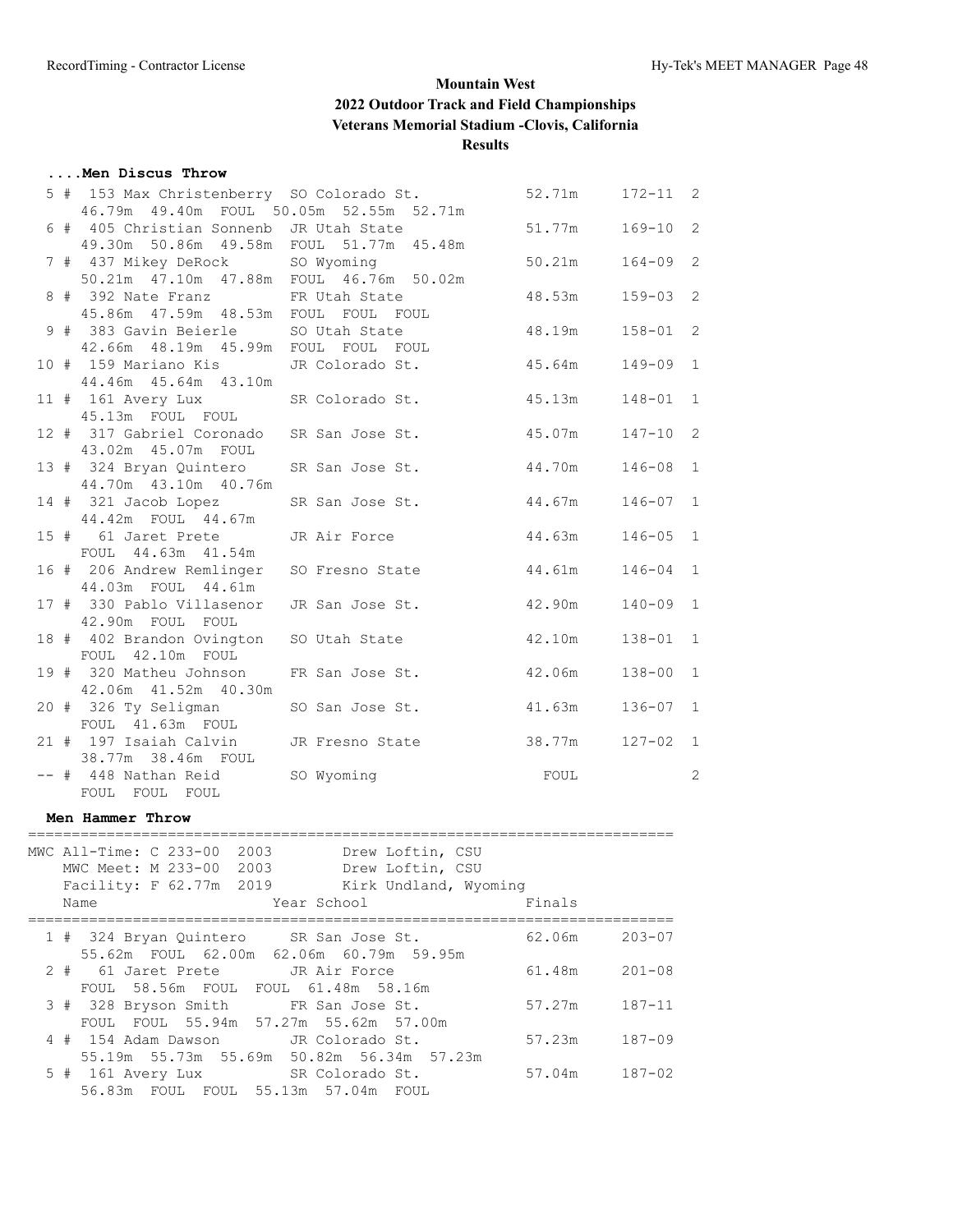# Mountain West
## 2022 Outdoor Track and Field Championships
### Veterans Memorial Stadium -Clovis, California
### Results

#### ....Men Discus Throw

| Place | # | Name | Year | School | Finals | Imperial | Flight |
|---|---|---|---|---|---|---|---|
| 5 | 153 | Max Christenberry | SO | Colorado St. | 52.71m | 172-11 | 2 |
| | | 46.79m 49.40m FOUL 50.05m 52.55m 52.71m | | | | | |
| 6 | 405 | Christian Sonnenb | JR | Utah State | 51.77m | 169-10 | 2 |
| | | 49.30m 50.86m 49.58m FOUL 51.77m 45.48m | | | | | |
| 7 | 437 | Mikey DeRock | SO | Wyoming | 50.21m | 164-09 | 2 |
| | | 50.21m 47.10m 47.88m FOUL 46.76m 50.02m | | | | | |
| 8 | 392 | Nate Franz | FR | Utah State | 48.53m | 159-03 | 2 |
| | | 45.86m 47.59m 48.53m FOUL FOUL FOUL | | | | | |
| 9 | 383 | Gavin Beierle | SO | Utah State | 48.19m | 158-01 | 2 |
| | | 42.66m 48.19m 45.99m FOUL FOUL FOUL | | | | | |
| 10 | 159 | Mariano Kis | JR | Colorado St. | 45.64m | 149-09 | 1 |
| | | 44.46m 45.64m 43.10m | | | | | |
| 11 | 161 | Avery Lux | SR | Colorado St. | 45.13m | 148-01 | 1 |
| | | 45.13m FOUL FOUL | | | | | |
| 12 | 317 | Gabriel Coronado | SR | San Jose St. | 45.07m | 147-10 | 2 |
| | | 43.02m 45.07m FOUL | | | | | |
| 13 | 324 | Bryan Quintero | SR | San Jose St. | 44.70m | 146-08 | 1 |
| | | 44.70m 43.10m 40.76m | | | | | |
| 14 | 321 | Jacob Lopez | SR | San Jose St. | 44.67m | 146-07 | 1 |
| | | 44.42m FOUL 44.67m | | | | | |
| 15 | 61 | Jaret Prete | JR | Air Force | 44.63m | 146-05 | 1 |
| | | FOUL 44.63m 41.54m | | | | | |
| 16 | 206 | Andrew Remlinger | SO | Fresno State | 44.61m | 146-04 | 1 |
| | | 44.03m FOUL 44.61m | | | | | |
| 17 | 330 | Pablo Villasenor | JR | San Jose St. | 42.90m | 140-09 | 1 |
| | | 42.90m FOUL FOUL | | | | | |
| 18 | 402 | Brandon Ovington | SO | Utah State | 42.10m | 138-01 | 1 |
| | | FOUL 42.10m FOUL | | | | | |
| 19 | 320 | Matheu Johnson | FR | San Jose St. | 42.06m | 138-00 | 1 |
| | | 42.06m 41.52m 40.30m | | | | | |
| 20 | 326 | Ty Seligman | SO | San Jose St. | 41.63m | 136-07 | 1 |
| | | FOUL 41.63m FOUL | | | | | |
| 21 | 197 | Isaiah Calvin | JR | Fresno State | 38.77m | 127-02 | 1 |
| | | 38.77m 38.46m FOUL | | | | | |
| -- | 448 | Nathan Reid | SO | Wyoming | FOUL | | 2 |
| | | FOUL FOUL FOUL | | | | | |

#### Men Hammer Throw

MWC All-Time: C 233-00 2003 Drew Loftin, CSU
MWC Meet: M 233-00 2003 Drew Loftin, CSU
Facility: F 62.77m 2019 Kirk Undland, Wyoming

| Place | # | Name | Year | School | Finals | Imperial |
|---|---|---|---|---|---|---|
| 1 | 324 | Bryan Quintero | SR | San Jose St. | 62.06m | 203-07 |
| | | 55.62m FOUL 62.00m 62.06m 60.79m 59.95m | | | | |
| 2 | 61 | Jaret Prete | JR | Air Force | 61.48m | 201-08 |
| | | FOUL 58.56m FOUL FOUL 61.48m 58.16m | | | | |
| 3 | 328 | Bryson Smith | FR | San Jose St. | 57.27m | 187-11 |
| | | FOUL FOUL 55.94m 57.27m 55.62m 57.00m | | | | |
| 4 | 154 | Adam Dawson | JR | Colorado St. | 57.23m | 187-09 |
| | | 55.19m 55.73m 55.69m 50.82m 56.34m 57.23m | | | | |
| 5 | 161 | Avery Lux | SR | Colorado St. | 57.04m | 187-02 |
| | | 56.83m FOUL FOUL 55.13m 57.04m FOUL | | | | |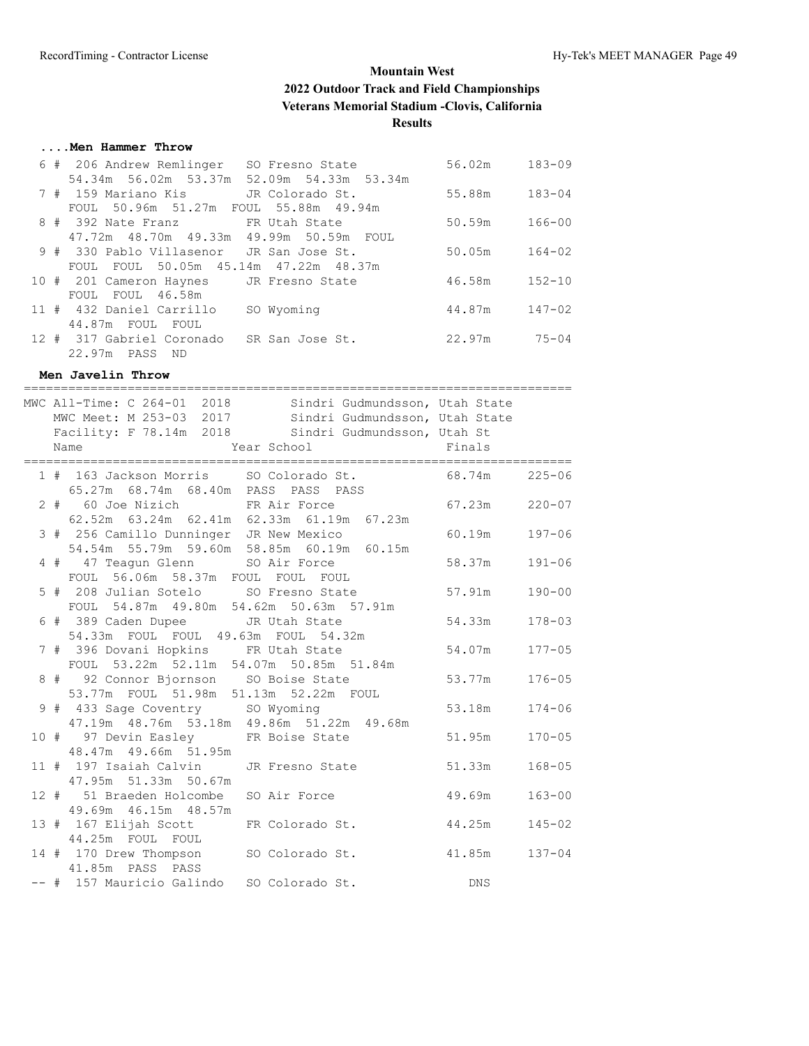## Mountain West
## 2022 Outdoor Track and Field Championships
## Veterans Memorial Stadium -Clovis, California
## Results

### ....Men Hammer Throw

| Place | # | Name | Year | School | Finals | |
|---|---|---|---|---|---|---|
| 6 | 206 | Andrew Remlinger | SO | Fresno State | 56.02m | 183-09 |
| | | 54.34m 56.02m 53.37m 52.09m 54.33m 53.34m | | | | |
| 7 | 159 | Mariano Kis | JR | Colorado St. | 55.88m | 183-04 |
| | | FOUL 50.96m 51.27m FOUL 55.88m 49.94m | | | | |
| 8 | 392 | Nate Franz | FR | Utah State | 50.59m | 166-00 |
| | | 47.72m 48.70m 49.33m 49.99m 50.59m FOUL | | | | |
| 9 | 330 | Pablo Villasenor | JR | San Jose St. | 50.05m | 164-02 |
| | | FOUL FOUL 50.05m 45.14m 47.22m 48.37m | | | | |
| 10 | 201 | Cameron Haynes | JR | Fresno State | 46.58m | 152-10 |
| | | FOUL FOUL 46.58m | | | | |
| 11 | 432 | Daniel Carrillo | SO | Wyoming | 44.87m | 147-02 |
| | | 44.87m FOUL FOUL | | | | |
| 12 | 317 | Gabriel Coronado | SR | San Jose St. | 22.97m | 75-04 |
| | | 22.97m PASS ND | | | | |

### Men Javelin Throw

MWC All-Time: C 264-01 2018 Sindri Gudmundsson, Utah State
MWC Meet: M 253-03 2017 Sindri Gudmundsson, Utah State
Facility: F 78.14m 2018 Sindri Gudmundsson, Utah St

| Place | # | Name | Year | School | Finals | |
|---|---|---|---|---|---|---|
| 1 | 163 | Jackson Morris | SO | Colorado St. | 68.74m | 225-06 |
| | | 65.27m 68.74m 68.40m PASS PASS PASS | | | | |
| 2 | 60 | Joe Nizich | FR | Air Force | 67.23m | 220-07 |
| | | 62.52m 63.24m 62.41m 62.33m 61.19m 67.23m | | | | |
| 3 | 256 | Camillo Dunninger | JR | New Mexico | 60.19m | 197-06 |
| | | 54.54m 55.79m 59.60m 58.85m 60.19m 60.15m | | | | |
| 4 | 47 | Teagun Glenn | SO | Air Force | 58.37m | 191-06 |
| | | FOUL 56.06m 58.37m FOUL FOUL FOUL | | | | |
| 5 | 208 | Julian Sotelo | SO | Fresno State | 57.91m | 190-00 |
| | | FOUL 54.87m 49.80m 54.62m 50.63m 57.91m | | | | |
| 6 | 389 | Caden Dupee | JR | Utah State | 54.33m | 178-03 |
| | | 54.33m FOUL FOUL 49.63m FOUL 54.32m | | | | |
| 7 | 396 | Dovani Hopkins | FR | Utah State | 54.07m | 177-05 |
| | | FOUL 53.22m 52.11m 54.07m 50.85m 51.84m | | | | |
| 8 | 92 | Connor Bjornson | SO | Boise State | 53.77m | 176-05 |
| | | 53.77m FOUL 51.98m 51.13m 52.22m FOUL | | | | |
| 9 | 433 | Sage Coventry | SO | Wyoming | 53.18m | 174-06 |
| | | 47.19m 48.76m 53.18m 49.86m 51.22m 49.68m | | | | |
| 10 | 97 | Devin Easley | FR | Boise State | 51.95m | 170-05 |
| | | 48.47m 49.66m 51.95m | | | | |
| 11 | 197 | Isaiah Calvin | JR | Fresno State | 51.33m | 168-05 |
| | | 47.95m 51.33m 50.67m | | | | |
| 12 | 51 | Braeden Holcombe | SO | Air Force | 49.69m | 163-00 |
| | | 49.69m 46.15m 48.57m | | | | |
| 13 | 167 | Elijah Scott | FR | Colorado St. | 44.25m | 145-02 |
| | | 44.25m FOUL FOUL | | | | |
| 14 | 170 | Drew Thompson | SO | Colorado St. | 41.85m | 137-04 |
| | | 41.85m PASS PASS | | | | |
| -- | 157 | Mauricio Galindo | SO | Colorado St. | DNS | |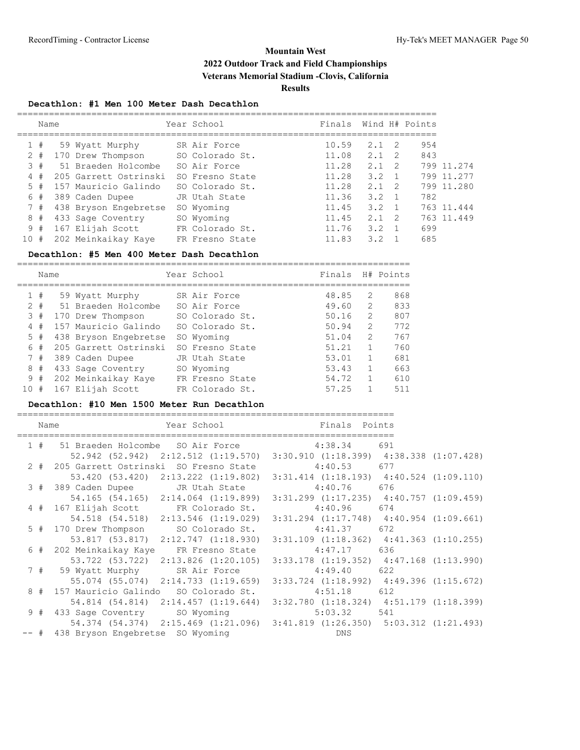# Mountain West

## 2022 Outdoor Track and Field Championships

## Veterans Memorial Stadium -Clovis, California

## Results

### Decathlon: #1 Men 100 Meter Dash Decathlon

| Place | Name | Year | School | Finals | Wind | H# | Points |
|---|---|---|---|---|---|---|---|
| 1 # | 59 Wyatt Murphy | SR | Air Force | 10.59 | 2.1 | 2 | 954 |
| 2 # | 170 Drew Thompson | SO | Colorado St. | 11.08 | 2.1 | 2 | 843 |
| 3 # | 51 Braeden Holcombe | SO | Air Force | 11.28 | 2.1 | 2 | 799 11.274 |
| 4 # | 205 Garrett Ostrinski | SO | Fresno State | 11.28 | 3.2 | 1 | 799 11.277 |
| 5 # | 157 Mauricio Galindo | SO | Colorado St. | 11.28 | 2.1 | 2 | 799 11.280 |
| 6 # | 389 Caden Dupee | JR | Utah State | 11.36 | 3.2 | 1 | 782 |
| 7 # | 438 Bryson Engebretse | SO | Wyoming | 11.45 | 3.2 | 1 | 763 11.444 |
| 8 # | 433 Sage Coventry | SO | Wyoming | 11.45 | 2.1 | 2 | 763 11.449 |
| 9 # | 167 Elijah Scott | FR | Colorado St. | 11.76 | 3.2 | 1 | 699 |
| 10 # | 202 Meinkaikay Kaye | FR | Fresno State | 11.83 | 3.2 | 1 | 685 |

### Decathlon: #5 Men 400 Meter Dash Decathlon

| Place | Name | Year | School | Finals | H# | Points |
|---|---|---|---|---|---|---|
| 1 # | 59 Wyatt Murphy | SR | Air Force | 48.85 | 2 | 868 |
| 2 # | 51 Braeden Holcombe | SO | Air Force | 49.60 | 2 | 833 |
| 3 # | 170 Drew Thompson | SO | Colorado St. | 50.16 | 2 | 807 |
| 4 # | 157 Mauricio Galindo | SO | Colorado St. | 50.94 | 2 | 772 |
| 5 # | 438 Bryson Engebretse | SO | Wyoming | 51.04 | 2 | 767 |
| 6 # | 205 Garrett Ostrinski | SO | Fresno State | 51.21 | 1 | 760 |
| 7 # | 389 Caden Dupee | JR | Utah State | 53.01 | 1 | 681 |
| 8 # | 433 Sage Coventry | SO | Wyoming | 53.43 | 1 | 663 |
| 9 # | 202 Meinkaikay Kaye | FR | Fresno State | 54.72 | 1 | 610 |
| 10 # | 167 Elijah Scott | FR | Colorado St. | 57.25 | 1 | 511 |

### Decathlon: #10 Men 1500 Meter Run Decathlon

| Place | Name | Year | School | Finals | Points |
|---|---|---|---|---|---|
| 1 # | 51 Braeden Holcombe | SO | Air Force | 4:38.34 | 691 |
| | 52.942 (52.942) 2:12.512 (1:19.570) 3:30.910 (1:18.399) 4:38.338 (1:07.428) | | | | |
| 2 # | 205 Garrett Ostrinski | SO | Fresno State | 4:40.53 | 677 |
| | 53.420 (53.420) 2:13.222 (1:19.802) 3:31.414 (1:18.193) 4:40.524 (1:09.110) | | | | |
| 3 # | 389 Caden Dupee | JR | Utah State | 4:40.76 | 676 |
| | 54.165 (54.165) 2:14.064 (1:19.899) 3:31.299 (1:17.235) 4:40.757 (1:09.459) | | | | |
| 4 # | 167 Elijah Scott | FR | Colorado St. | 4:40.96 | 674 |
| | 54.518 (54.518) 2:13.546 (1:19.029) 3:31.294 (1:17.748) 4:40.954 (1:09.661) | | | | |
| 5 # | 170 Drew Thompson | SO | Colorado St. | 4:41.37 | 672 |
| | 53.817 (53.817) 2:12.747 (1:18.930) 3:31.109 (1:18.362) 4:41.363 (1:10.255) | | | | |
| 6 # | 202 Meinkaikay Kaye | FR | Fresno State | 4:47.17 | 636 |
| | 53.722 (53.722) 2:13.826 (1:20.105) 3:33.178 (1:19.352) 4:47.168 (1:13.990) | | | | |
| 7 # | 59 Wyatt Murphy | SR | Air Force | 4:49.40 | 622 |
| | 55.074 (55.074) 2:14.733 (1:19.659) 3:33.724 (1:18.992) 4:49.396 (1:15.672) | | | | |
| 8 # | 157 Mauricio Galindo | SO | Colorado St. | 4:51.18 | 612 |
| | 54.814 (54.814) 2:14.457 (1:19.644) 3:32.780 (1:18.324) 4:51.179 (1:18.399) | | | | |
| 9 # | 433 Sage Coventry | SO | Wyoming | 5:03.32 | 541 |
| | 54.374 (54.374) 2:15.469 (1:21.096) 3:41.819 (1:26.350) 5:03.312 (1:21.493) | | | | |
| -- # | 438 Bryson Engebretse | SO | Wyoming | DNS | |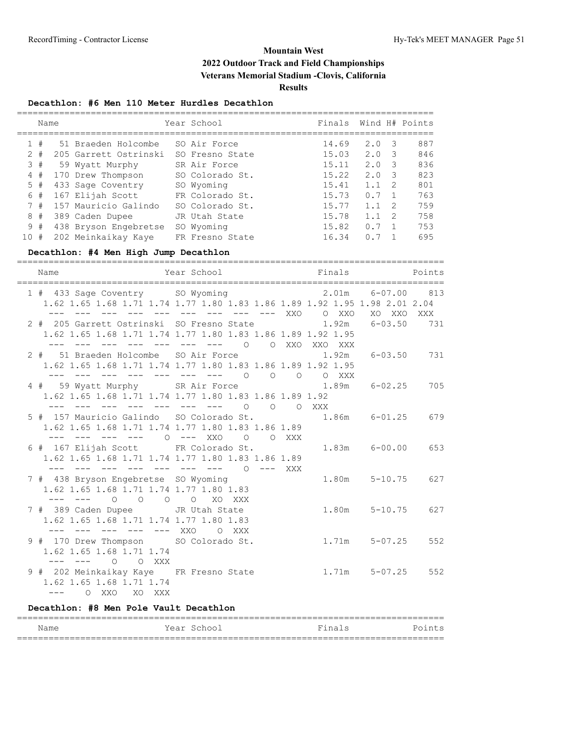# Mountain West

## 2022 Outdoor Track and Field Championships

## Veterans Memorial Stadium -Clovis, California

## Results

### Decathlon: #6 Men 110 Meter Hurdles Decathlon

| Place | Name | Year | School | Finals | Wind | H# | Points |
|---|---|---|---|---|---|---|---|
| 1 | # 51 Braeden Holcombe | SO | Air Force | 14.69 | 2.0 | 3 | 887 |
| 2 | # 205 Garrett Ostrinski | SO | Fresno State | 15.03 | 2.0 | 3 | 846 |
| 3 | # 59 Wyatt Murphy | SR | Air Force | 15.11 | 2.0 | 3 | 836 |
| 4 | # 170 Drew Thompson | SO | Colorado St. | 15.22 | 2.0 | 3 | 823 |
| 5 | # 433 Sage Coventry | SO | Wyoming | 15.41 | 1.1 | 2 | 801 |
| 6 | # 167 Elijah Scott | FR | Colorado St. | 15.73 | 0.7 | 1 | 763 |
| 7 | # 157 Mauricio Galindo | SO | Colorado St. | 15.77 | 1.1 | 2 | 759 |
| 8 | # 389 Caden Dupee | JR | Utah State | 15.78 | 1.1 | 2 | 758 |
| 9 | # 438 Bryson Engebretse | SO | Wyoming | 15.82 | 0.7 | 1 | 753 |
| 10 | # 202 Meinkaikay Kaye | FR | Fresno State | 16.34 | 0.7 | 1 | 695 |

### Decathlon: #4 Men High Jump Decathlon

```
    Name                    Year School                   Finals            Points
================================================================================
  1 #  433 Sage Coventry      SO Wyoming                2.01m    6-07.00    813
     1.62 1.65 1.68 1.71 1.74 1.77 1.80 1.83 1.86 1.89 1.92 1.95 1.98 2.01 2.04
      ---  ---  ---  ---  ---  ---  ---  ---  ---  XXO    O  XXO   XO  XXO  XXX
  2 #  205 Garrett Ostrinski  SO Fresno State           1.92m    6-03.50    731
     1.62 1.65 1.68 1.71 1.74 1.77 1.80 1.83 1.86 1.89 1.92 1.95
      ---  ---  ---  ---  ---  ---  ---    O    O  XXO  XXO  XXX
  2 #   51 Braeden Holcombe   SO Air Force              1.92m    6-03.50    731
     1.62 1.65 1.68 1.71 1.74 1.77 1.80 1.83 1.86 1.89 1.92 1.95
      ---  ---  ---  ---  ---  ---  ---    O    O    O    O  XXX
  4 #   59 Wyatt Murphy       SR Air Force              1.89m    6-02.25    705
     1.62 1.65 1.68 1.71 1.74 1.77 1.80 1.83 1.86 1.89 1.92
      ---  ---  ---  ---  ---  ---  ---    O    O    O  XXX
  5 #  157 Mauricio Galindo   SO Colorado St.           1.86m    6-01.25    679
     1.62 1.65 1.68 1.71 1.74 1.77 1.80 1.83 1.86 1.89
      ---  ---  ---  ---    O  ---  XXO    O    O  XXX
  6 #  167 Elijah Scott       FR Colorado St.           1.83m    6-00.00    653
     1.62 1.65 1.68 1.71 1.74 1.77 1.80 1.83 1.86 1.89
      ---  ---  ---  ---  ---  ---  ---    O  ---  XXX
  7 #  438 Bryson Engebretse  SO Wyoming                1.80m    5-10.75    627
     1.62 1.65 1.68 1.71 1.74 1.77 1.80 1.83
      ---  ---    O    O    O    O   XO  XXX
  7 #  389 Caden Dupee        JR Utah State             1.80m    5-10.75    627
     1.62 1.65 1.68 1.71 1.74 1.77 1.80 1.83
      ---  ---  ---  ---  ---  XXO    O  XXX
  9 #  170 Drew Thompson      SO Colorado St.           1.71m    5-07.25    552
     1.62 1.65 1.68 1.71 1.74
      ---  ---    O    O  XXX
  9 #  202 Meinkaikay Kaye    FR Fresno State           1.71m    5-07.25    552
     1.62 1.65 1.68 1.71 1.74
      ---    O  XXO   XO  XXX
```

### Decathlon: #8 Men Pole Vault Decathlon

| Name | Year | School | Finals | Points |
|---|---|---|---|---|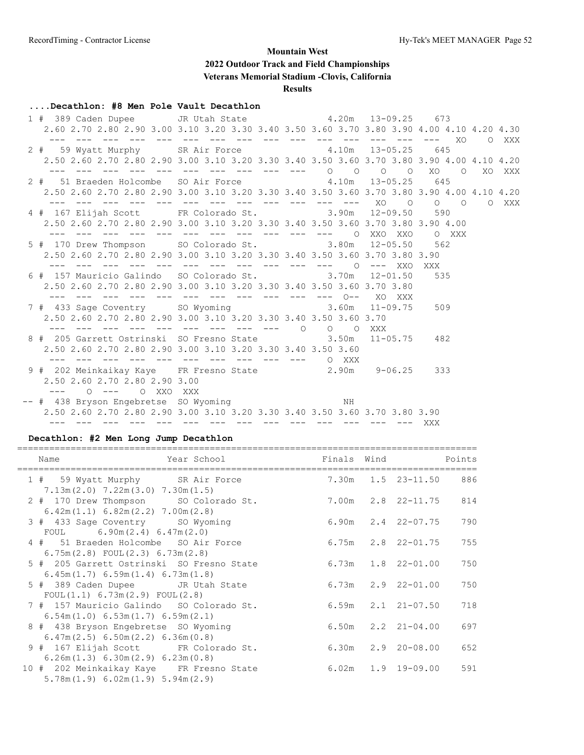**Mountain West**

**2022 Outdoor Track and Field Championships**

**Veterans Memorial Stadium -Clovis, California**

**Results**

### ....Decathlon: #8 Men Pole Vault Decathlon

```
  1 #  389 Caden Dupee       JR Utah State               4.20m   13-09.25    673  
    2.60 2.70 2.80 2.90 3.00 3.10 3.20 3.30 3.40 3.50 3.60 3.70 3.80 3.90 4.00 4.10 4.20 4.30
     ---  ---  ---  ---  ---  ---  ---  ---  ---  ---  ---  ---  ---  ---  ---   XO    O  XXX
  2 #   59 Wyatt Murphy      SR Air Force                4.10m   13-05.25    645  
    2.50 2.60 2.70 2.80 2.90 3.00 3.10 3.20 3.30 3.40 3.50 3.60 3.70 3.80 3.90 4.00 4.10 4.20
     ---  ---  ---  ---  ---  ---  ---  ---  ---  ---    O    O    O    O   XO    O   XO  XXX
  2 #   51 Braeden Holcombe  SO Air Force                4.10m   13-05.25    645  
    2.50 2.60 2.70 2.80 2.90 3.00 3.10 3.20 3.30 3.40 3.50 3.60 3.70 3.80 3.90 4.00 4.10 4.20
     ---  ---  ---  ---  ---  ---  ---  ---  ---  ---  ---  ---   XO    O    O    O    O  XXX
  4 #  167 Elijah Scott      FR Colorado St.             3.90m   12-09.50    590  
    2.50 2.60 2.70 2.80 2.90 3.00 3.10 3.20 3.30 3.40 3.50 3.60 3.70 3.80 3.90 4.00
     ---  ---  ---  ---  ---  ---  ---  ---  ---  ---  ---    O  XXO  XXO    O  XXX
  5 #  170 Drew Thompson     SO Colorado St.             3.80m   12-05.50    562  
    2.50 2.60 2.70 2.80 2.90 3.00 3.10 3.20 3.30 3.40 3.50 3.60 3.70 3.80 3.90
     ---  ---  ---  ---  ---  ---  ---  ---  ---  ---  ---    O  ---  XXO  XXX
  6 #  157 Mauricio Galindo  SO Colorado St.             3.70m   12-01.50    535  
    2.50 2.60 2.70 2.80 2.90 3.00 3.10 3.20 3.30 3.40 3.50 3.60 3.70 3.80
     ---  ---  ---  ---  ---  ---  ---  ---  ---  ---  ---  O--   XO  XXX
  7 #  433 Sage Coventry     SO Wyoming                  3.60m   11-09.75    509  
    2.50 2.60 2.70 2.80 2.90 3.00 3.10 3.20 3.30 3.40 3.50 3.60 3.70
     ---  ---  ---  ---  ---  ---  ---  ---  ---    O    O    O  XXX
  8 #  205 Garrett Ostrinski  SO Fresno State            3.50m   11-05.75    482  
    2.50 2.60 2.70 2.80 2.90 3.00 3.10 3.20 3.30 3.40 3.50 3.60
     ---  ---  ---  ---  ---  ---  ---  ---  ---  ---    O  XXX
  9 #  202 Meinkaikay Kaye   FR Fresno State             2.90m    9-06.25    333  
    2.50 2.60 2.70 2.80 2.90 3.00
     ---    O  ---    O  XXO  XXX
 -- #  438 Bryson Engebretse  SO Wyoming                    NH                    
    2.50 2.60 2.70 2.80 2.90 3.00 3.10 3.20 3.30 3.40 3.50 3.60 3.70 3.80 3.90
     ---  ---  ---  ---  ---  ---  ---  ---  ---  ---  ---  ---  ---  ---  XXX
```

### Decathlon: #2 Men Long Jump Decathlon

| Name | Year School | Finals | Wind | | Points |
|---|---|---|---|---|---|
| 1 # 59 Wyatt Murphy | SR Air Force | 7.30m | 1.5 | 23-11.50 | 886 |
| 7.13m(2.0) 7.22m(3.0) 7.30m(1.5) | | | | | |
| 2 # 170 Drew Thompson | SO Colorado St. | 7.00m | 2.8 | 22-11.75 | 814 |
| 6.42m(1.1) 6.82m(2.2) 7.00m(2.8) | | | | | |
| 3 # 433 Sage Coventry | SO Wyoming | 6.90m | 2.4 | 22-07.75 | 790 |
| FOUL 6.90m(2.4) 6.47m(2.0) | | | | | |
| 4 # 51 Braeden Holcombe | SO Air Force | 6.75m | 2.8 | 22-01.75 | 755 |
| 6.75m(2.8) FOUL(2.3) 6.73m(2.8) | | | | | |
| 5 # 205 Garrett Ostrinski | SO Fresno State | 6.73m | 1.8 | 22-01.00 | 750 |
| 6.45m(1.7) 6.59m(1.4) 6.73m(1.8) | | | | | |
| 5 # 389 Caden Dupee | JR Utah State | 6.73m | 2.9 | 22-01.00 | 750 |
| FOUL(1.1) 6.73m(2.9) FOUL(2.8) | | | | | |
| 7 # 157 Mauricio Galindo | SO Colorado St. | 6.59m | 2.1 | 21-07.50 | 718 |
| 6.54m(1.0) 6.53m(1.7) 6.59m(2.1) | | | | | |
| 8 # 438 Bryson Engebretse | SO Wyoming | 6.50m | 2.2 | 21-04.00 | 697 |
| 6.47m(2.5) 6.50m(2.2) 6.36m(0.8) | | | | | |
| 9 # 167 Elijah Scott | FR Colorado St. | 6.30m | 2.9 | 20-08.00 | 652 |
| 6.26m(1.3) 6.30m(2.9) 6.23m(0.8) | | | | | |
| 10 # 202 Meinkaikay Kaye | FR Fresno State | 6.02m | 1.9 | 19-09.00 | 591 |
| 5.78m(1.9) 6.02m(1.9) 5.94m(2.9) | | | | | |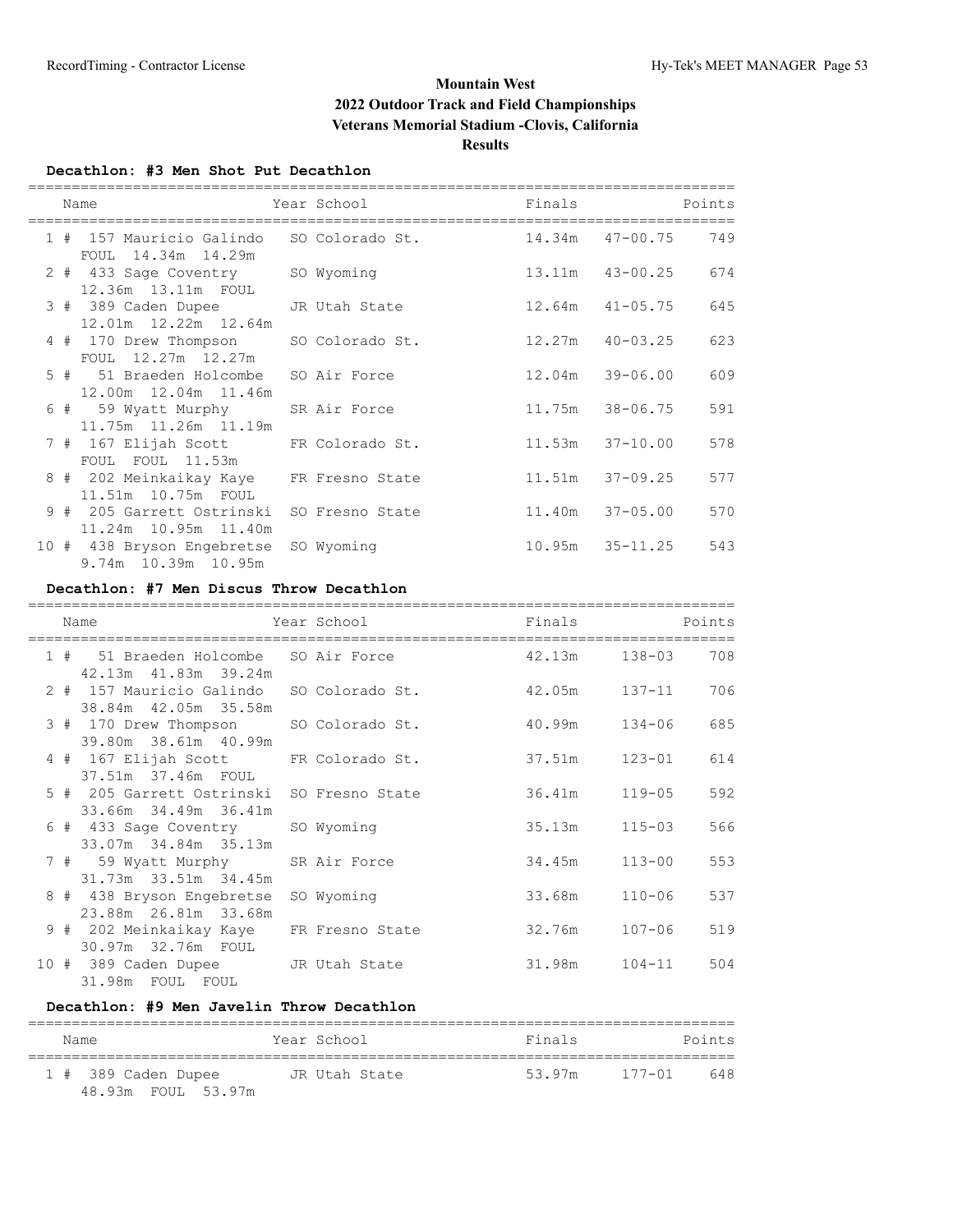# Mountain West
## 2022 Outdoor Track and Field Championships
## Veterans Memorial Stadium -Clovis, California
## Results

### Decathlon: #3 Men Shot Put Decathlon

| Place | Name | Year | School | Finals | | Points |
|---|---|---|---|---|---|---|
| 1 # | 157 Mauricio Galindo | SO | Colorado St. | 14.34m | 47-00.75 | 749 |
| | FOUL 14.34m 14.29m | | | | | |
| 2 # | 433 Sage Coventry | SO | Wyoming | 13.11m | 43-00.25 | 674 |
| | 12.36m 13.11m FOUL | | | | | |
| 3 # | 389 Caden Dupee | JR | Utah State | 12.64m | 41-05.75 | 645 |
| | 12.01m 12.22m 12.64m | | | | | |
| 4 # | 170 Drew Thompson | SO | Colorado St. | 12.27m | 40-03.25 | 623 |
| | FOUL 12.27m 12.27m | | | | | |
| 5 # | 51 Braeden Holcombe | SO | Air Force | 12.04m | 39-06.00 | 609 |
| | 12.00m 12.04m 11.46m | | | | | |
| 6 # | 59 Wyatt Murphy | SR | Air Force | 11.75m | 38-06.75 | 591 |
| | 11.75m 11.26m 11.19m | | | | | |
| 7 # | 167 Elijah Scott | FR | Colorado St. | 11.53m | 37-10.00 | 578 |
| | FOUL FOUL 11.53m | | | | | |
| 8 # | 202 Meinkaikay Kaye | FR | Fresno State | 11.51m | 37-09.25 | 577 |
| | 11.51m 10.75m FOUL | | | | | |
| 9 # | 205 Garrett Ostrinski | SO | Fresno State | 11.40m | 37-05.00 | 570 |
| | 11.24m 10.95m 11.40m | | | | | |
| 10 # | 438 Bryson Engebretse | SO | Wyoming | 10.95m | 35-11.25 | 543 |
| | 9.74m 10.39m 10.95m | | | | | |

### Decathlon: #7 Men Discus Throw Decathlon

| Place | Name | Year | School | Finals | | Points |
|---|---|---|---|---|---|---|
| 1 # | 51 Braeden Holcombe | SO | Air Force | 42.13m | 138-03 | 708 |
| | 42.13m 41.83m 39.24m | | | | | |
| 2 # | 157 Mauricio Galindo | SO | Colorado St. | 42.05m | 137-11 | 706 |
| | 38.84m 42.05m 35.58m | | | | | |
| 3 # | 170 Drew Thompson | SO | Colorado St. | 40.99m | 134-06 | 685 |
| | 39.80m 38.61m 40.99m | | | | | |
| 4 # | 167 Elijah Scott | FR | Colorado St. | 37.51m | 123-01 | 614 |
| | 37.51m 37.46m FOUL | | | | | |
| 5 # | 205 Garrett Ostrinski | SO | Fresno State | 36.41m | 119-05 | 592 |
| | 33.66m 34.49m 36.41m | | | | | |
| 6 # | 433 Sage Coventry | SO | Wyoming | 35.13m | 115-03 | 566 |
| | 33.07m 34.84m 35.13m | | | | | |
| 7 # | 59 Wyatt Murphy | SR | Air Force | 34.45m | 113-00 | 553 |
| | 31.73m 33.51m 34.45m | | | | | |
| 8 # | 438 Bryson Engebretse | SO | Wyoming | 33.68m | 110-06 | 537 |
| | 23.88m 26.81m 33.68m | | | | | |
| 9 # | 202 Meinkaikay Kaye | FR | Fresno State | 32.76m | 107-06 | 519 |
| | 30.97m 32.76m FOUL | | | | | |
| 10 # | 389 Caden Dupee | JR | Utah State | 31.98m | 104-11 | 504 |
| | 31.98m FOUL FOUL | | | | | |

### Decathlon: #9 Men Javelin Throw Decathlon

| Place | Name | Year | School | Finals | | Points |
|---|---|---|---|---|---|---|
| 1 # | 389 Caden Dupee | JR | Utah State | 53.97m | 177-01 | 648 |
| | 48.93m FOUL 53.97m | | | | | |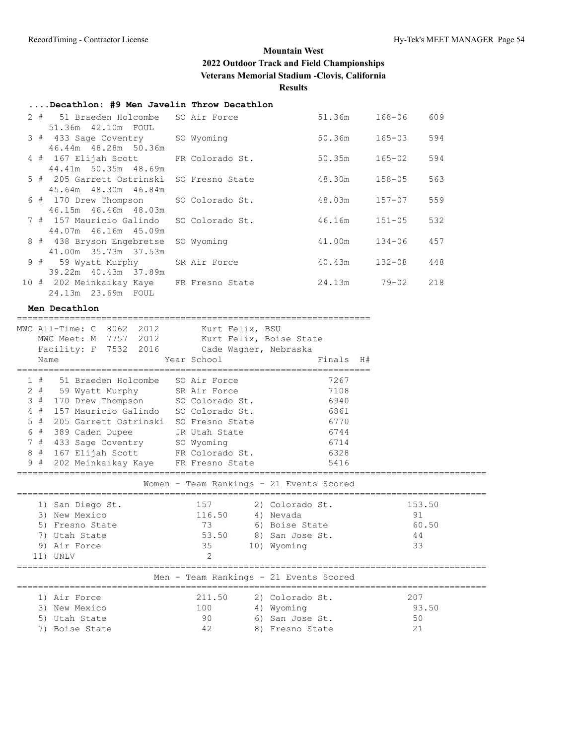**Mountain West**
**2022 Outdoor Track and Field Championships**
**Veterans Memorial Stadium -Clovis, California**
**Results**

### ....Decathlon: #9 Men Javelin Throw Decathlon

| Place | # | Name | Year School | Mark | Imperial | Points |
|---|---|---|---|---|---|---|
| 2 # | 51 | Braeden Holcombe | SO Air Force | 51.36m | 168-06 | 609 |
| | | 51.36m 42.10m FOUL | | | | |
| 3 # | 433 | Sage Coventry | SO Wyoming | 50.36m | 165-03 | 594 |
| | | 46.44m 48.28m 50.36m | | | | |
| 4 # | 167 | Elijah Scott | FR Colorado St. | 50.35m | 165-02 | 594 |
| | | 44.41m 50.35m 48.69m | | | | |
| 5 # | 205 | Garrett Ostrinski | SO Fresno State | 48.30m | 158-05 | 563 |
| | | 45.64m 48.30m 46.84m | | | | |
| 6 # | 170 | Drew Thompson | SO Colorado St. | 48.03m | 157-07 | 559 |
| | | 46.15m 46.46m 48.03m | | | | |
| 7 # | 157 | Mauricio Galindo | SO Colorado St. | 46.16m | 151-05 | 532 |
| | | 44.07m 46.16m 45.09m | | | | |
| 8 # | 438 | Bryson Engebretse | SO Wyoming | 41.00m | 134-06 | 457 |
| | | 41.00m 35.73m 37.53m | | | | |
| 9 # | 59 | Wyatt Murphy | SR Air Force | 40.43m | 132-08 | 448 |
| | | 39.22m 40.43m 37.89m | | | | |
| 10 # | 202 | Meinkaikay Kaye | FR Fresno State | 24.13m | 79-02 | 218 |
| | | 24.13m 23.69m FOUL | | | | |

### Men Decathlon

MWC All-Time: C 8062 2012 Kurt Felix, BSU
MWC Meet: M 7757 2012 Kurt Felix, Boise State
Facility: F 7532 2016 Cade Wagner, Nebraska

| Place | # | Name | Year School | Finals | H# |
|---|---|---|---|---|---|
| 1 # | 51 | Braeden Holcombe | SO Air Force | 7267 | |
| 2 # | 59 | Wyatt Murphy | SR Air Force | 7108 | |
| 3 # | 170 | Drew Thompson | SO Colorado St. | 6940 | |
| 4 # | 157 | Mauricio Galindo | SO Colorado St. | 6861 | |
| 5 # | 205 | Garrett Ostrinski | SO Fresno State | 6770 | |
| 6 # | 389 | Caden Dupee | JR Utah State | 6744 | |
| 7 # | 433 | Sage Coventry | SO Wyoming | 6714 | |
| 8 # | 167 | Elijah Scott | FR Colorado St. | 6328 | |
| 9 # | 202 | Meinkaikay Kaye | FR Fresno State | 5416 | |

### Women - Team Rankings - 21 Events Scored

| | | | |
|---|---|---|---|
| 1) San Diego St. | 157 | 2) Colorado St. | 153.50 |
| 3) New Mexico | 116.50 | 4) Nevada | 91 |
| 5) Fresno State | 73 | 6) Boise State | 60.50 |
| 7) Utah State | 53.50 | 8) San Jose St. | 44 |
| 9) Air Force | 35 | 10) Wyoming | 33 |
| 11) UNLV | 2 | | |

### Men - Team Rankings - 21 Events Scored

| | | | |
|---|---|---|---|
| 1) Air Force | 211.50 | 2) Colorado St. | 207 |
| 3) New Mexico | 100 | 4) Wyoming | 93.50 |
| 5) Utah State | 90 | 6) San Jose St. | 50 |
| 7) Boise State | 42 | 8) Fresno State | 21 |